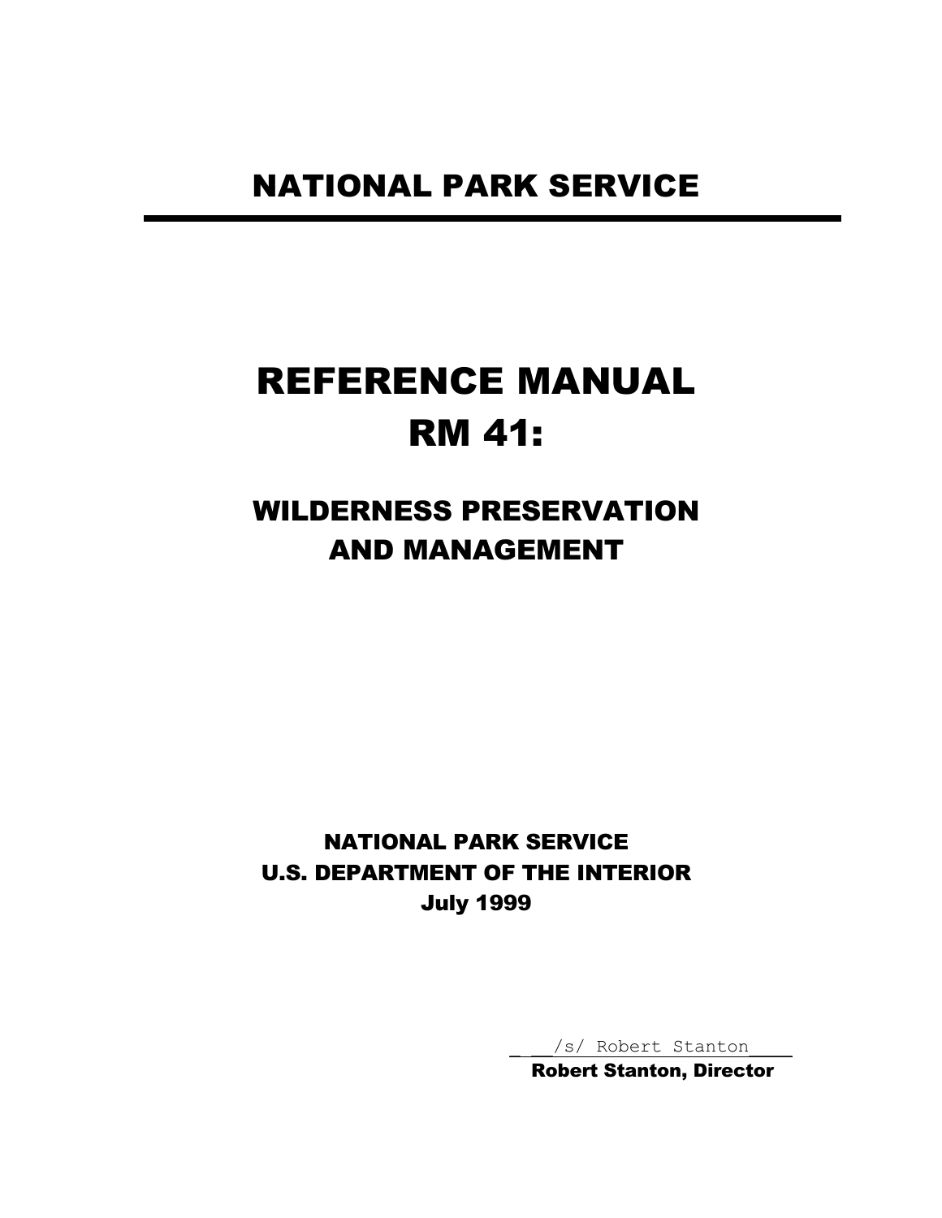# NATIONAL PARK SERVICE

# REFERENCE MANUAL RM 41:

## WILDERNESS PRESERVATION AND MANAGEMENT

**NATIONAL PARK SERVICE**
**U.S. DEPARTMENT OF THE INTERIOR**
**July 1999**

/s/ Robert Stanton

**Robert Stanton, Director**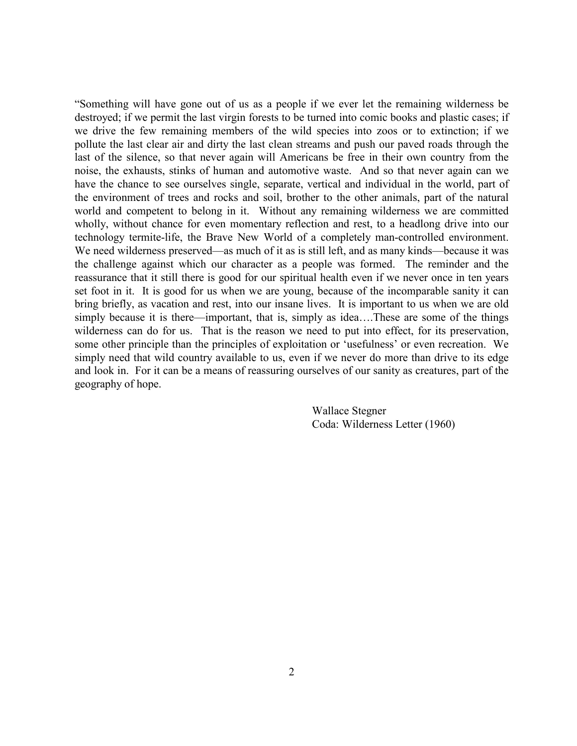"Something will have gone out of us as a people if we ever let the remaining wilderness be destroyed; if we permit the last virgin forests to be turned into comic books and plastic cases; if we drive the few remaining members of the wild species into zoos or to extinction; if we pollute the last clear air and dirty the last clean streams and push our paved roads through the last of the silence, so that never again will Americans be free in their own country from the noise, the exhausts, stinks of human and automotive waste. And so that never again can we have the chance to see ourselves single, separate, vertical and individual in the world, part of the environment of trees and rocks and soil, brother to the other animals, part of the natural world and competent to belong in it. Without any remaining wilderness we are committed wholly, without chance for even momentary reflection and rest, to a headlong drive into our technology termite-life, the Brave New World of a completely man-controlled environment. We need wilderness preserved—as much of it as is still left, and as many kinds—because it was the challenge against which our character as a people was formed. The reminder and the reassurance that it still there is good for our spiritual health even if we never once in ten years set foot in it. It is good for us when we are young, because of the incomparable sanity it can bring briefly, as vacation and rest, into our insane lives. It is important to us when we are old simply because it is there—important, that is, simply as idea….These are some of the things wilderness can do for us. That is the reason we need to put into effect, for its preservation, some other principle than the principles of exploitation or 'usefulness' or even recreation. We simply need that wild country available to us, even if we never do more than drive to its edge and look in. For it can be a means of reassuring ourselves of our sanity as creatures, part of the geography of hope.

Wallace Stegner
Coda: Wilderness Letter (1960)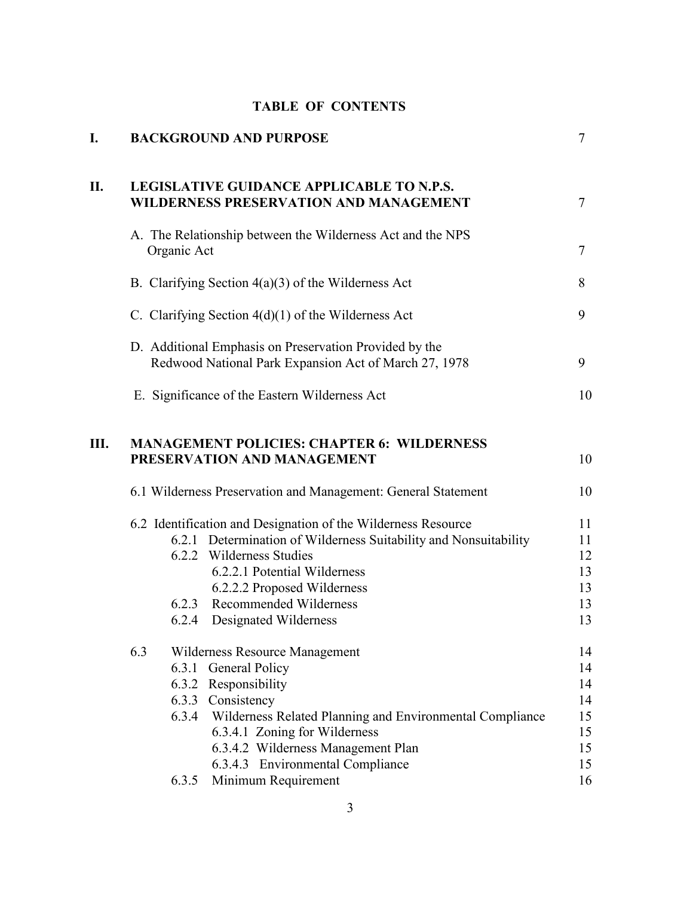# TABLE OF CONTENTS

| | | |
|---|---|---|
| **I.** | **BACKGROUND AND PURPOSE** | 7 |
| **II.** | **LEGISLATIVE GUIDANCE APPLICABLE TO N.P.S. WILDERNESS PRESERVATION AND MANAGEMENT** | 7 |
| | A. The Relationship between the Wilderness Act and the NPS Organic Act | 7 |
| | B. Clarifying Section 4(a)(3) of the Wilderness Act | 8 |
| | C. Clarifying Section 4(d)(1) of the Wilderness Act | 9 |
| | D. Additional Emphasis on Preservation Provided by the Redwood National Park Expansion Act of March 27, 1978 | 9 |
| | E. Significance of the Eastern Wilderness Act | 10 |
| **III.** | **MANAGEMENT POLICIES: CHAPTER 6: WILDERNESS PRESERVATION AND MANAGEMENT** | 10 |
| | 6.1 Wilderness Preservation and Management: General Statement | 10 |
| | 6.2 Identification and Designation of the Wilderness Resource | 11 |
| | 6.2.1 Determination of Wilderness Suitability and Nonsuitability | 11 |
| | 6.2.2 Wilderness Studies | 12 |
| | 6.2.2.1 Potential Wilderness | 13 |
| | 6.2.2.2 Proposed Wilderness | 13 |
| | 6.2.3 Recommended Wilderness | 13 |
| | 6.2.4 Designated Wilderness | 13 |
| | 6.3 Wilderness Resource Management | 14 |
| | 6.3.1 General Policy | 14 |
| | 6.3.2 Responsibility | 14 |
| | 6.3.3 Consistency | 14 |
| | 6.3.4 Wilderness Related Planning and Environmental Compliance | 15 |
| | 6.3.4.1 Zoning for Wilderness | 15 |
| | 6.3.4.2 Wilderness Management Plan | 15 |
| | 6.3.4.3 Environmental Compliance | 15 |
| | 6.3.5 Minimum Requirement | 16 |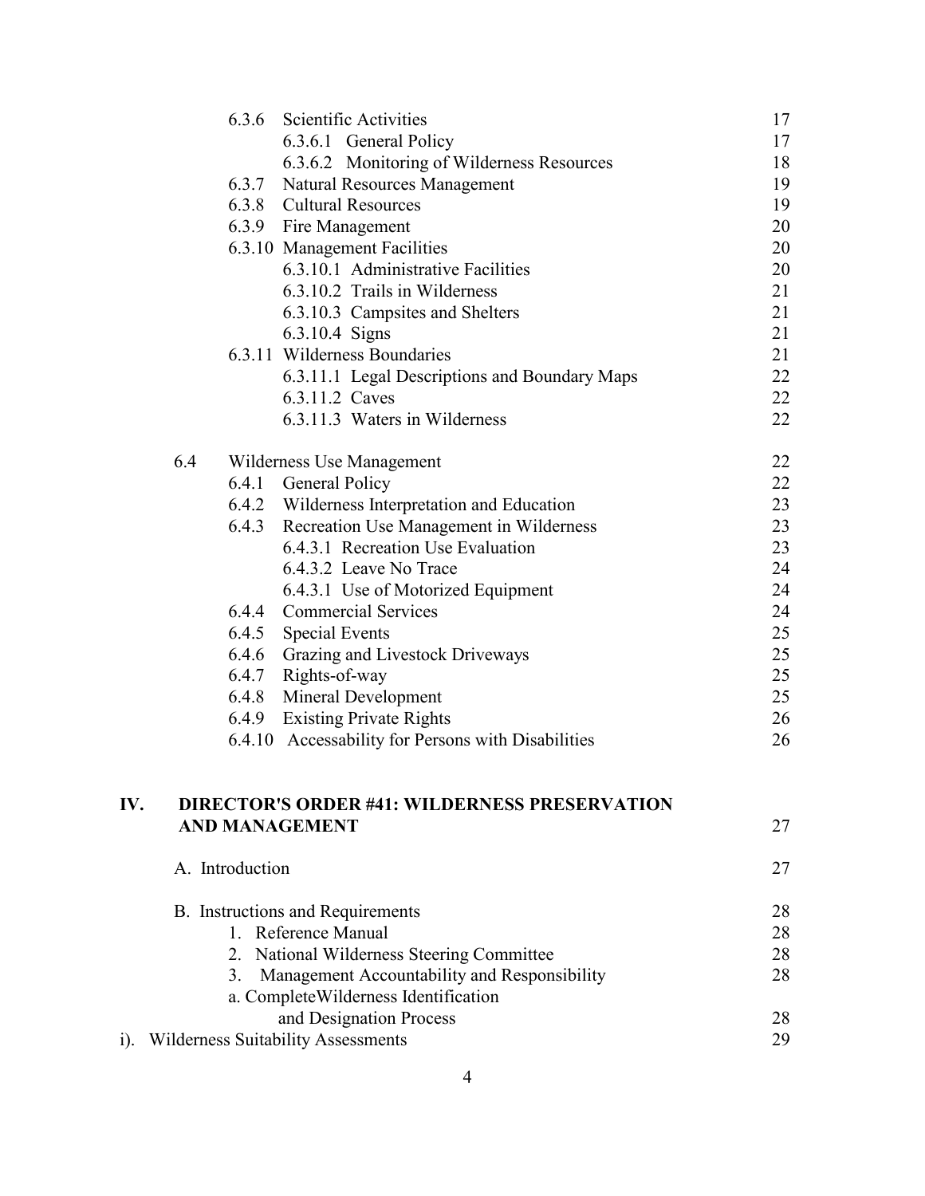| | |
|---|---|
| 6.3.6 Scientific Activities | 17 |
| 6.3.6.1 General Policy | 17 |
| 6.3.6.2 Monitoring of Wilderness Resources | 18 |
| 6.3.7 Natural Resources Management | 19 |
| 6.3.8 Cultural Resources | 19 |
| 6.3.9 Fire Management | 20 |
| 6.3.10 Management Facilities | 20 |
| 6.3.10.1 Administrative Facilities | 20 |
| 6.3.10.2 Trails in Wilderness | 21 |
| 6.3.10.3 Campsites and Shelters | 21 |
| 6.3.10.4 Signs | 21 |
| 6.3.11 Wilderness Boundaries | 21 |
| 6.3.11.1 Legal Descriptions and Boundary Maps | 22 |
| 6.3.11.2 Caves | 22 |
| 6.3.11.3 Waters in Wilderness | 22 |
| 6.4 Wilderness Use Management | 22 |
| 6.4.1 General Policy | 22 |
| 6.4.2 Wilderness Interpretation and Education | 23 |
| 6.4.3 Recreation Use Management in Wilderness | 23 |
| 6.4.3.1 Recreation Use Evaluation | 23 |
| 6.4.3.2 Leave No Trace | 24 |
| 6.4.3.1 Use of Motorized Equipment | 24 |
| 6.4.4 Commercial Services | 24 |
| 6.4.5 Special Events | 25 |
| 6.4.6 Grazing and Livestock Driveways | 25 |
| 6.4.7 Rights-of-way | 25 |
| 6.4.8 Mineral Development | 25 |
| 6.4.9 Existing Private Rights | 26 |
| 6.4.10 Accessability for Persons with Disabilities | 26 |
| **IV. DIRECTOR'S ORDER #41: WILDERNESS PRESERVATION AND MANAGEMENT** | 27 |
| A. Introduction | 27 |
| B. Instructions and Requirements | 28 |
| 1. Reference Manual | 28 |
| 2. National Wilderness Steering Committee | 28 |
| 3. Management Accountability and Responsibility | 28 |
| a. CompleteWilderness Identification and Designation Process | 28 |
| i). Wilderness Suitability Assessments | 29 |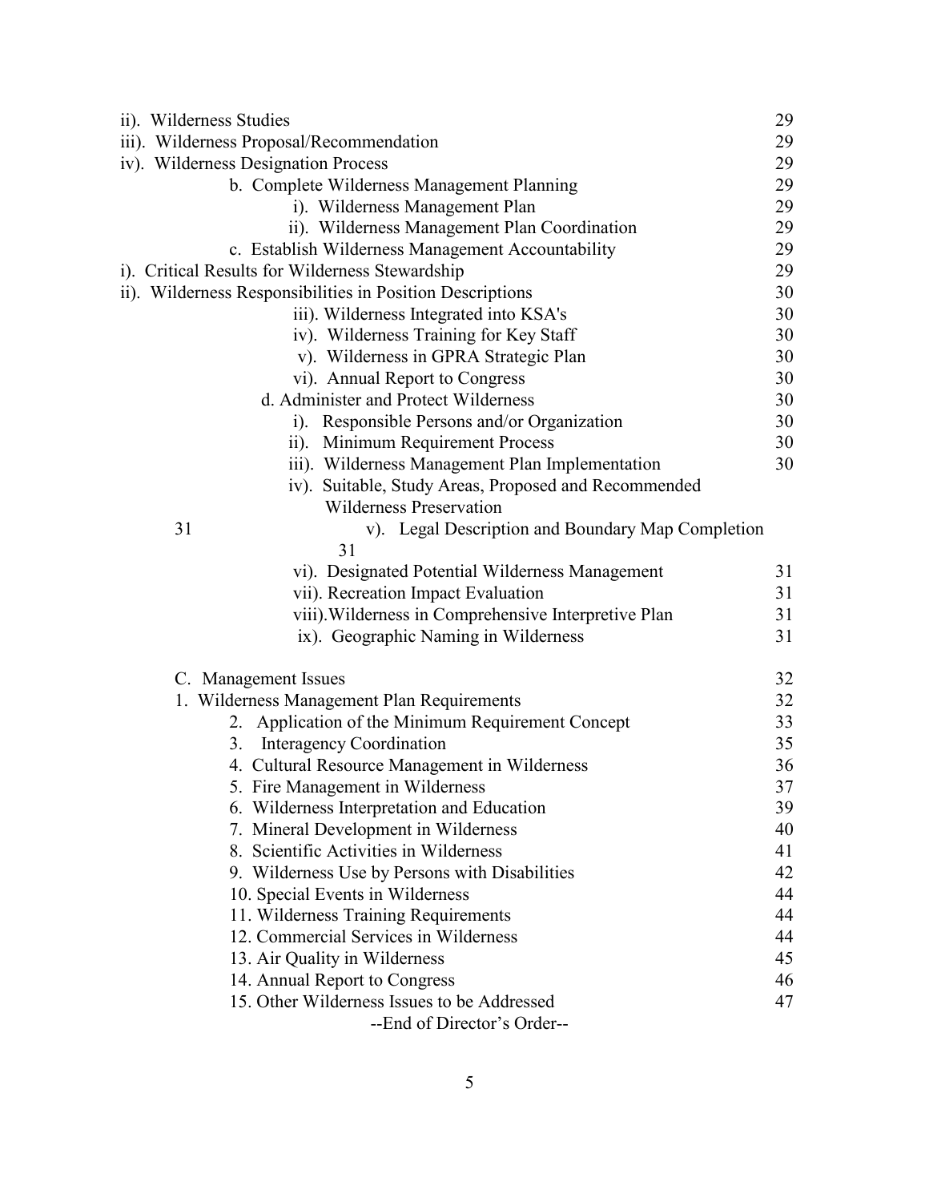ii). Wilderness Studies 29
iii). Wilderness Proposal/Recommendation 29
iv). Wilderness Designation Process 29
b. Complete Wilderness Management Planning 29
i). Wilderness Management Plan 29
ii). Wilderness Management Plan Coordination 29
c. Establish Wilderness Management Accountability 29
i). Critical Results for Wilderness Stewardship 29
ii). Wilderness Responsibilities in Position Descriptions 30
iii). Wilderness Integrated into KSA's 30
iv). Wilderness Training for Key Staff 30
v). Wilderness in GPRA Strategic Plan 30
vi). Annual Report to Congress 30
d. Administer and Protect Wilderness 30
i). Responsible Persons and/or Organization 30
ii). Minimum Requirement Process 30
iii). Wilderness Management Plan Implementation 30
iv). Suitable, Study Areas, Proposed and Recommended Wilderness Preservation 31
v). Legal Description and Boundary Map Completion 31
vi). Designated Potential Wilderness Management 31
vii). Recreation Impact Evaluation 31
viii). Wilderness in Comprehensive Interpretive Plan 31
ix). Geographic Naming in Wilderness 31

C. Management Issues 32
1. Wilderness Management Plan Requirements 32
2. Application of the Minimum Requirement Concept 33
3. Interagency Coordination 35
4. Cultural Resource Management in Wilderness 36
5. Fire Management in Wilderness 37
6. Wilderness Interpretation and Education 39
7. Mineral Development in Wilderness 40
8. Scientific Activities in Wilderness 41
9. Wilderness Use by Persons with Disabilities 42
10. Special Events in Wilderness 44
11. Wilderness Training Requirements 44
12. Commercial Services in Wilderness 44
13. Air Quality in Wilderness 45
14. Annual Report to Congress 46
15. Other Wilderness Issues to be Addressed 47

--End of Director's Order--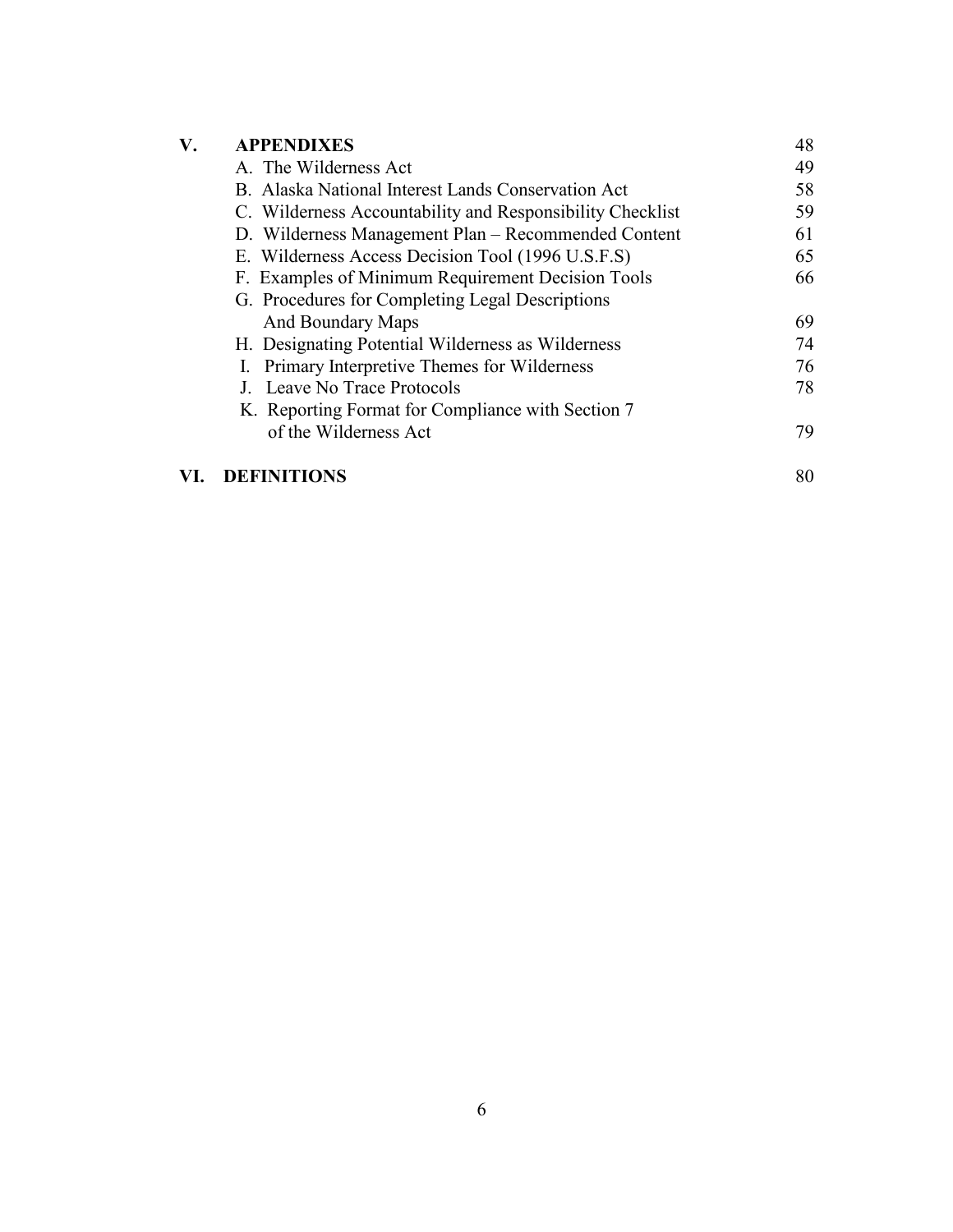| | | |
|---|---|---|
| **V.** | **APPENDIXES** | 48 |
| | A. The Wilderness Act | 49 |
| | B. Alaska National Interest Lands Conservation Act | 58 |
| | C. Wilderness Accountability and Responsibility Checklist | 59 |
| | D. Wilderness Management Plan – Recommended Content | 61 |
| | E. Wilderness Access Decision Tool (1996 U.S.F.S) | 65 |
| | F. Examples of Minimum Requirement Decision Tools | 66 |
| | G. Procedures for Completing Legal Descriptions And Boundary Maps | 69 |
| | H. Designating Potential Wilderness as Wilderness | 74 |
| | I. Primary Interpretive Themes for Wilderness | 76 |
| | J. Leave No Trace Protocols | 78 |
| | K. Reporting Format for Compliance with Section 7 of the Wilderness Act | 79 |
| **VI.** | **DEFINITIONS** | 80 |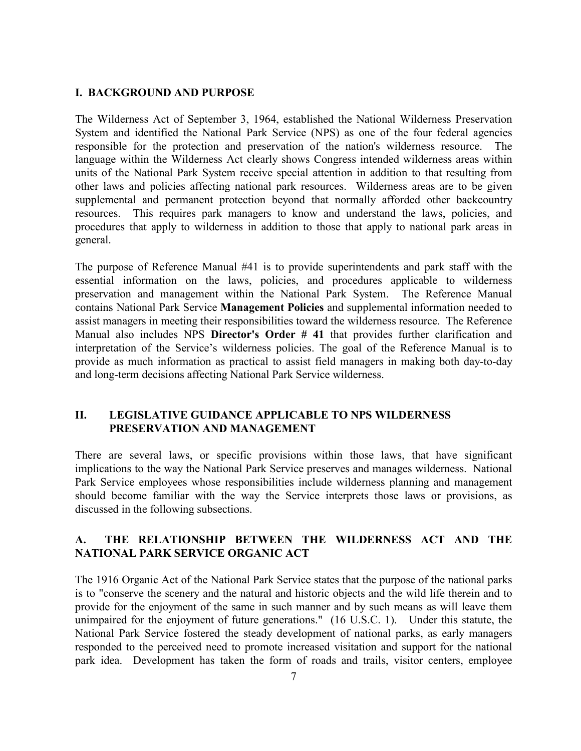## I. BACKGROUND AND PURPOSE

The Wilderness Act of September 3, 1964, established the National Wilderness Preservation System and identified the National Park Service (NPS) as one of the four federal agencies responsible for the protection and preservation of the nation's wilderness resource. The language within the Wilderness Act clearly shows Congress intended wilderness areas within units of the National Park System receive special attention in addition to that resulting from other laws and policies affecting national park resources. Wilderness areas are to be given supplemental and permanent protection beyond that normally afforded other backcountry resources. This requires park managers to know and understand the laws, policies, and procedures that apply to wilderness in addition to those that apply to national park areas in general.

The purpose of Reference Manual #41 is to provide superintendents and park staff with the essential information on the laws, policies, and procedures applicable to wilderness preservation and management within the National Park System. The Reference Manual contains National Park Service **Management Policies** and supplemental information needed to assist managers in meeting their responsibilities toward the wilderness resource. The Reference Manual also includes NPS **Director's Order # 41** that provides further clarification and interpretation of the Service's wilderness policies. The goal of the Reference Manual is to provide as much information as practical to assist field managers in making both day-to-day and long-term decisions affecting National Park Service wilderness.

## II. LEGISLATIVE GUIDANCE APPLICABLE TO NPS WILDERNESS PRESERVATION AND MANAGEMENT

There are several laws, or specific provisions within those laws, that have significant implications to the way the National Park Service preserves and manages wilderness. National Park Service employees whose responsibilities include wilderness planning and management should become familiar with the way the Service interprets those laws or provisions, as discussed in the following subsections.

### A. THE RELATIONSHIP BETWEEN THE WILDERNESS ACT AND THE NATIONAL PARK SERVICE ORGANIC ACT

The 1916 Organic Act of the National Park Service states that the purpose of the national parks is to "conserve the scenery and the natural and historic objects and the wild life therein and to provide for the enjoyment of the same in such manner and by such means as will leave them unimpaired for the enjoyment of future generations." (16 U.S.C. 1). Under this statute, the National Park Service fostered the steady development of national parks, as early managers responded to the perceived need to promote increased visitation and support for the national park idea. Development has taken the form of roads and trails, visitor centers, employee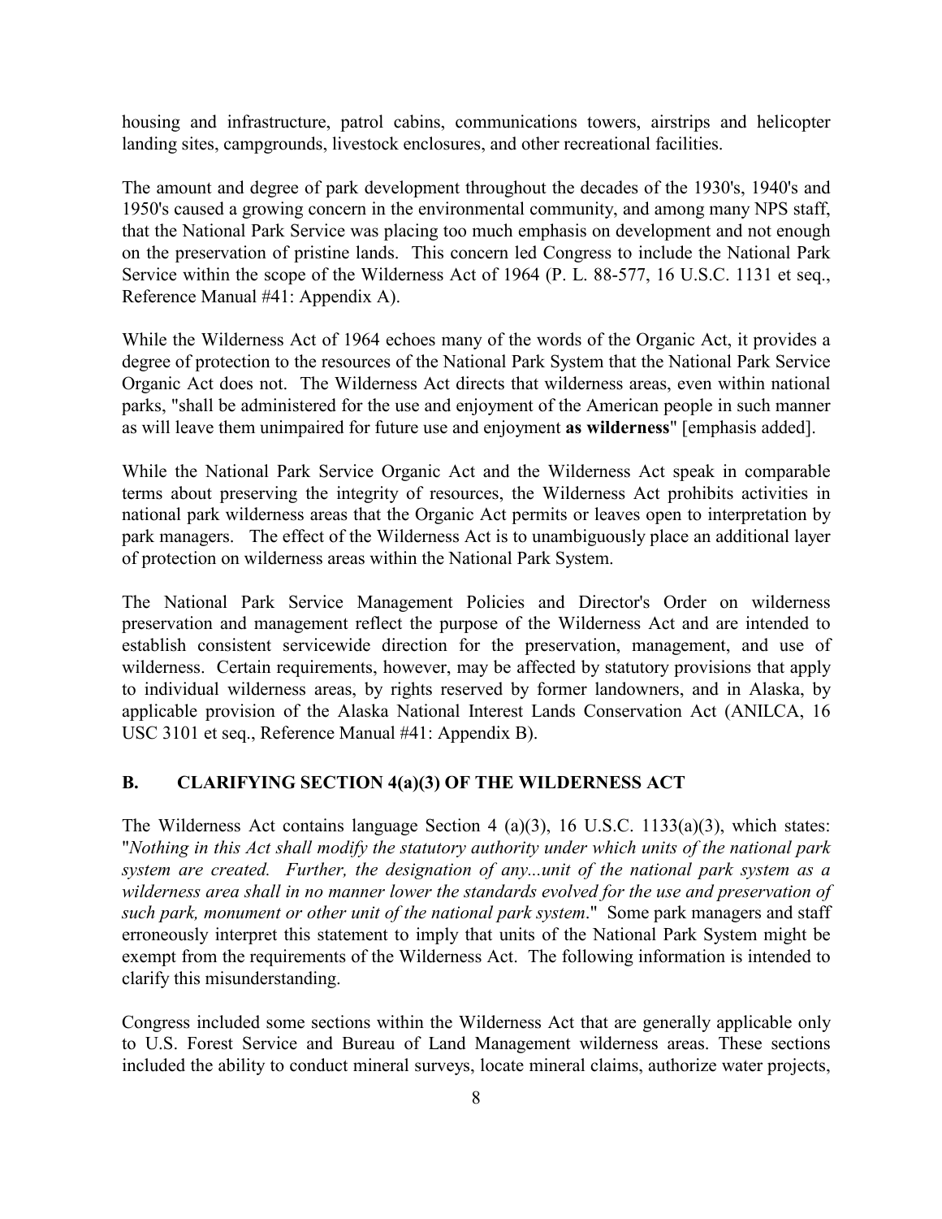housing and infrastructure, patrol cabins, communications towers, airstrips and helicopter landing sites, campgrounds, livestock enclosures, and other recreational facilities.

The amount and degree of park development throughout the decades of the 1930's, 1940's and 1950's caused a growing concern in the environmental community, and among many NPS staff, that the National Park Service was placing too much emphasis on development and not enough on the preservation of pristine lands. This concern led Congress to include the National Park Service within the scope of the Wilderness Act of 1964 (P. L. 88-577, 16 U.S.C. 1131 et seq., Reference Manual #41: Appendix A).

While the Wilderness Act of 1964 echoes many of the words of the Organic Act, it provides a degree of protection to the resources of the National Park System that the National Park Service Organic Act does not. The Wilderness Act directs that wilderness areas, even within national parks, "shall be administered for the use and enjoyment of the American people in such manner as will leave them unimpaired for future use and enjoyment **as wilderness**" [emphasis added].

While the National Park Service Organic Act and the Wilderness Act speak in comparable terms about preserving the integrity of resources, the Wilderness Act prohibits activities in national park wilderness areas that the Organic Act permits or leaves open to interpretation by park managers. The effect of the Wilderness Act is to unambiguously place an additional layer of protection on wilderness areas within the National Park System.

The National Park Service Management Policies and Director's Order on wilderness preservation and management reflect the purpose of the Wilderness Act and are intended to establish consistent servicewide direction for the preservation, management, and use of wilderness. Certain requirements, however, may be affected by statutory provisions that apply to individual wilderness areas, by rights reserved by former landowners, and in Alaska, by applicable provision of the Alaska National Interest Lands Conservation Act (ANILCA, 16 USC 3101 et seq., Reference Manual #41: Appendix B).

## B. CLARIFYING SECTION 4(a)(3) OF THE WILDERNESS ACT

The Wilderness Act contains language Section 4 (a)(3), 16 U.S.C. 1133(a)(3), which states: "*Nothing in this Act shall modify the statutory authority under which units of the national park system are created. Further, the designation of any...unit of the national park system as a wilderness area shall in no manner lower the standards evolved for the use and preservation of such park, monument or other unit of the national park system*." Some park managers and staff erroneously interpret this statement to imply that units of the National Park System might be exempt from the requirements of the Wilderness Act. The following information is intended to clarify this misunderstanding.

Congress included some sections within the Wilderness Act that are generally applicable only to U.S. Forest Service and Bureau of Land Management wilderness areas. These sections included the ability to conduct mineral surveys, locate mineral claims, authorize water projects,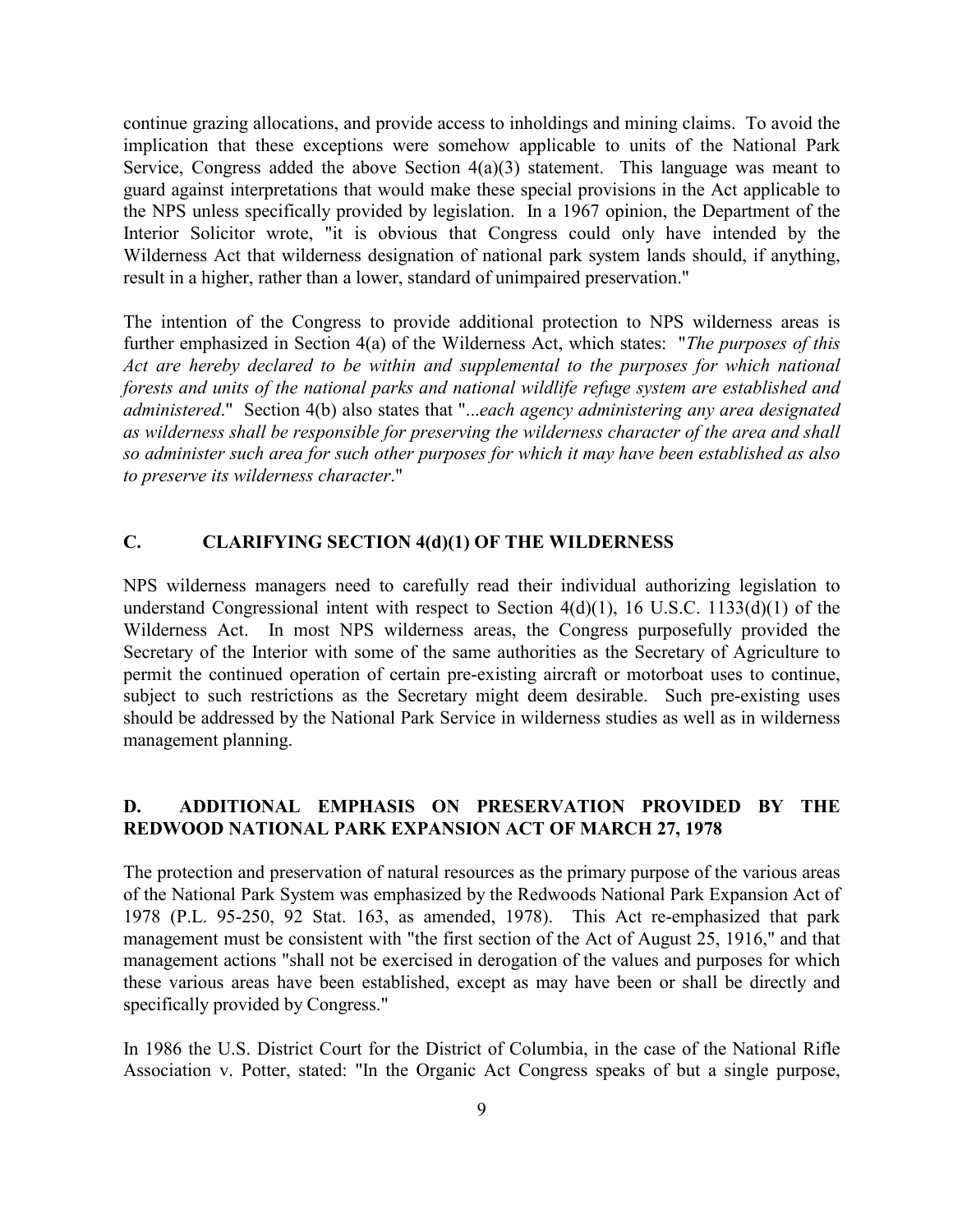continue grazing allocations, and provide access to inholdings and mining claims. To avoid the implication that these exceptions were somehow applicable to units of the National Park Service, Congress added the above Section 4(a)(3) statement. This language was meant to guard against interpretations that would make these special provisions in the Act applicable to the NPS unless specifically provided by legislation. In a 1967 opinion, the Department of the Interior Solicitor wrote, "it is obvious that Congress could only have intended by the Wilderness Act that wilderness designation of national park system lands should, if anything, result in a higher, rather than a lower, standard of unimpaired preservation."

The intention of the Congress to provide additional protection to NPS wilderness areas is further emphasized in Section 4(a) of the Wilderness Act, which states: "*The purposes of this Act are hereby declared to be within and supplemental to the purposes for which national forests and units of the national parks and national wildlife refuge system are established and administered*." Section 4(b) also states that "*...each agency administering any area designated as wilderness shall be responsible for preserving the wilderness character of the area and shall so administer such area for such other purposes for which it may have been established as also to preserve its wilderness character*."

## C. CLARIFYING SECTION 4(d)(1) OF THE WILDERNESS

NPS wilderness managers need to carefully read their individual authorizing legislation to understand Congressional intent with respect to Section 4(d)(1), 16 U.S.C. 1133(d)(1) of the Wilderness Act. In most NPS wilderness areas, the Congress purposefully provided the Secretary of the Interior with some of the same authorities as the Secretary of Agriculture to permit the continued operation of certain pre-existing aircraft or motorboat uses to continue, subject to such restrictions as the Secretary might deem desirable. Such pre-existing uses should be addressed by the National Park Service in wilderness studies as well as in wilderness management planning.

## D. ADDITIONAL EMPHASIS ON PRESERVATION PROVIDED BY THE REDWOOD NATIONAL PARK EXPANSION ACT OF MARCH 27, 1978

The protection and preservation of natural resources as the primary purpose of the various areas of the National Park System was emphasized by the Redwoods National Park Expansion Act of 1978 (P.L. 95-250, 92 Stat. 163, as amended, 1978). This Act re-emphasized that park management must be consistent with "the first section of the Act of August 25, 1916," and that management actions "shall not be exercised in derogation of the values and purposes for which these various areas have been established, except as may have been or shall be directly and specifically provided by Congress."

In 1986 the U.S. District Court for the District of Columbia, in the case of the National Rifle Association v. Potter, stated: "In the Organic Act Congress speaks of but a single purpose,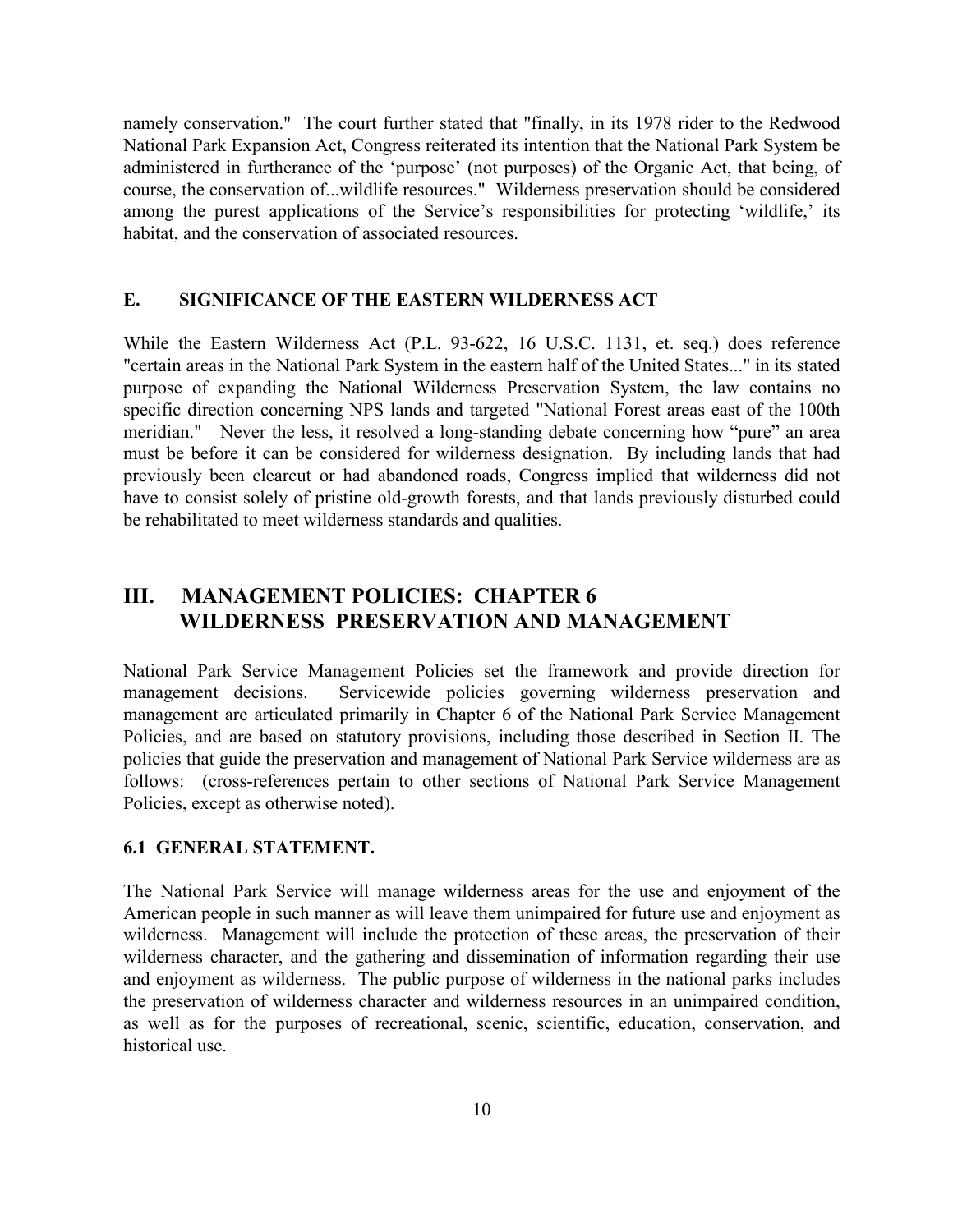namely conservation." The court further stated that "finally, in its 1978 rider to the Redwood National Park Expansion Act, Congress reiterated its intention that the National Park System be administered in furtherance of the 'purpose' (not purposes) of the Organic Act, that being, of course, the conservation of...wildlife resources." Wilderness preservation should be considered among the purest applications of the Service's responsibilities for protecting 'wildlife,' its habitat, and the conservation of associated resources.

### E. SIGNIFICANCE OF THE EASTERN WILDERNESS ACT

While the Eastern Wilderness Act (P.L. 93-622, 16 U.S.C. 1131, et. seq.) does reference "certain areas in the National Park System in the eastern half of the United States..." in its stated purpose of expanding the National Wilderness Preservation System, the law contains no specific direction concerning NPS lands and targeted "National Forest areas east of the 100th meridian." Never the less, it resolved a long-standing debate concerning how "pure" an area must be before it can be considered for wilderness designation. By including lands that had previously been clearcut or had abandoned roads, Congress implied that wilderness did not have to consist solely of pristine old-growth forests, and that lands previously disturbed could be rehabilitated to meet wilderness standards and qualities.

## III. MANAGEMENT POLICIES: CHAPTER 6 WILDERNESS PRESERVATION AND MANAGEMENT

National Park Service Management Policies set the framework and provide direction for management decisions. Servicewide policies governing wilderness preservation and management are articulated primarily in Chapter 6 of the National Park Service Management Policies, and are based on statutory provisions, including those described in Section II. The policies that guide the preservation and management of National Park Service wilderness are as follows: (cross-references pertain to other sections of National Park Service Management Policies, except as otherwise noted).

### 6.1 GENERAL STATEMENT.

The National Park Service will manage wilderness areas for the use and enjoyment of the American people in such manner as will leave them unimpaired for future use and enjoyment as wilderness. Management will include the protection of these areas, the preservation of their wilderness character, and the gathering and dissemination of information regarding their use and enjoyment as wilderness. The public purpose of wilderness in the national parks includes the preservation of wilderness character and wilderness resources in an unimpaired condition, as well as for the purposes of recreational, scenic, scientific, education, conservation, and historical use.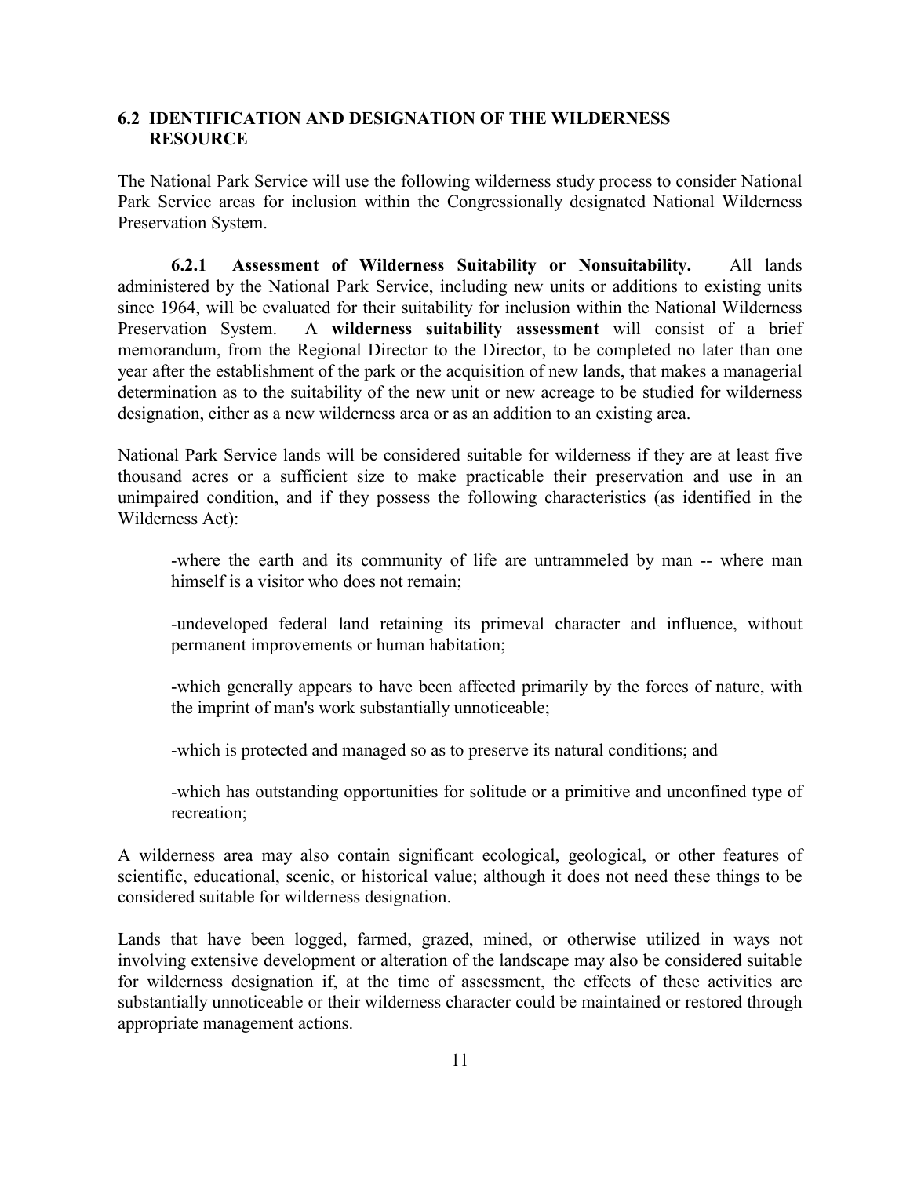## 6.2 IDENTIFICATION AND DESIGNATION OF THE WILDERNESS RESOURCE

The National Park Service will use the following wilderness study process to consider National Park Service areas for inclusion within the Congressionally designated National Wilderness Preservation System.

**6.2.1 Assessment of Wilderness Suitability or Nonsuitability.** All lands administered by the National Park Service, including new units or additions to existing units since 1964, will be evaluated for their suitability for inclusion within the National Wilderness Preservation System. A **wilderness suitability assessment** will consist of a brief memorandum, from the Regional Director to the Director, to be completed no later than one year after the establishment of the park or the acquisition of new lands, that makes a managerial determination as to the suitability of the new unit or new acreage to be studied for wilderness designation, either as a new wilderness area or as an addition to an existing area.

National Park Service lands will be considered suitable for wilderness if they are at least five thousand acres or a sufficient size to make practicable their preservation and use in an unimpaired condition, and if they possess the following characteristics (as identified in the Wilderness Act):

-where the earth and its community of life are untrammeled by man -- where man himself is a visitor who does not remain;

-undeveloped federal land retaining its primeval character and influence, without permanent improvements or human habitation;

-which generally appears to have been affected primarily by the forces of nature, with the imprint of man's work substantially unnoticeable;

-which is protected and managed so as to preserve its natural conditions; and

-which has outstanding opportunities for solitude or a primitive and unconfined type of recreation;

A wilderness area may also contain significant ecological, geological, or other features of scientific, educational, scenic, or historical value; although it does not need these things to be considered suitable for wilderness designation.

Lands that have been logged, farmed, grazed, mined, or otherwise utilized in ways not involving extensive development or alteration of the landscape may also be considered suitable for wilderness designation if, at the time of assessment, the effects of these activities are substantially unnoticeable or their wilderness character could be maintained or restored through appropriate management actions.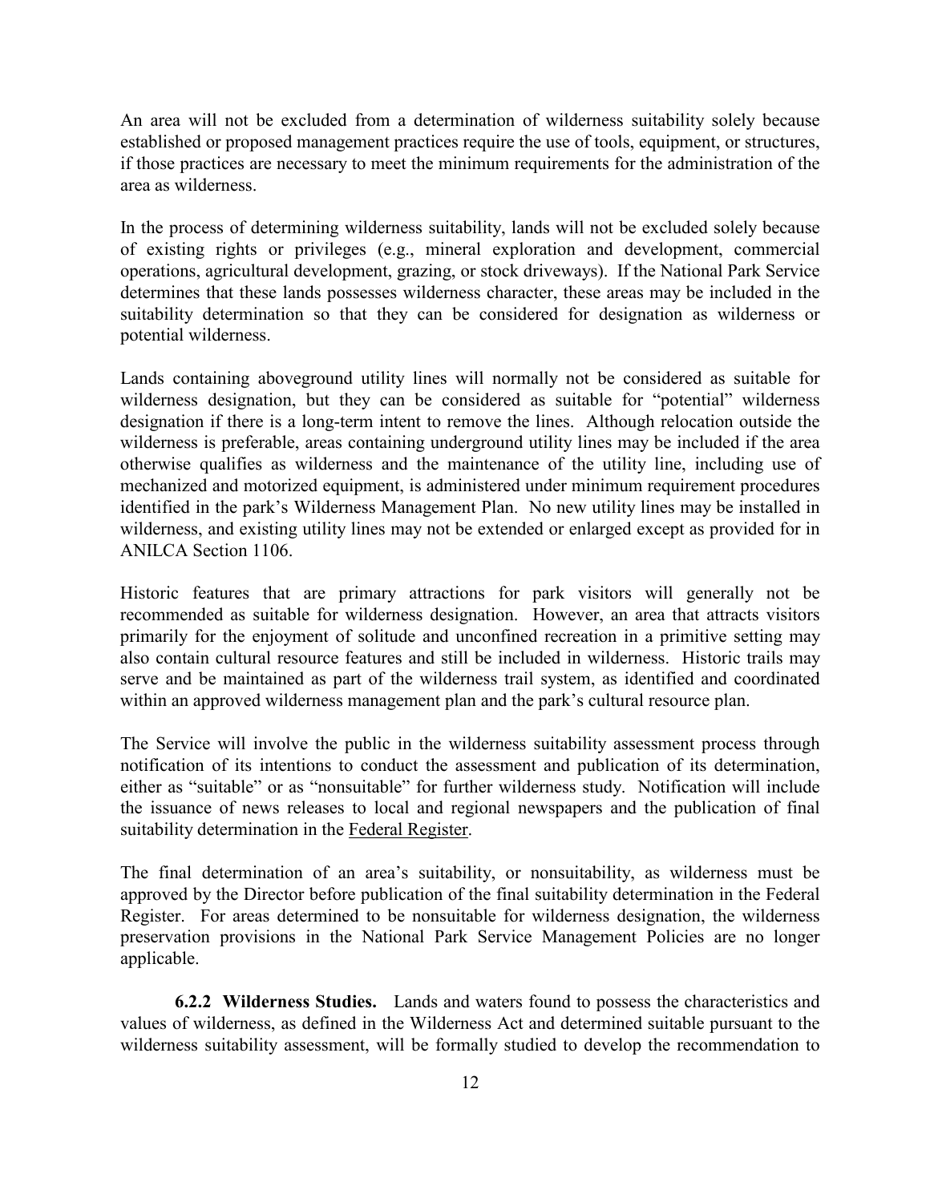An area will not be excluded from a determination of wilderness suitability solely because established or proposed management practices require the use of tools, equipment, or structures, if those practices are necessary to meet the minimum requirements for the administration of the area as wilderness.

In the process of determining wilderness suitability, lands will not be excluded solely because of existing rights or privileges (e.g., mineral exploration and development, commercial operations, agricultural development, grazing, or stock driveways). If the National Park Service determines that these lands possesses wilderness character, these areas may be included in the suitability determination so that they can be considered for designation as wilderness or potential wilderness.

Lands containing aboveground utility lines will normally not be considered as suitable for wilderness designation, but they can be considered as suitable for "potential" wilderness designation if there is a long-term intent to remove the lines. Although relocation outside the wilderness is preferable, areas containing underground utility lines may be included if the area otherwise qualifies as wilderness and the maintenance of the utility line, including use of mechanized and motorized equipment, is administered under minimum requirement procedures identified in the park's Wilderness Management Plan. No new utility lines may be installed in wilderness, and existing utility lines may not be extended or enlarged except as provided for in ANILCA Section 1106.

Historic features that are primary attractions for park visitors will generally not be recommended as suitable for wilderness designation. However, an area that attracts visitors primarily for the enjoyment of solitude and unconfined recreation in a primitive setting may also contain cultural resource features and still be included in wilderness. Historic trails may serve and be maintained as part of the wilderness trail system, as identified and coordinated within an approved wilderness management plan and the park's cultural resource plan.

The Service will involve the public in the wilderness suitability assessment process through notification of its intentions to conduct the assessment and publication of its determination, either as "suitable" or as "nonsuitable" for further wilderness study. Notification will include the issuance of news releases to local and regional newspapers and the publication of final suitability determination in the Federal Register.

The final determination of an area's suitability, or nonsuitability, as wilderness must be approved by the Director before publication of the final suitability determination in the Federal Register. For areas determined to be nonsuitable for wilderness designation, the wilderness preservation provisions in the National Park Service Management Policies are no longer applicable.

**6.2.2 Wilderness Studies.** Lands and waters found to possess the characteristics and values of wilderness, as defined in the Wilderness Act and determined suitable pursuant to the wilderness suitability assessment, will be formally studied to develop the recommendation to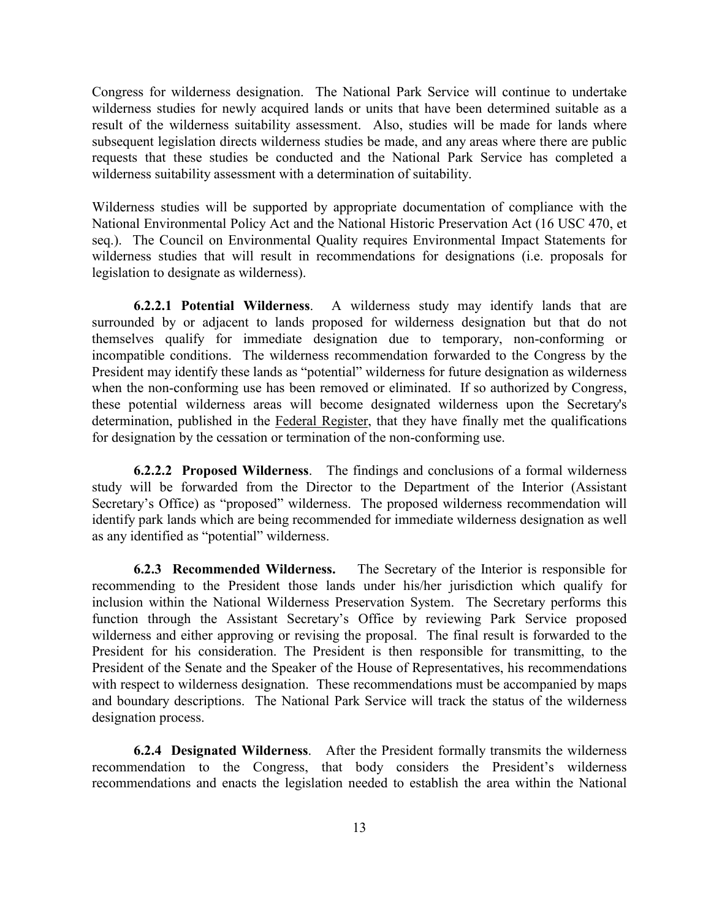Congress for wilderness designation. The National Park Service will continue to undertake wilderness studies for newly acquired lands or units that have been determined suitable as a result of the wilderness suitability assessment. Also, studies will be made for lands where subsequent legislation directs wilderness studies be made, and any areas where there are public requests that these studies be conducted and the National Park Service has completed a wilderness suitability assessment with a determination of suitability.

Wilderness studies will be supported by appropriate documentation of compliance with the National Environmental Policy Act and the National Historic Preservation Act (16 USC 470, et seq.). The Council on Environmental Quality requires Environmental Impact Statements for wilderness studies that will result in recommendations for designations (i.e. proposals for legislation to designate as wilderness).

**6.2.2.1 Potential Wilderness**. A wilderness study may identify lands that are surrounded by or adjacent to lands proposed for wilderness designation but that do not themselves qualify for immediate designation due to temporary, non-conforming or incompatible conditions. The wilderness recommendation forwarded to the Congress by the President may identify these lands as "potential" wilderness for future designation as wilderness when the non-conforming use has been removed or eliminated. If so authorized by Congress, these potential wilderness areas will become designated wilderness upon the Secretary's determination, published in the Federal Register, that they have finally met the qualifications for designation by the cessation or termination of the non-conforming use.

**6.2.2.2 Proposed Wilderness**. The findings and conclusions of a formal wilderness study will be forwarded from the Director to the Department of the Interior (Assistant Secretary's Office) as "proposed" wilderness. The proposed wilderness recommendation will identify park lands which are being recommended for immediate wilderness designation as well as any identified as "potential" wilderness.

**6.2.3 Recommended Wilderness.** The Secretary of the Interior is responsible for recommending to the President those lands under his/her jurisdiction which qualify for inclusion within the National Wilderness Preservation System. The Secretary performs this function through the Assistant Secretary's Office by reviewing Park Service proposed wilderness and either approving or revising the proposal. The final result is forwarded to the President for his consideration. The President is then responsible for transmitting, to the President of the Senate and the Speaker of the House of Representatives, his recommendations with respect to wilderness designation. These recommendations must be accompanied by maps and boundary descriptions. The National Park Service will track the status of the wilderness designation process.

**6.2.4 Designated Wilderness**. After the President formally transmits the wilderness recommendation to the Congress, that body considers the President's wilderness recommendations and enacts the legislation needed to establish the area within the National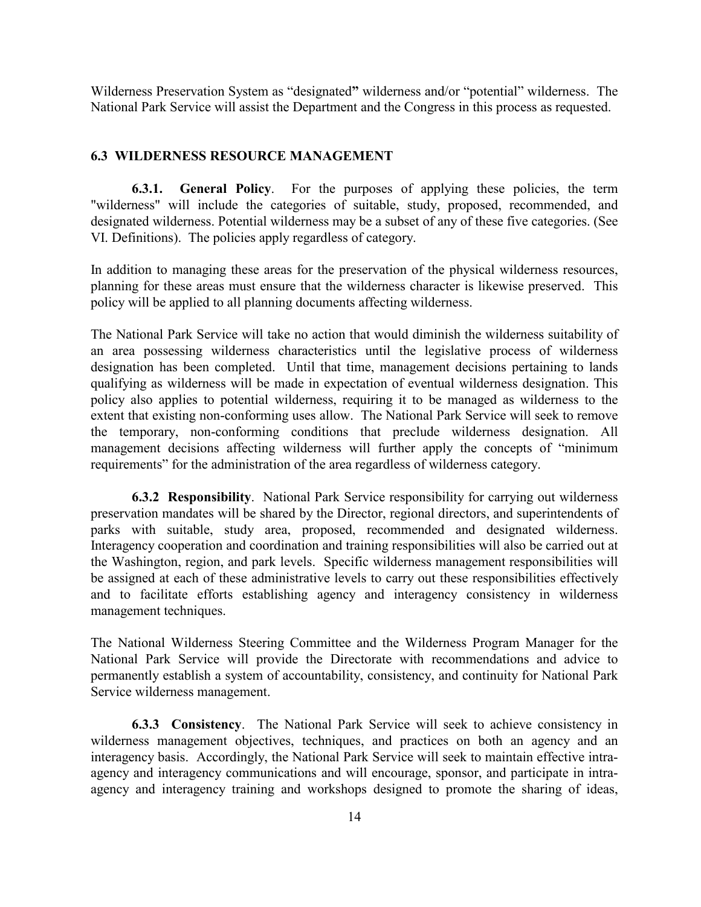Wilderness Preservation System as "designated**"** wilderness and/or "potential" wilderness. The National Park Service will assist the Department and the Congress in this process as requested.

## 6.3 WILDERNESS RESOURCE MANAGEMENT

**6.3.1. General Policy**. For the purposes of applying these policies, the term "wilderness" will include the categories of suitable, study, proposed, recommended, and designated wilderness. Potential wilderness may be a subset of any of these five categories. (See VI. Definitions). The policies apply regardless of category.

In addition to managing these areas for the preservation of the physical wilderness resources, planning for these areas must ensure that the wilderness character is likewise preserved. This policy will be applied to all planning documents affecting wilderness.

The National Park Service will take no action that would diminish the wilderness suitability of an area possessing wilderness characteristics until the legislative process of wilderness designation has been completed. Until that time, management decisions pertaining to lands qualifying as wilderness will be made in expectation of eventual wilderness designation. This policy also applies to potential wilderness, requiring it to be managed as wilderness to the extent that existing non-conforming uses allow. The National Park Service will seek to remove the temporary, non-conforming conditions that preclude wilderness designation. All management decisions affecting wilderness will further apply the concepts of "minimum requirements" for the administration of the area regardless of wilderness category.

**6.3.2 Responsibility**. National Park Service responsibility for carrying out wilderness preservation mandates will be shared by the Director, regional directors, and superintendents of parks with suitable, study area, proposed, recommended and designated wilderness. Interagency cooperation and coordination and training responsibilities will also be carried out at the Washington, region, and park levels. Specific wilderness management responsibilities will be assigned at each of these administrative levels to carry out these responsibilities effectively and to facilitate efforts establishing agency and interagency consistency in wilderness management techniques.

The National Wilderness Steering Committee and the Wilderness Program Manager for the National Park Service will provide the Directorate with recommendations and advice to permanently establish a system of accountability, consistency, and continuity for National Park Service wilderness management.

**6.3.3 Consistency**. The National Park Service will seek to achieve consistency in wilderness management objectives, techniques, and practices on both an agency and an interagency basis. Accordingly, the National Park Service will seek to maintain effective intra-agency and interagency communications and will encourage, sponsor, and participate in intra-agency and interagency training and workshops designed to promote the sharing of ideas,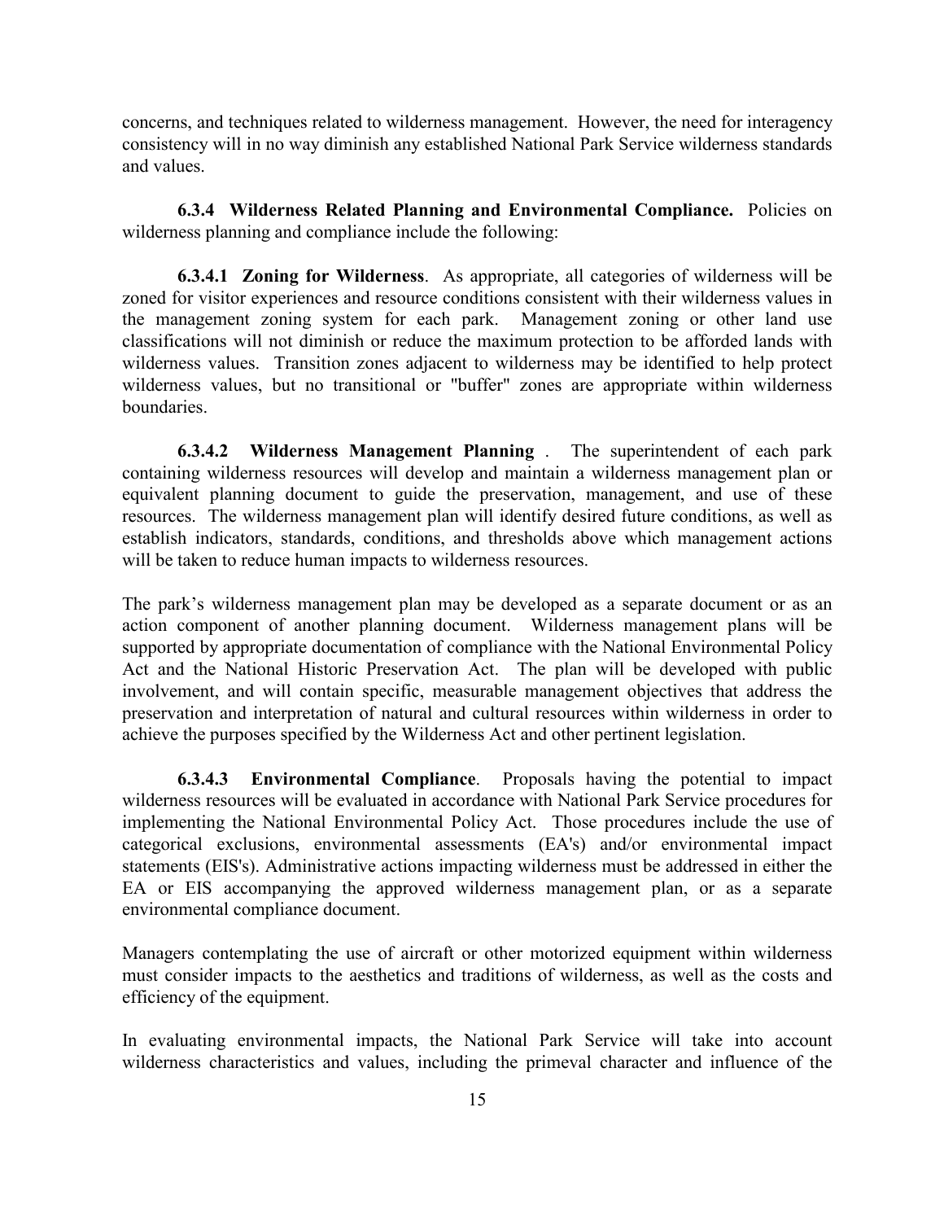concerns, and techniques related to wilderness management. However, the need for interagency consistency will in no way diminish any established National Park Service wilderness standards and values.

**6.3.4 Wilderness Related Planning and Environmental Compliance.** Policies on wilderness planning and compliance include the following:

**6.3.4.1 Zoning for Wilderness**. As appropriate, all categories of wilderness will be zoned for visitor experiences and resource conditions consistent with their wilderness values in the management zoning system for each park. Management zoning or other land use classifications will not diminish or reduce the maximum protection to be afforded lands with wilderness values. Transition zones adjacent to wilderness may be identified to help protect wilderness values, but no transitional or "buffer" zones are appropriate within wilderness boundaries.

**6.3.4.2 Wilderness Management Planning** . The superintendent of each park containing wilderness resources will develop and maintain a wilderness management plan or equivalent planning document to guide the preservation, management, and use of these resources. The wilderness management plan will identify desired future conditions, as well as establish indicators, standards, conditions, and thresholds above which management actions will be taken to reduce human impacts to wilderness resources.

The park's wilderness management plan may be developed as a separate document or as an action component of another planning document. Wilderness management plans will be supported by appropriate documentation of compliance with the National Environmental Policy Act and the National Historic Preservation Act. The plan will be developed with public involvement, and will contain specific, measurable management objectives that address the preservation and interpretation of natural and cultural resources within wilderness in order to achieve the purposes specified by the Wilderness Act and other pertinent legislation.

**6.3.4.3 Environmental Compliance**. Proposals having the potential to impact wilderness resources will be evaluated in accordance with National Park Service procedures for implementing the National Environmental Policy Act. Those procedures include the use of categorical exclusions, environmental assessments (EA's) and/or environmental impact statements (EIS's). Administrative actions impacting wilderness must be addressed in either the EA or EIS accompanying the approved wilderness management plan, or as a separate environmental compliance document.

Managers contemplating the use of aircraft or other motorized equipment within wilderness must consider impacts to the aesthetics and traditions of wilderness, as well as the costs and efficiency of the equipment.

In evaluating environmental impacts, the National Park Service will take into account wilderness characteristics and values, including the primeval character and influence of the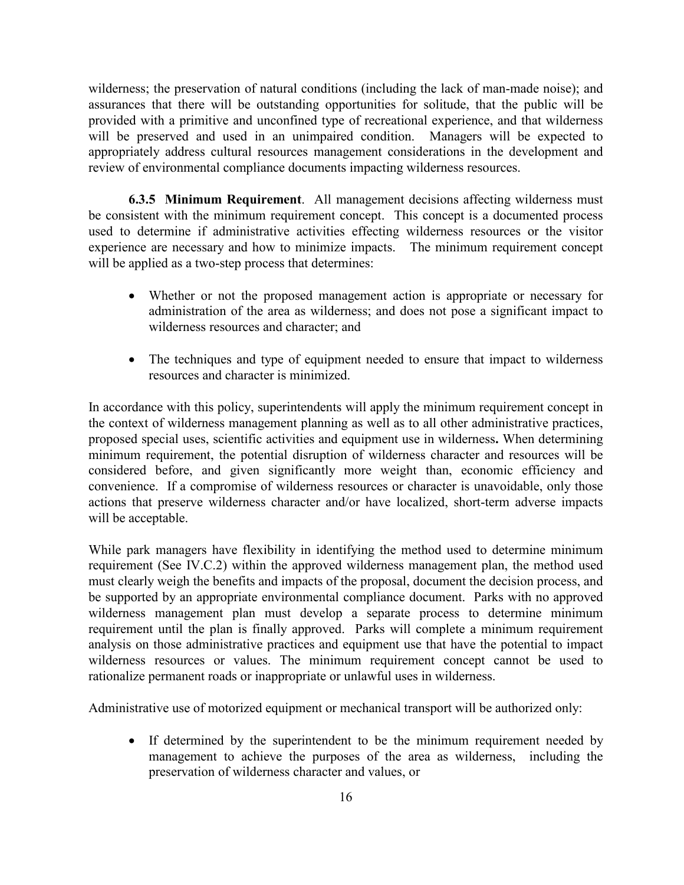wilderness; the preservation of natural conditions (including the lack of man-made noise); and assurances that there will be outstanding opportunities for solitude, that the public will be provided with a primitive and unconfined type of recreational experience, and that wilderness will be preserved and used in an unimpaired condition. Managers will be expected to appropriately address cultural resources management considerations in the development and review of environmental compliance documents impacting wilderness resources.

**6.3.5 Minimum Requirement**. All management decisions affecting wilderness must be consistent with the minimum requirement concept. This concept is a documented process used to determine if administrative activities effecting wilderness resources or the visitor experience are necessary and how to minimize impacts. The minimum requirement concept will be applied as a two-step process that determines:

- Whether or not the proposed management action is appropriate or necessary for administration of the area as wilderness; and does not pose a significant impact to wilderness resources and character; and
- The techniques and type of equipment needed to ensure that impact to wilderness resources and character is minimized.

In accordance with this policy, superintendents will apply the minimum requirement concept in the context of wilderness management planning as well as to all other administrative practices, proposed special uses, scientific activities and equipment use in wilderness**.** When determining minimum requirement, the potential disruption of wilderness character and resources will be considered before, and given significantly more weight than, economic efficiency and convenience. If a compromise of wilderness resources or character is unavoidable, only those actions that preserve wilderness character and/or have localized, short-term adverse impacts will be acceptable.

While park managers have flexibility in identifying the method used to determine minimum requirement (See IV.C.2) within the approved wilderness management plan, the method used must clearly weigh the benefits and impacts of the proposal, document the decision process, and be supported by an appropriate environmental compliance document. Parks with no approved wilderness management plan must develop a separate process to determine minimum requirement until the plan is finally approved. Parks will complete a minimum requirement analysis on those administrative practices and equipment use that have the potential to impact wilderness resources or values. The minimum requirement concept cannot be used to rationalize permanent roads or inappropriate or unlawful uses in wilderness.

Administrative use of motorized equipment or mechanical transport will be authorized only:

- If determined by the superintendent to be the minimum requirement needed by management to achieve the purposes of the area as wilderness, including the preservation of wilderness character and values, or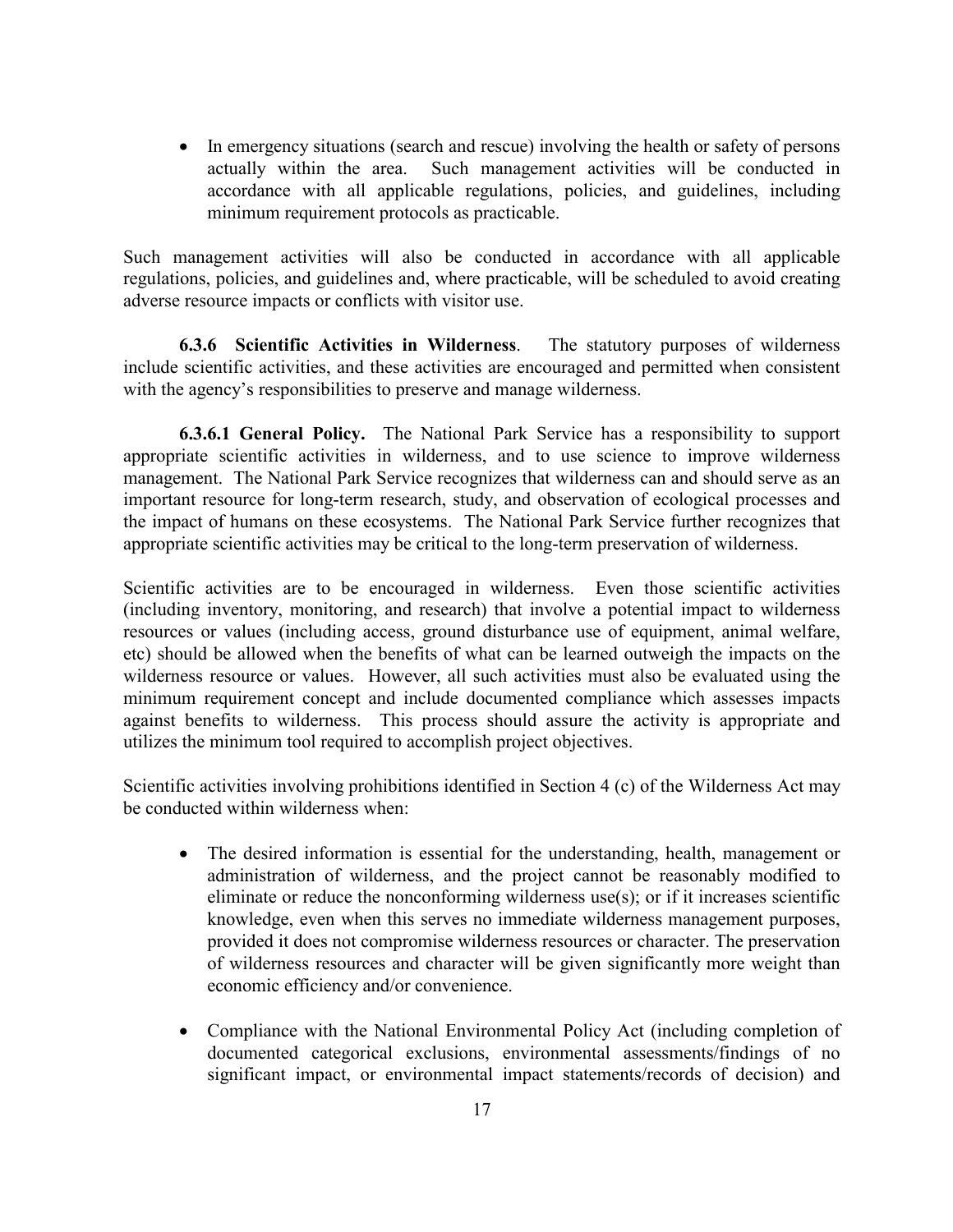- In emergency situations (search and rescue) involving the health or safety of persons actually within the area. Such management activities will be conducted in accordance with all applicable regulations, policies, and guidelines, including minimum requirement protocols as practicable.

Such management activities will also be conducted in accordance with all applicable regulations, policies, and guidelines and, where practicable, will be scheduled to avoid creating adverse resource impacts or conflicts with visitor use.

**6.3.6 Scientific Activities in Wilderness**. The statutory purposes of wilderness include scientific activities, and these activities are encouraged and permitted when consistent with the agency's responsibilities to preserve and manage wilderness.

**6.3.6.1 General Policy.** The National Park Service has a responsibility to support appropriate scientific activities in wilderness, and to use science to improve wilderness management. The National Park Service recognizes that wilderness can and should serve as an important resource for long-term research, study, and observation of ecological processes and the impact of humans on these ecosystems. The National Park Service further recognizes that appropriate scientific activities may be critical to the long-term preservation of wilderness.

Scientific activities are to be encouraged in wilderness. Even those scientific activities (including inventory, monitoring, and research) that involve a potential impact to wilderness resources or values (including access, ground disturbance use of equipment, animal welfare, etc) should be allowed when the benefits of what can be learned outweigh the impacts on the wilderness resource or values. However, all such activities must also be evaluated using the minimum requirement concept and include documented compliance which assesses impacts against benefits to wilderness. This process should assure the activity is appropriate and utilizes the minimum tool required to accomplish project objectives.

Scientific activities involving prohibitions identified in Section 4 (c) of the Wilderness Act may be conducted within wilderness when:

- The desired information is essential for the understanding, health, management or administration of wilderness, and the project cannot be reasonably modified to eliminate or reduce the nonconforming wilderness use(s); or if it increases scientific knowledge, even when this serves no immediate wilderness management purposes, provided it does not compromise wilderness resources or character. The preservation of wilderness resources and character will be given significantly more weight than economic efficiency and/or convenience.

- Compliance with the National Environmental Policy Act (including completion of documented categorical exclusions, environmental assessments/findings of no significant impact, or environmental impact statements/records of decision) and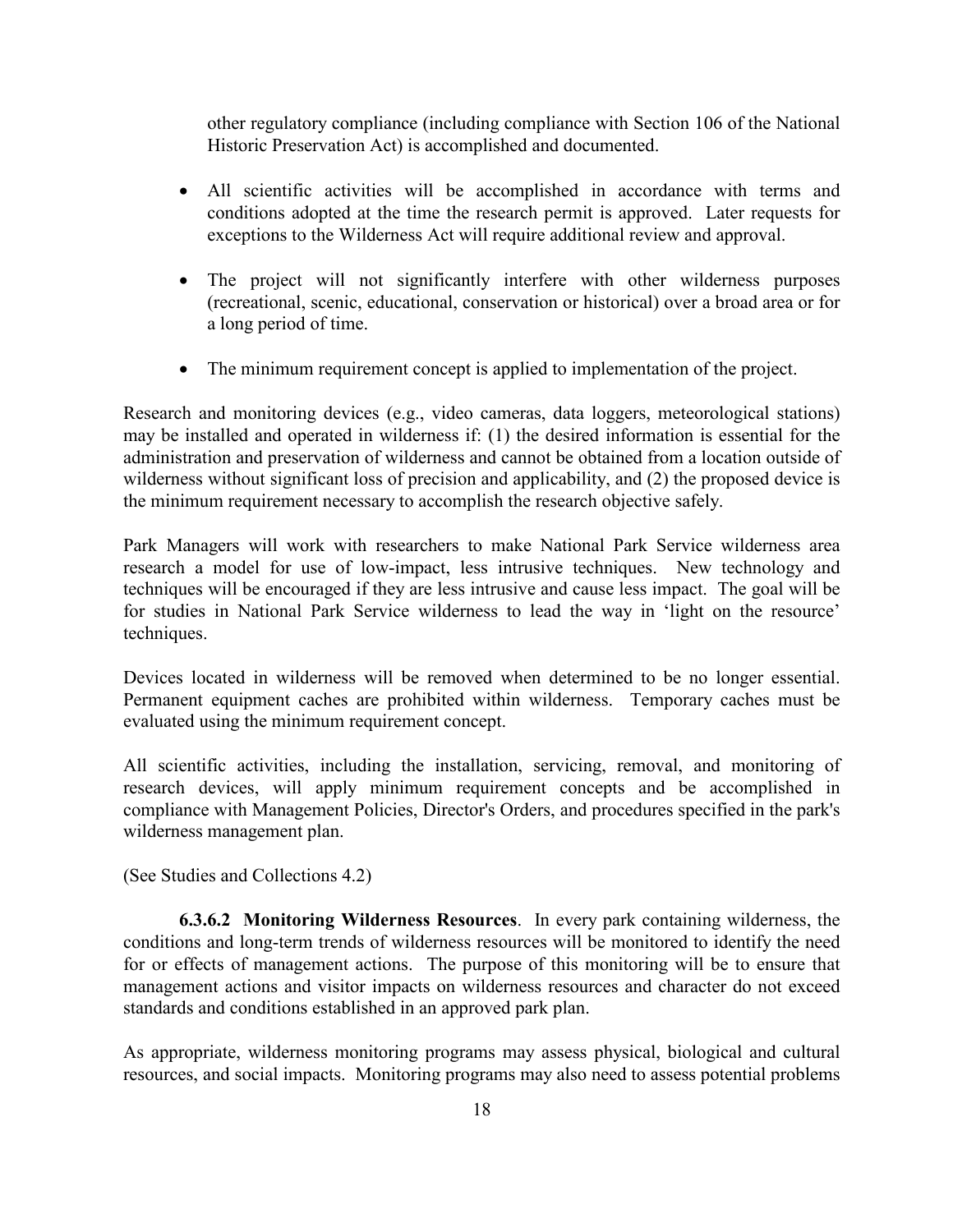other regulatory compliance (including compliance with Section 106 of the National Historic Preservation Act) is accomplished and documented.

- All scientific activities will be accomplished in accordance with terms and conditions adopted at the time the research permit is approved. Later requests for exceptions to the Wilderness Act will require additional review and approval.
- The project will not significantly interfere with other wilderness purposes (recreational, scenic, educational, conservation or historical) over a broad area or for a long period of time.
- The minimum requirement concept is applied to implementation of the project.

Research and monitoring devices (e.g., video cameras, data loggers, meteorological stations) may be installed and operated in wilderness if: (1) the desired information is essential for the administration and preservation of wilderness and cannot be obtained from a location outside of wilderness without significant loss of precision and applicability, and (2) the proposed device is the minimum requirement necessary to accomplish the research objective safely.

Park Managers will work with researchers to make National Park Service wilderness area research a model for use of low-impact, less intrusive techniques. New technology and techniques will be encouraged if they are less intrusive and cause less impact. The goal will be for studies in National Park Service wilderness to lead the way in 'light on the resource' techniques.

Devices located in wilderness will be removed when determined to be no longer essential. Permanent equipment caches are prohibited within wilderness. Temporary caches must be evaluated using the minimum requirement concept.

All scientific activities, including the installation, servicing, removal, and monitoring of research devices, will apply minimum requirement concepts and be accomplished in compliance with Management Policies, Director's Orders, and procedures specified in the park's wilderness management plan.

(See Studies and Collections 4.2)

**6.3.6.2 Monitoring Wilderness Resources**. In every park containing wilderness, the conditions and long-term trends of wilderness resources will be monitored to identify the need for or effects of management actions. The purpose of this monitoring will be to ensure that management actions and visitor impacts on wilderness resources and character do not exceed standards and conditions established in an approved park plan.

As appropriate, wilderness monitoring programs may assess physical, biological and cultural resources, and social impacts. Monitoring programs may also need to assess potential problems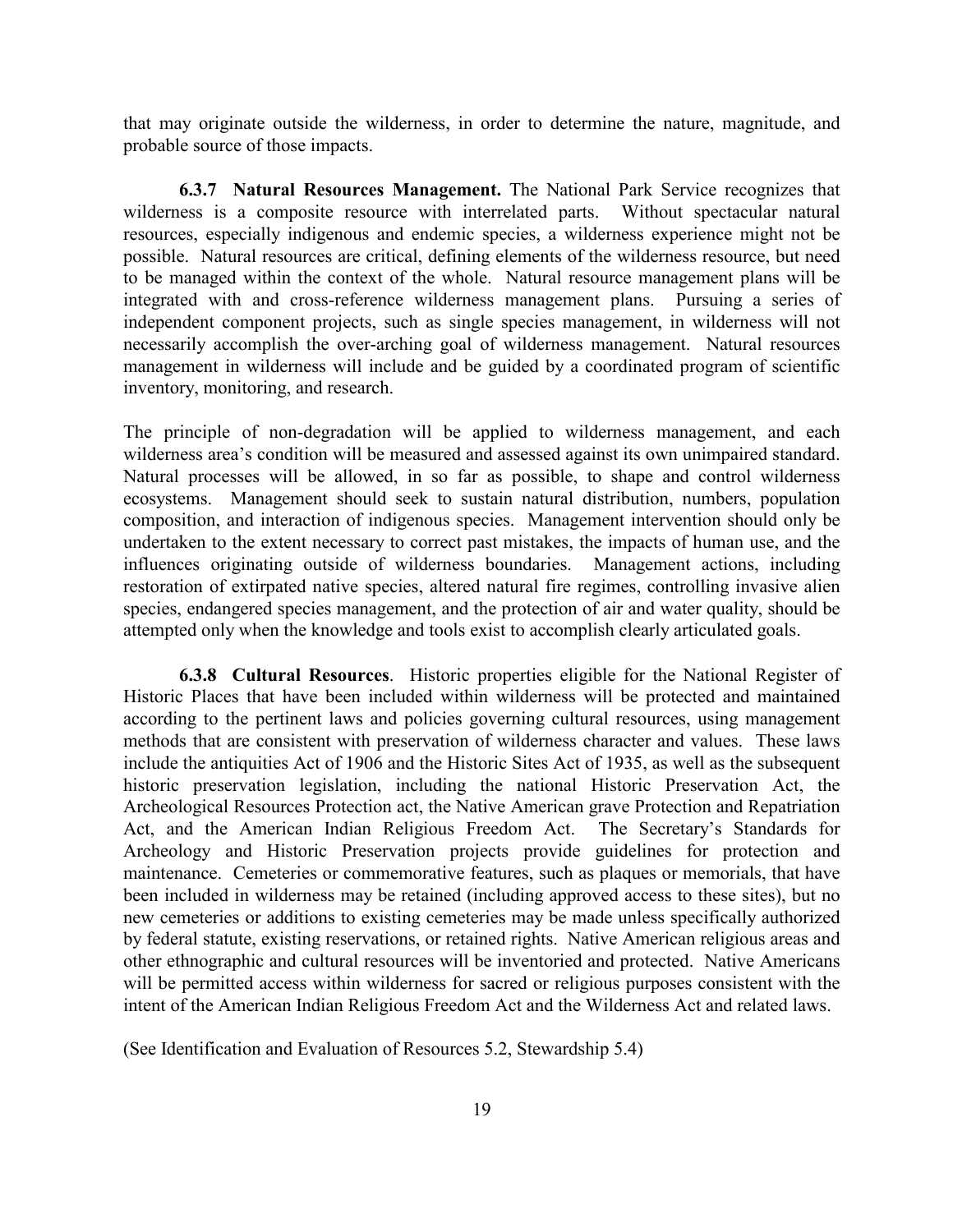that may originate outside the wilderness, in order to determine the nature, magnitude, and probable source of those impacts.

**6.3.7 Natural Resources Management.** The National Park Service recognizes that wilderness is a composite resource with interrelated parts. Without spectacular natural resources, especially indigenous and endemic species, a wilderness experience might not be possible. Natural resources are critical, defining elements of the wilderness resource, but need to be managed within the context of the whole. Natural resource management plans will be integrated with and cross-reference wilderness management plans. Pursuing a series of independent component projects, such as single species management, in wilderness will not necessarily accomplish the over-arching goal of wilderness management. Natural resources management in wilderness will include and be guided by a coordinated program of scientific inventory, monitoring, and research.

The principle of non-degradation will be applied to wilderness management, and each wilderness area's condition will be measured and assessed against its own unimpaired standard. Natural processes will be allowed, in so far as possible, to shape and control wilderness ecosystems. Management should seek to sustain natural distribution, numbers, population composition, and interaction of indigenous species. Management intervention should only be undertaken to the extent necessary to correct past mistakes, the impacts of human use, and the influences originating outside of wilderness boundaries. Management actions, including restoration of extirpated native species, altered natural fire regimes, controlling invasive alien species, endangered species management, and the protection of air and water quality, should be attempted only when the knowledge and tools exist to accomplish clearly articulated goals.

**6.3.8 Cultural Resources**. Historic properties eligible for the National Register of Historic Places that have been included within wilderness will be protected and maintained according to the pertinent laws and policies governing cultural resources, using management methods that are consistent with preservation of wilderness character and values. These laws include the antiquities Act of 1906 and the Historic Sites Act of 1935, as well as the subsequent historic preservation legislation, including the national Historic Preservation Act, the Archeological Resources Protection act, the Native American grave Protection and Repatriation Act, and the American Indian Religious Freedom Act. The Secretary's Standards for Archeology and Historic Preservation projects provide guidelines for protection and maintenance. Cemeteries or commemorative features, such as plaques or memorials, that have been included in wilderness may be retained (including approved access to these sites), but no new cemeteries or additions to existing cemeteries may be made unless specifically authorized by federal statute, existing reservations, or retained rights. Native American religious areas and other ethnographic and cultural resources will be inventoried and protected. Native Americans will be permitted access within wilderness for sacred or religious purposes consistent with the intent of the American Indian Religious Freedom Act and the Wilderness Act and related laws.

(See Identification and Evaluation of Resources 5.2, Stewardship 5.4)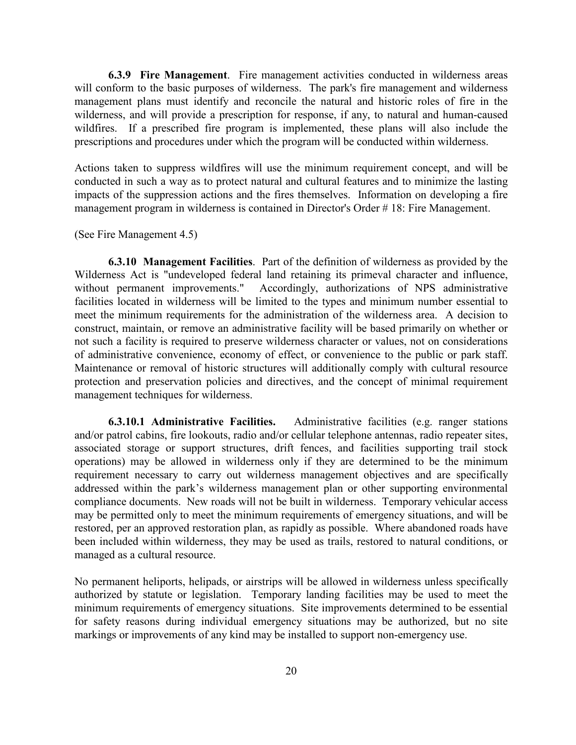**6.3.9 Fire Management**. Fire management activities conducted in wilderness areas will conform to the basic purposes of wilderness. The park's fire management and wilderness management plans must identify and reconcile the natural and historic roles of fire in the wilderness, and will provide a prescription for response, if any, to natural and human-caused wildfires. If a prescribed fire program is implemented, these plans will also include the prescriptions and procedures under which the program will be conducted within wilderness.

Actions taken to suppress wildfires will use the minimum requirement concept, and will be conducted in such a way as to protect natural and cultural features and to minimize the lasting impacts of the suppression actions and the fires themselves. Information on developing a fire management program in wilderness is contained in Director's Order # 18: Fire Management.

(See Fire Management 4.5)

**6.3.10 Management Facilities**. Part of the definition of wilderness as provided by the Wilderness Act is "undeveloped federal land retaining its primeval character and influence, without permanent improvements." Accordingly, authorizations of NPS administrative facilities located in wilderness will be limited to the types and minimum number essential to meet the minimum requirements for the administration of the wilderness area. A decision to construct, maintain, or remove an administrative facility will be based primarily on whether or not such a facility is required to preserve wilderness character or values, not on considerations of administrative convenience, economy of effect, or convenience to the public or park staff. Maintenance or removal of historic structures will additionally comply with cultural resource protection and preservation policies and directives, and the concept of minimal requirement management techniques for wilderness.

**6.3.10.1 Administrative Facilities.** Administrative facilities (e.g. ranger stations and/or patrol cabins, fire lookouts, radio and/or cellular telephone antennas, radio repeater sites, associated storage or support structures, drift fences, and facilities supporting trail stock operations) may be allowed in wilderness only if they are determined to be the minimum requirement necessary to carry out wilderness management objectives and are specifically addressed within the park's wilderness management plan or other supporting environmental compliance documents. New roads will not be built in wilderness. Temporary vehicular access may be permitted only to meet the minimum requirements of emergency situations, and will be restored, per an approved restoration plan, as rapidly as possible. Where abandoned roads have been included within wilderness, they may be used as trails, restored to natural conditions, or managed as a cultural resource.

No permanent heliports, helipads, or airstrips will be allowed in wilderness unless specifically authorized by statute or legislation. Temporary landing facilities may be used to meet the minimum requirements of emergency situations. Site improvements determined to be essential for safety reasons during individual emergency situations may be authorized, but no site markings or improvements of any kind may be installed to support non-emergency use.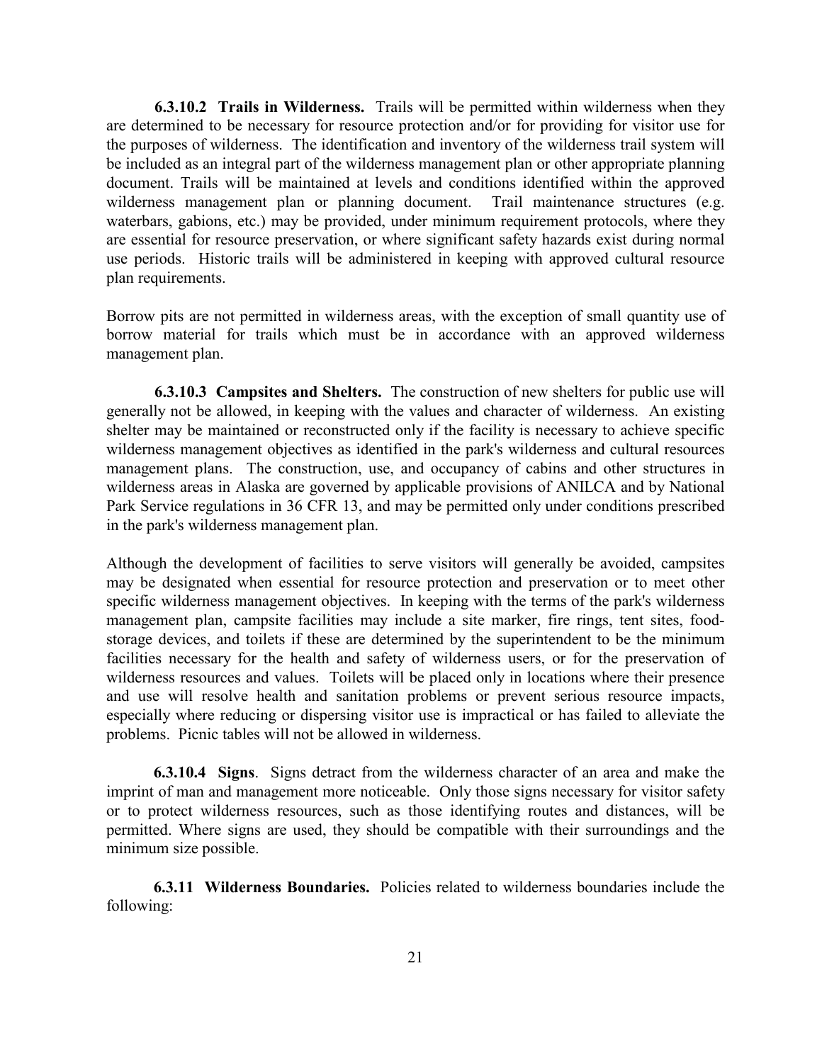**6.3.10.2 Trails in Wilderness.** Trails will be permitted within wilderness when they are determined to be necessary for resource protection and/or for providing for visitor use for the purposes of wilderness. The identification and inventory of the wilderness trail system will be included as an integral part of the wilderness management plan or other appropriate planning document. Trails will be maintained at levels and conditions identified within the approved wilderness management plan or planning document. Trail maintenance structures (e.g. waterbars, gabions, etc.) may be provided, under minimum requirement protocols, where they are essential for resource preservation, or where significant safety hazards exist during normal use periods. Historic trails will be administered in keeping with approved cultural resource plan requirements.

Borrow pits are not permitted in wilderness areas, with the exception of small quantity use of borrow material for trails which must be in accordance with an approved wilderness management plan.

**6.3.10.3 Campsites and Shelters.** The construction of new shelters for public use will generally not be allowed, in keeping with the values and character of wilderness. An existing shelter may be maintained or reconstructed only if the facility is necessary to achieve specific wilderness management objectives as identified in the park's wilderness and cultural resources management plans. The construction, use, and occupancy of cabins and other structures in wilderness areas in Alaska are governed by applicable provisions of ANILCA and by National Park Service regulations in 36 CFR 13, and may be permitted only under conditions prescribed in the park's wilderness management plan.

Although the development of facilities to serve visitors will generally be avoided, campsites may be designated when essential for resource protection and preservation or to meet other specific wilderness management objectives. In keeping with the terms of the park's wilderness management plan, campsite facilities may include a site marker, fire rings, tent sites, food-storage devices, and toilets if these are determined by the superintendent to be the minimum facilities necessary for the health and safety of wilderness users, or for the preservation of wilderness resources and values. Toilets will be placed only in locations where their presence and use will resolve health and sanitation problems or prevent serious resource impacts, especially where reducing or dispersing visitor use is impractical or has failed to alleviate the problems. Picnic tables will not be allowed in wilderness.

**6.3.10.4 Signs**. Signs detract from the wilderness character of an area and make the imprint of man and management more noticeable. Only those signs necessary for visitor safety or to protect wilderness resources, such as those identifying routes and distances, will be permitted. Where signs are used, they should be compatible with their surroundings and the minimum size possible.

**6.3.11 Wilderness Boundaries.** Policies related to wilderness boundaries include the following: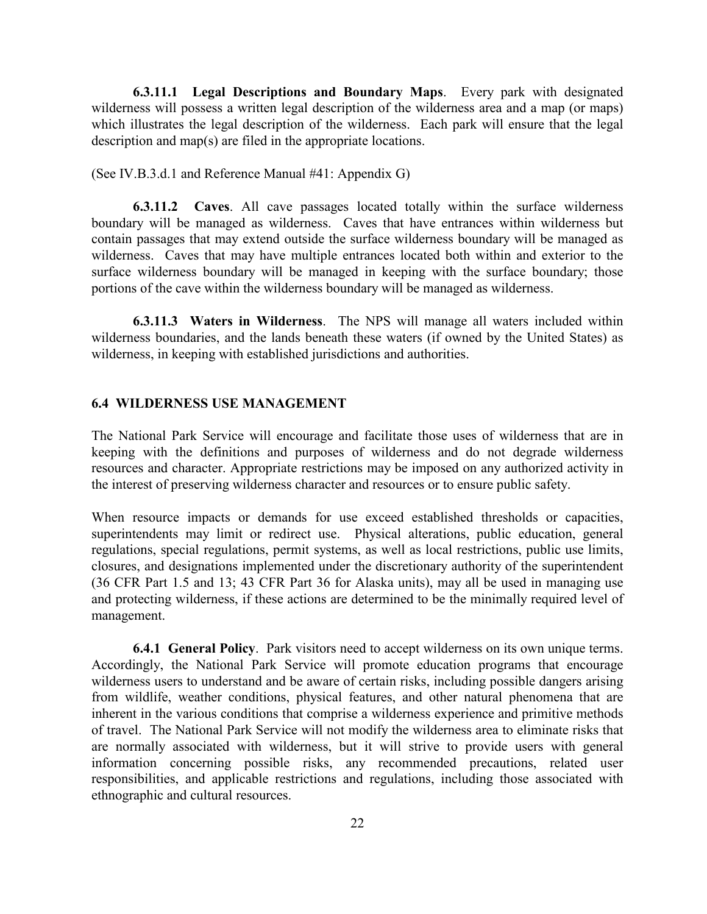**6.3.11.1 Legal Descriptions and Boundary Maps**. Every park with designated wilderness will possess a written legal description of the wilderness area and a map (or maps) which illustrates the legal description of the wilderness. Each park will ensure that the legal description and map(s) are filed in the appropriate locations.

(See IV.B.3.d.1 and Reference Manual #41: Appendix G)

**6.3.11.2 Caves**. All cave passages located totally within the surface wilderness boundary will be managed as wilderness. Caves that have entrances within wilderness but contain passages that may extend outside the surface wilderness boundary will be managed as wilderness. Caves that may have multiple entrances located both within and exterior to the surface wilderness boundary will be managed in keeping with the surface boundary; those portions of the cave within the wilderness boundary will be managed as wilderness.

**6.3.11.3 Waters in Wilderness**. The NPS will manage all waters included within wilderness boundaries, and the lands beneath these waters (if owned by the United States) as wilderness, in keeping with established jurisdictions and authorities.

## 6.4 WILDERNESS USE MANAGEMENT

The National Park Service will encourage and facilitate those uses of wilderness that are in keeping with the definitions and purposes of wilderness and do not degrade wilderness resources and character. Appropriate restrictions may be imposed on any authorized activity in the interest of preserving wilderness character and resources or to ensure public safety.

When resource impacts or demands for use exceed established thresholds or capacities, superintendents may limit or redirect use. Physical alterations, public education, general regulations, special regulations, permit systems, as well as local restrictions, public use limits, closures, and designations implemented under the discretionary authority of the superintendent (36 CFR Part 1.5 and 13; 43 CFR Part 36 for Alaska units), may all be used in managing use and protecting wilderness, if these actions are determined to be the minimally required level of management.

**6.4.1 General Policy**. Park visitors need to accept wilderness on its own unique terms. Accordingly, the National Park Service will promote education programs that encourage wilderness users to understand and be aware of certain risks, including possible dangers arising from wildlife, weather conditions, physical features, and other natural phenomena that are inherent in the various conditions that comprise a wilderness experience and primitive methods of travel. The National Park Service will not modify the wilderness area to eliminate risks that are normally associated with wilderness, but it will strive to provide users with general information concerning possible risks, any recommended precautions, related user responsibilities, and applicable restrictions and regulations, including those associated with ethnographic and cultural resources.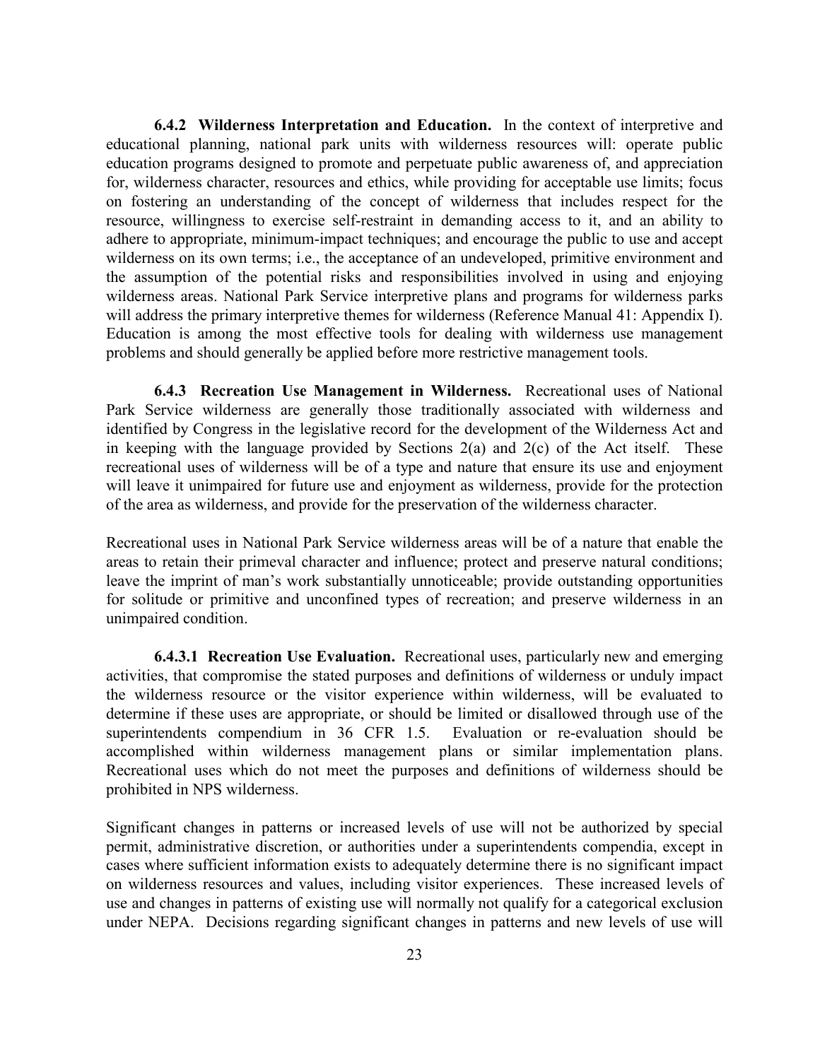**6.4.2 Wilderness Interpretation and Education.** In the context of interpretive and educational planning, national park units with wilderness resources will: operate public education programs designed to promote and perpetuate public awareness of, and appreciation for, wilderness character, resources and ethics, while providing for acceptable use limits; focus on fostering an understanding of the concept of wilderness that includes respect for the resource, willingness to exercise self-restraint in demanding access to it, and an ability to adhere to appropriate, minimum-impact techniques; and encourage the public to use and accept wilderness on its own terms; i.e., the acceptance of an undeveloped, primitive environment and the assumption of the potential risks and responsibilities involved in using and enjoying wilderness areas. National Park Service interpretive plans and programs for wilderness parks will address the primary interpretive themes for wilderness (Reference Manual 41: Appendix I). Education is among the most effective tools for dealing with wilderness use management problems and should generally be applied before more restrictive management tools.

**6.4.3 Recreation Use Management in Wilderness.** Recreational uses of National Park Service wilderness are generally those traditionally associated with wilderness and identified by Congress in the legislative record for the development of the Wilderness Act and in keeping with the language provided by Sections 2(a) and 2(c) of the Act itself. These recreational uses of wilderness will be of a type and nature that ensure its use and enjoyment will leave it unimpaired for future use and enjoyment as wilderness, provide for the protection of the area as wilderness, and provide for the preservation of the wilderness character.

Recreational uses in National Park Service wilderness areas will be of a nature that enable the areas to retain their primeval character and influence; protect and preserve natural conditions; leave the imprint of man's work substantially unnoticeable; provide outstanding opportunities for solitude or primitive and unconfined types of recreation; and preserve wilderness in an unimpaired condition.

**6.4.3.1 Recreation Use Evaluation.** Recreational uses, particularly new and emerging activities, that compromise the stated purposes and definitions of wilderness or unduly impact the wilderness resource or the visitor experience within wilderness, will be evaluated to determine if these uses are appropriate, or should be limited or disallowed through use of the superintendents compendium in 36 CFR 1.5. Evaluation or re-evaluation should be accomplished within wilderness management plans or similar implementation plans. Recreational uses which do not meet the purposes and definitions of wilderness should be prohibited in NPS wilderness.

Significant changes in patterns or increased levels of use will not be authorized by special permit, administrative discretion, or authorities under a superintendents compendia, except in cases where sufficient information exists to adequately determine there is no significant impact on wilderness resources and values, including visitor experiences. These increased levels of use and changes in patterns of existing use will normally not qualify for a categorical exclusion under NEPA. Decisions regarding significant changes in patterns and new levels of use will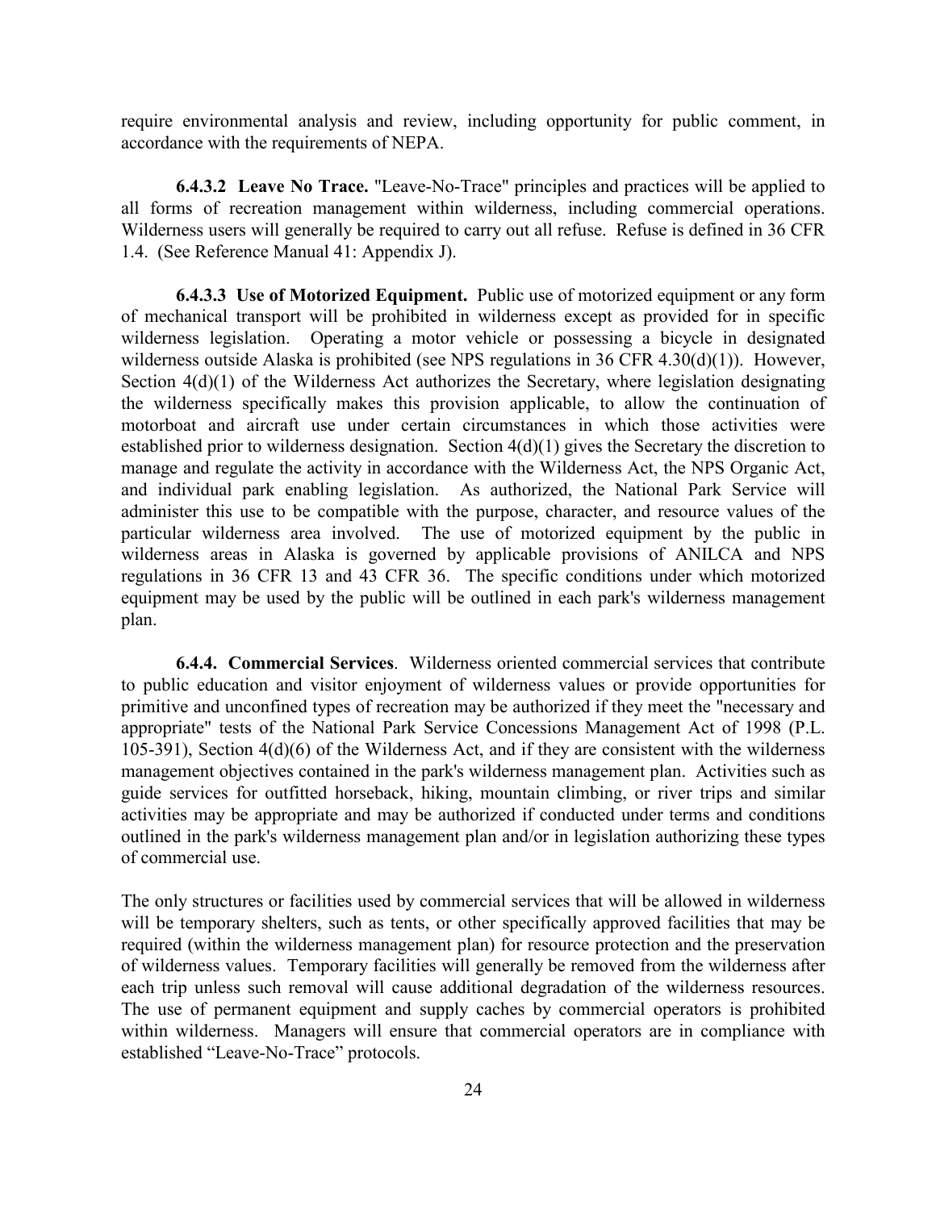require environmental analysis and review, including opportunity for public comment, in accordance with the requirements of NEPA.

**6.4.3.2 Leave No Trace.** "Leave-No-Trace" principles and practices will be applied to all forms of recreation management within wilderness, including commercial operations. Wilderness users will generally be required to carry out all refuse. Refuse is defined in 36 CFR 1.4. (See Reference Manual 41: Appendix J).

**6.4.3.3 Use of Motorized Equipment.** Public use of motorized equipment or any form of mechanical transport will be prohibited in wilderness except as provided for in specific wilderness legislation. Operating a motor vehicle or possessing a bicycle in designated wilderness outside Alaska is prohibited (see NPS regulations in 36 CFR 4.30(d)(1)). However, Section 4(d)(1) of the Wilderness Act authorizes the Secretary, where legislation designating the wilderness specifically makes this provision applicable, to allow the continuation of motorboat and aircraft use under certain circumstances in which those activities were established prior to wilderness designation. Section 4(d)(1) gives the Secretary the discretion to manage and regulate the activity in accordance with the Wilderness Act, the NPS Organic Act, and individual park enabling legislation. As authorized, the National Park Service will administer this use to be compatible with the purpose, character, and resource values of the particular wilderness area involved. The use of motorized equipment by the public in wilderness areas in Alaska is governed by applicable provisions of ANILCA and NPS regulations in 36 CFR 13 and 43 CFR 36. The specific conditions under which motorized equipment may be used by the public will be outlined in each park's wilderness management plan.

**6.4.4. Commercial Services**. Wilderness oriented commercial services that contribute to public education and visitor enjoyment of wilderness values or provide opportunities for primitive and unconfined types of recreation may be authorized if they meet the "necessary and appropriate" tests of the National Park Service Concessions Management Act of 1998 (P.L. 105-391), Section 4(d)(6) of the Wilderness Act, and if they are consistent with the wilderness management objectives contained in the park's wilderness management plan. Activities such as guide services for outfitted horseback, hiking, mountain climbing, or river trips and similar activities may be appropriate and may be authorized if conducted under terms and conditions outlined in the park's wilderness management plan and/or in legislation authorizing these types of commercial use.

The only structures or facilities used by commercial services that will be allowed in wilderness will be temporary shelters, such as tents, or other specifically approved facilities that may be required (within the wilderness management plan) for resource protection and the preservation of wilderness values. Temporary facilities will generally be removed from the wilderness after each trip unless such removal will cause additional degradation of the wilderness resources. The use of permanent equipment and supply caches by commercial operators is prohibited within wilderness. Managers will ensure that commercial operators are in compliance with established "Leave-No-Trace" protocols.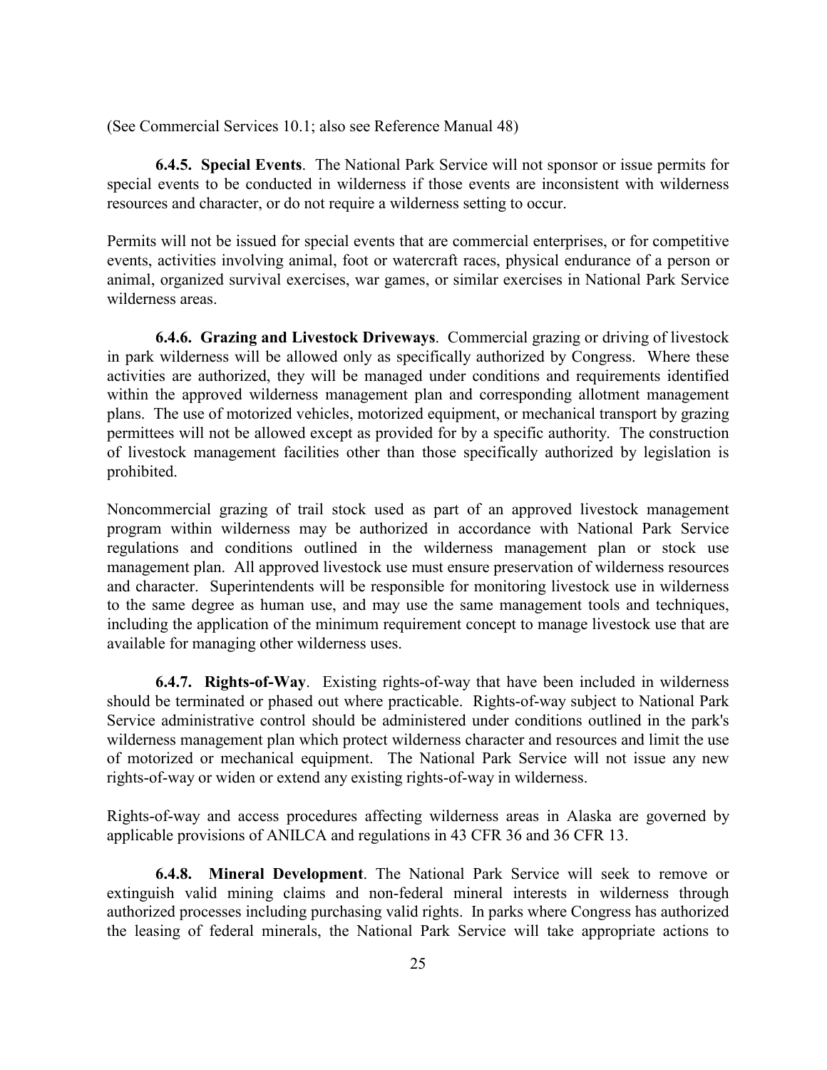(See Commercial Services 10.1; also see Reference Manual 48)

**6.4.5. Special Events**. The National Park Service will not sponsor or issue permits for special events to be conducted in wilderness if those events are inconsistent with wilderness resources and character, or do not require a wilderness setting to occur.

Permits will not be issued for special events that are commercial enterprises, or for competitive events, activities involving animal, foot or watercraft races, physical endurance of a person or animal, organized survival exercises, war games, or similar exercises in National Park Service wilderness areas.

**6.4.6. Grazing and Livestock Driveways**. Commercial grazing or driving of livestock in park wilderness will be allowed only as specifically authorized by Congress. Where these activities are authorized, they will be managed under conditions and requirements identified within the approved wilderness management plan and corresponding allotment management plans. The use of motorized vehicles, motorized equipment, or mechanical transport by grazing permittees will not be allowed except as provided for by a specific authority. The construction of livestock management facilities other than those specifically authorized by legislation is prohibited.

Noncommercial grazing of trail stock used as part of an approved livestock management program within wilderness may be authorized in accordance with National Park Service regulations and conditions outlined in the wilderness management plan or stock use management plan. All approved livestock use must ensure preservation of wilderness resources and character. Superintendents will be responsible for monitoring livestock use in wilderness to the same degree as human use, and may use the same management tools and techniques, including the application of the minimum requirement concept to manage livestock use that are available for managing other wilderness uses.

**6.4.7. Rights-of-Way**. Existing rights-of-way that have been included in wilderness should be terminated or phased out where practicable. Rights-of-way subject to National Park Service administrative control should be administered under conditions outlined in the park's wilderness management plan which protect wilderness character and resources and limit the use of motorized or mechanical equipment. The National Park Service will not issue any new rights-of-way or widen or extend any existing rights-of-way in wilderness.

Rights-of-way and access procedures affecting wilderness areas in Alaska are governed by applicable provisions of ANILCA and regulations in 43 CFR 36 and 36 CFR 13.

**6.4.8. Mineral Development**. The National Park Service will seek to remove or extinguish valid mining claims and non-federal mineral interests in wilderness through authorized processes including purchasing valid rights. In parks where Congress has authorized the leasing of federal minerals, the National Park Service will take appropriate actions to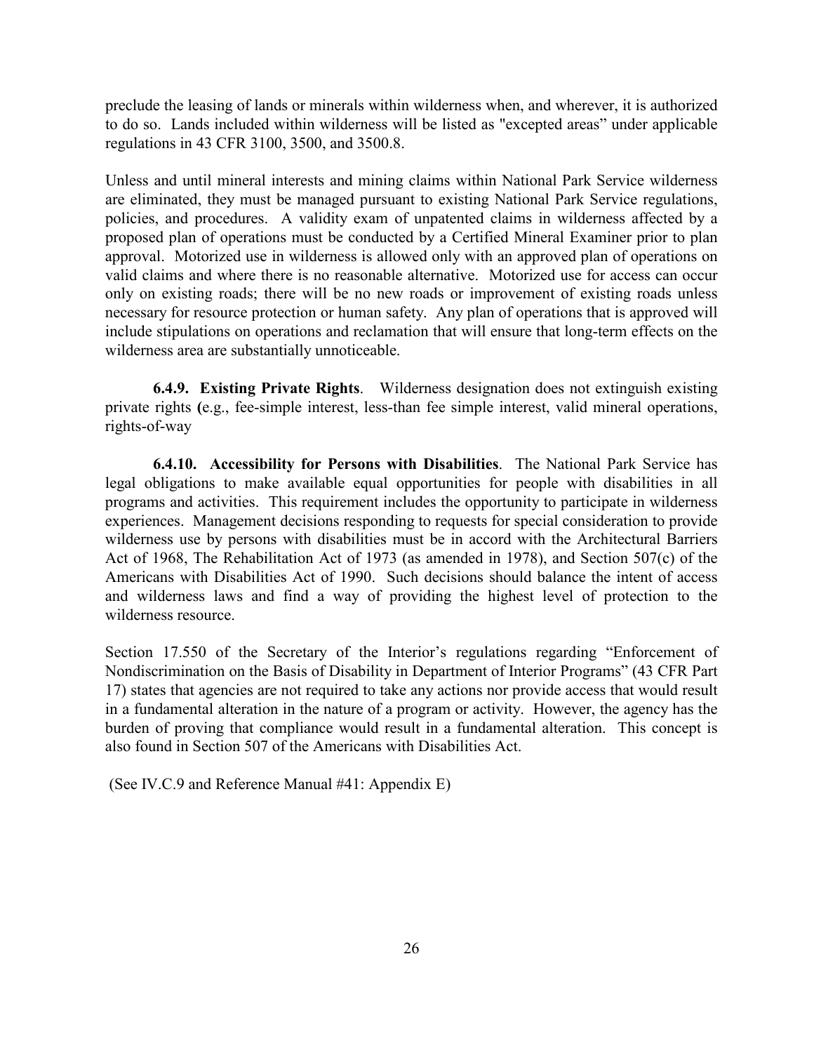preclude the leasing of lands or minerals within wilderness when, and wherever, it is authorized to do so. Lands included within wilderness will be listed as "excepted areas" under applicable regulations in 43 CFR 3100, 3500, and 3500.8.

Unless and until mineral interests and mining claims within National Park Service wilderness are eliminated, they must be managed pursuant to existing National Park Service regulations, policies, and procedures. A validity exam of unpatented claims in wilderness affected by a proposed plan of operations must be conducted by a Certified Mineral Examiner prior to plan approval. Motorized use in wilderness is allowed only with an approved plan of operations on valid claims and where there is no reasonable alternative. Motorized use for access can occur only on existing roads; there will be no new roads or improvement of existing roads unless necessary for resource protection or human safety. Any plan of operations that is approved will include stipulations on operations and reclamation that will ensure that long-term effects on the wilderness area are substantially unnoticeable.

**6.4.9. Existing Private Rights**. Wilderness designation does not extinguish existing private rights (e.g., fee-simple interest, less-than fee simple interest, valid mineral operations, rights-of-way

**6.4.10. Accessibility for Persons with Disabilities**. The National Park Service has legal obligations to make available equal opportunities for people with disabilities in all programs and activities. This requirement includes the opportunity to participate in wilderness experiences. Management decisions responding to requests for special consideration to provide wilderness use by persons with disabilities must be in accord with the Architectural Barriers Act of 1968, The Rehabilitation Act of 1973 (as amended in 1978), and Section 507(c) of the Americans with Disabilities Act of 1990. Such decisions should balance the intent of access and wilderness laws and find a way of providing the highest level of protection to the wilderness resource.

Section 17.550 of the Secretary of the Interior's regulations regarding "Enforcement of Nondiscrimination on the Basis of Disability in Department of Interior Programs" (43 CFR Part 17) states that agencies are not required to take any actions nor provide access that would result in a fundamental alteration in the nature of a program or activity. However, the agency has the burden of proving that compliance would result in a fundamental alteration. This concept is also found in Section 507 of the Americans with Disabilities Act.

(See IV.C.9 and Reference Manual #41: Appendix E)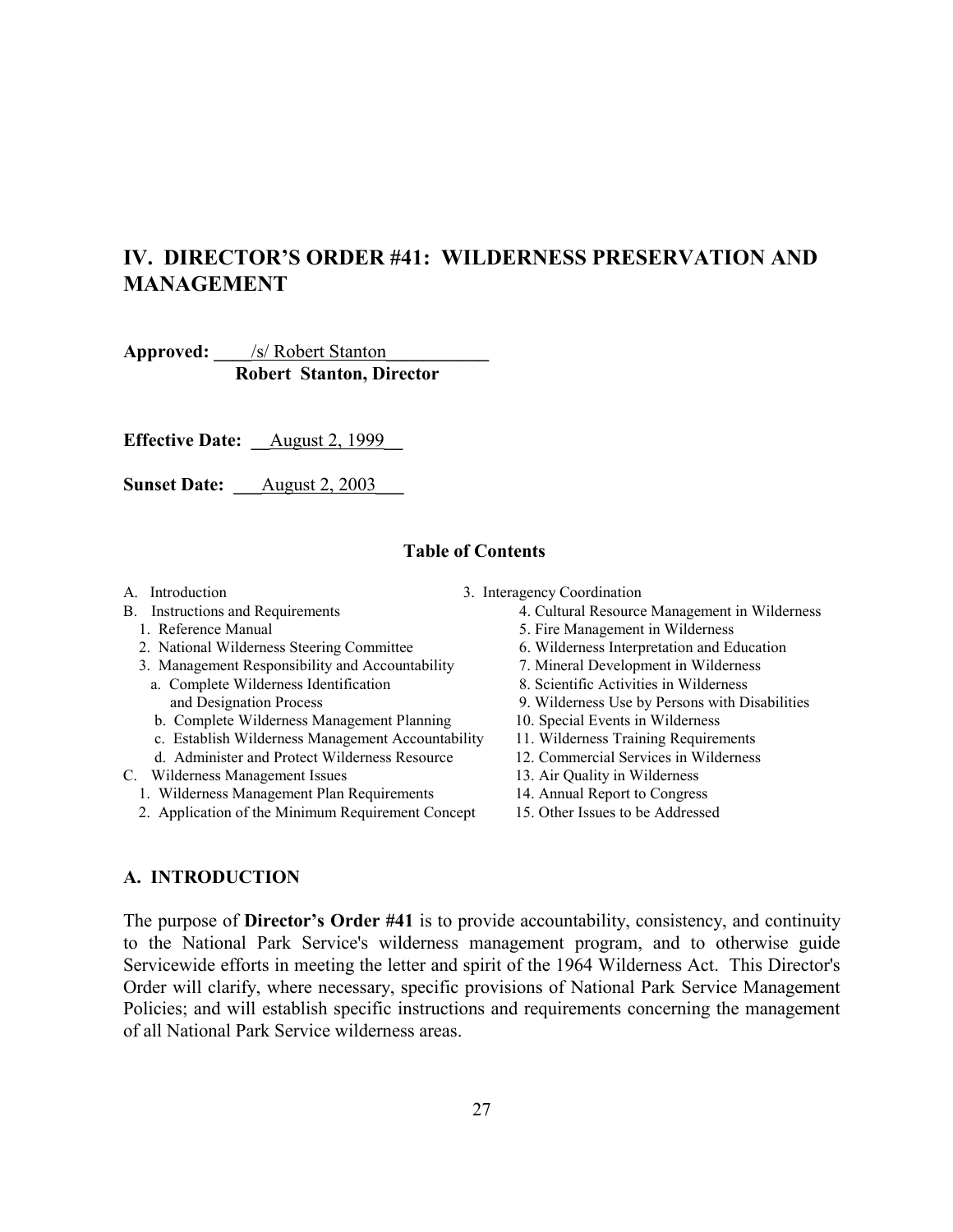## IV. DIRECTOR'S OBRDER #41: WILDERNESS PRESERVATION AND MANAGEMENT

**Approved:** /s/ Robert Stanton
**Robert Stanton, Director**

**Effective Date:** August 2, 1999

**Sunset Date:** August 2, 2003

### Table of Contents

- A. Introduction
- B. Instructions and Requirements
  1. Reference Manual
  2. National Wilderness Steering Committee
  3. Management Responsibility and Accountability
     - a. Complete Wilderness Identification and Designation Process
     - b. Complete Wilderness Management Planning
     - c. Establish Wilderness Management Accountability
     - d. Administer and Protect Wilderness Resource
- C. Wilderness Management Issues
  1. Wilderness Management Plan Requirements
  2. Application of the Minimum Requirement Concept
  3. Interagency Coordination
  4. Cultural Resource Management in Wilderness
  5. Fire Management in Wilderness
  6. Wilderness Interpretation and Education
  7. Mineral Development in Wilderness
  8. Scientific Activities in Wilderness
  9. Wilderness Use by Persons with Disabilities
  10. Special Events in Wilderness
  11. Wilderness Training Requirements
  12. Commercial Services in Wilderness
  13. Air Quality in Wilderness
  14. Annual Report to Congress
  15. Other Issues to be Addressed

### A. INTRODUCTION

The purpose of **Director's Order #41** is to provide accountability, consistency, and continuity to the National Park Service's wilderness management program, and to otherwise guide Servicewide efforts in meeting the letter and spirit of the 1964 Wilderness Act. This Director's Order will clarify, where necessary, specific provisions of National Park Service Management Policies; and will establish specific instructions and requirements concerning the management of all National Park Service wilderness areas.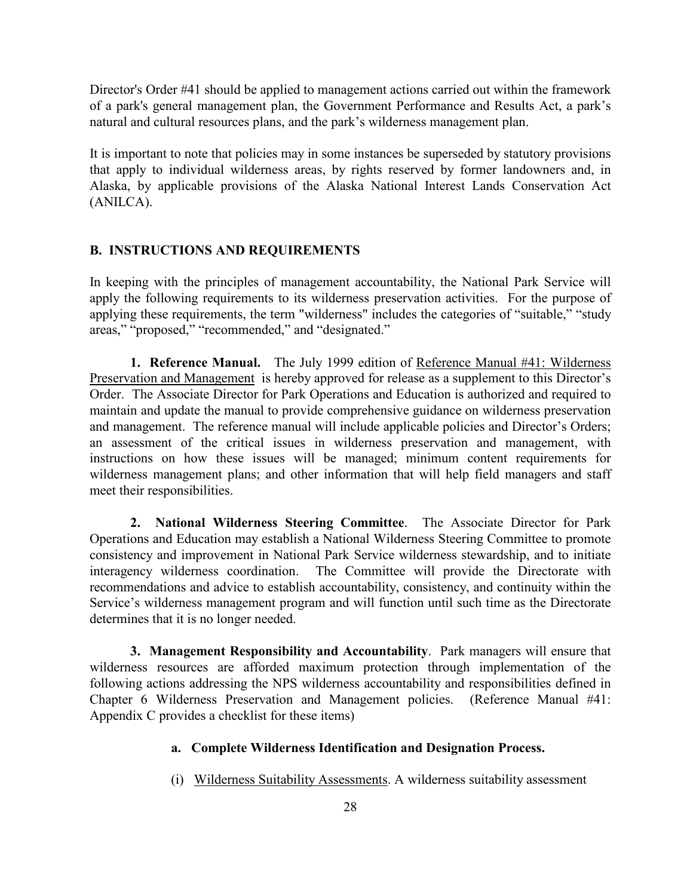Director's Order #41 should be applied to management actions carried out within the framework of a park's general management plan, the Government Performance and Results Act, a park's natural and cultural resources plans, and the park's wilderness management plan.

It is important to note that policies may in some instances be superseded by statutory provisions that apply to individual wilderness areas, by rights reserved by former landowners and, in Alaska, by applicable provisions of the Alaska National Interest Lands Conservation Act (ANILCA).

## B. INSTRUCTIONS AND REQUIREMENTS

In keeping with the principles of management accountability, the National Park Service will apply the following requirements to its wilderness preservation activities. For the purpose of applying these requirements, the term "wilderness" includes the categories of "suitable," "study areas," "proposed," "recommended," and "designated."

**1. Reference Manual.** The July 1999 edition of Reference Manual #41: Wilderness Preservation and Management is hereby approved for release as a supplement to this Director's Order. The Associate Director for Park Operations and Education is authorized and required to maintain and update the manual to provide comprehensive guidance on wilderness preservation and management. The reference manual will include applicable policies and Director's Orders; an assessment of the critical issues in wilderness preservation and management, with instructions on how these issues will be managed; minimum content requirements for wilderness management plans; and other information that will help field managers and staff meet their responsibilities.

**2. National Wilderness Steering Committee**. The Associate Director for Park Operations and Education may establish a National Wilderness Steering Committee to promote consistency and improvement in National Park Service wilderness stewardship, and to initiate interagency wilderness coordination. The Committee will provide the Directorate with recommendations and advice to establish accountability, consistency, and continuity within the Service's wilderness management program and will function until such time as the Directorate determines that it is no longer needed.

**3. Management Responsibility and Accountability**. Park managers will ensure that wilderness resources are afforded maximum protection through implementation of the following actions addressing the NPS wilderness accountability and responsibilities defined in Chapter 6 Wilderness Preservation and Management policies. (Reference Manual #41: Appendix C provides a checklist for these items)

**a. Complete Wilderness Identification and Designation Process.**

(i) Wilderness Suitability Assessments. A wilderness suitability assessment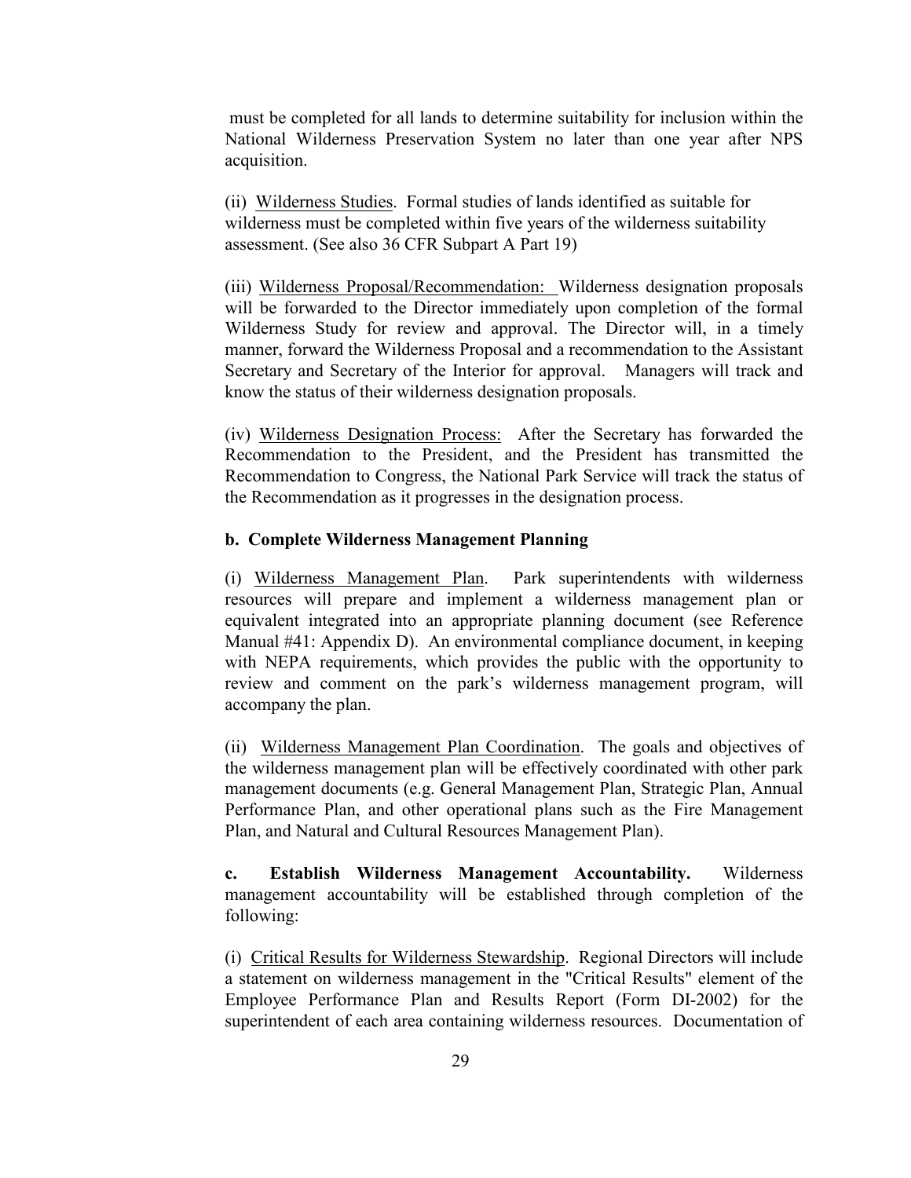must be completed for all lands to determine suitability for inclusion within the National Wilderness Preservation System no later than one year after NPS acquisition.

(ii) <u>Wilderness Studies</u>. Formal studies of lands identified as suitable for wilderness must be completed within five years of the wilderness suitability assessment. (See also 36 CFR Subpart A Part 19)

(iii) <u>Wilderness Proposal/Recommendation:</u> Wilderness designation proposals will be forwarded to the Director immediately upon completion of the formal Wilderness Study for review and approval. The Director will, in a timely manner, forward the Wilderness Proposal and a recommendation to the Assistant Secretary and Secretary of the Interior for approval. Managers will track and know the status of their wilderness designation proposals.

(iv) <u>Wilderness Designation Process:</u> After the Secretary has forwarded the Recommendation to the President, and the President has transmitted the Recommendation to Congress, the National Park Service will track the status of the Recommendation as it progresses in the designation process.

**b. Complete Wilderness Management Planning**

(i) <u>Wilderness Management Plan</u>. Park superintendents with wilderness resources will prepare and implement a wilderness management plan or equivalent integrated into an appropriate planning document (see Reference Manual #41: Appendix D). An environmental compliance document, in keeping with NEPA requirements, which provides the public with the opportunity to review and comment on the park's wilderness management program, will accompany the plan.

(ii) <u>Wilderness Management Plan Coordination</u>. The goals and objectives of the wilderness management plan will be effectively coordinated with other park management documents (e.g. General Management Plan, Strategic Plan, Annual Performance Plan, and other operational plans such as the Fire Management Plan, and Natural and Cultural Resources Management Plan).

**c. Establish Wilderness Management Accountability.** Wilderness management accountability will be established through completion of the following:

(i) <u>Critical Results for Wilderness Stewardship</u>. Regional Directors will include a statement on wilderness management in the "Critical Results" element of the Employee Performance Plan and Results Report (Form DI-2002) for the superintendent of each area containing wilderness resources. Documentation of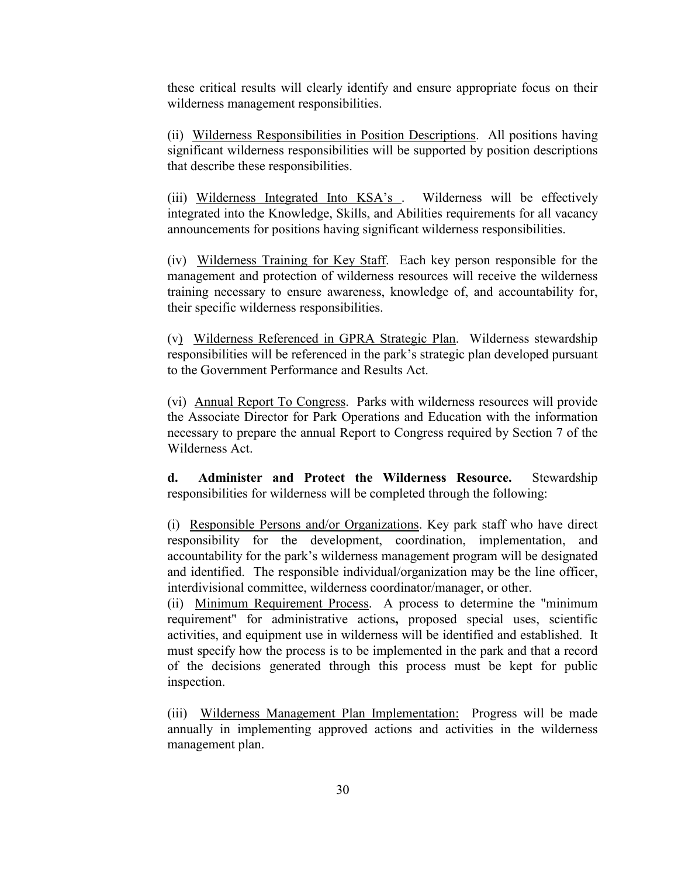these critical results will clearly identify and ensure appropriate focus on their wilderness management responsibilities.

(ii) Wilderness Responsibilities in Position Descriptions. All positions having significant wilderness responsibilities will be supported by position descriptions that describe these responsibilities.

(iii) Wilderness Integrated Into KSA's . Wilderness will be effectively integrated into the Knowledge, Skills, and Abilities requirements for all vacancy announcements for positions having significant wilderness responsibilities.

(iv) Wilderness Training for Key Staff. Each key person responsible for the management and protection of wilderness resources will receive the wilderness training necessary to ensure awareness, knowledge of, and accountability for, their specific wilderness responsibilities.

(v) Wilderness Referenced in GPRA Strategic Plan. Wilderness stewardship responsibilities will be referenced in the park's strategic plan developed pursuant to the Government Performance and Results Act.

(vi) Annual Report To Congress. Parks with wilderness resources will provide the Associate Director for Park Operations and Education with the information necessary to prepare the annual Report to Congress required by Section 7 of the Wilderness Act.

**d. Administer and Protect the Wilderness Resource.** Stewardship responsibilities for wilderness will be completed through the following:

(i) Responsible Persons and/or Organizations. Key park staff who have direct responsibility for the development, coordination, implementation, and accountability for the park's wilderness management program will be designated and identified. The responsible individual/organization may be the line officer, interdivisional committee, wilderness coordinator/manager, or other.

(ii) Minimum Requirement Process. A process to determine the "minimum requirement" for administrative actions**,** proposed special uses, scientific activities, and equipment use in wilderness will be identified and established. It must specify how the process is to be implemented in the park and that a record of the decisions generated through this process must be kept for public inspection.

(iii) Wilderness Management Plan Implementation: Progress will be made annually in implementing approved actions and activities in the wilderness management plan.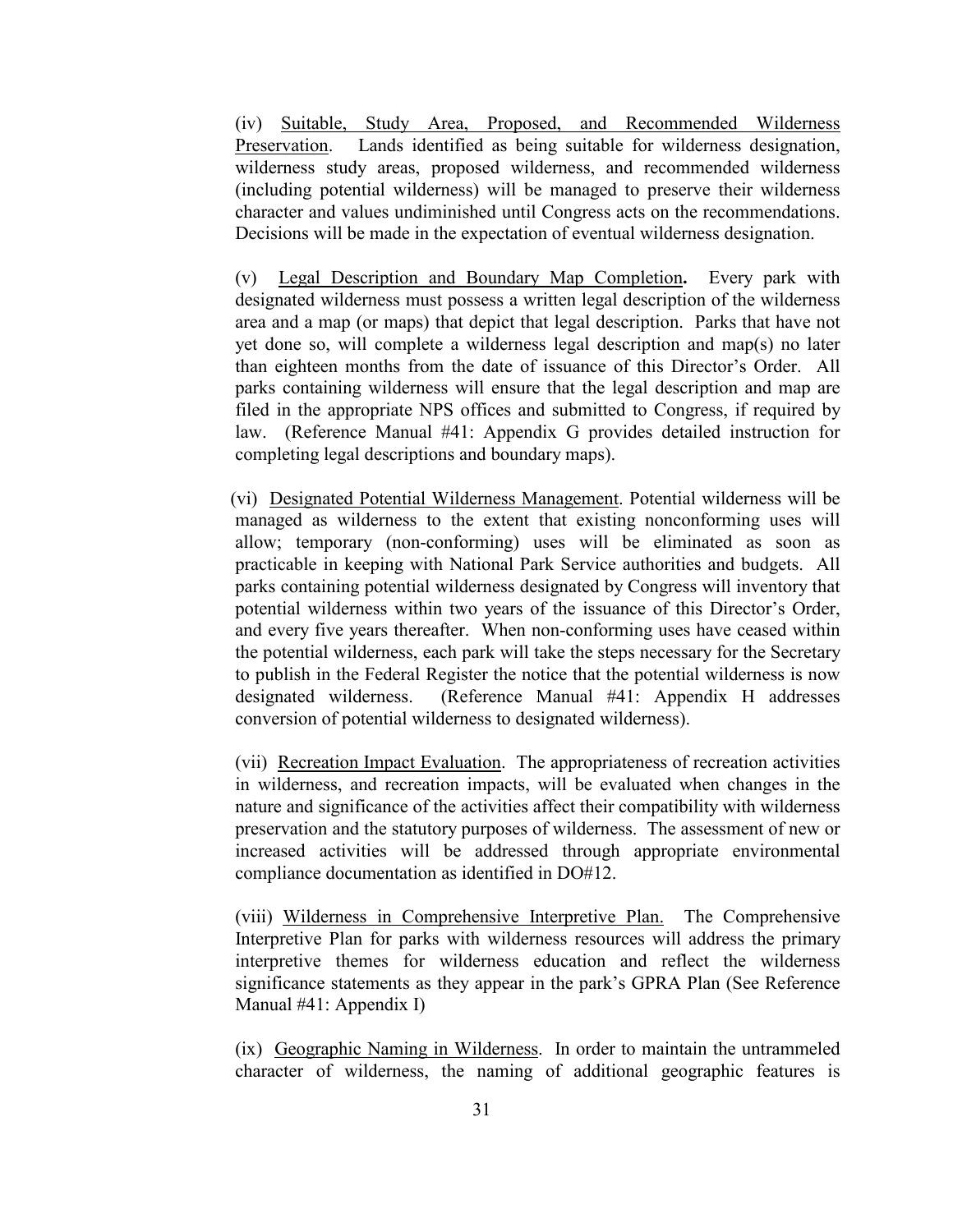(iv) <u>Suitable, Study Area, Proposed, and Recommended Wilderness Preservation</u>. Lands identified as being suitable for wilderness designation, wilderness study areas, proposed wilderness, and recommended wilderness (including potential wilderness) will be managed to preserve their wilderness character and values undiminished until Congress acts on the recommendations. Decisions will be made in the expectation of eventual wilderness designation.

(v) <u>Legal Description and Boundary Map Completion</u>**.** Every park with designated wilderness must possess a written legal description of the wilderness area and a map (or maps) that depict that legal description. Parks that have not yet done so, will complete a wilderness legal description and map(s) no later than eighteen months from the date of issuance of this Director's Order. All parks containing wilderness will ensure that the legal description and map are filed in the appropriate NPS offices and submitted to Congress, if required by law. (Reference Manual #41: Appendix G provides detailed instruction for completing legal descriptions and boundary maps).

(vi) <u>Designated Potential Wilderness Management</u>. Potential wilderness will be managed as wilderness to the extent that existing nonconforming uses will allow; temporary (non-conforming) uses will be eliminated as soon as practicable in keeping with National Park Service authorities and budgets. All parks containing potential wilderness designated by Congress will inventory that potential wilderness within two years of the issuance of this Director's Order, and every five years thereafter. When non-conforming uses have ceased within the potential wilderness, each park will take the steps necessary for the Secretary to publish in the Federal Register the notice that the potential wilderness is now designated wilderness. (Reference Manual #41: Appendix H addresses conversion of potential wilderness to designated wilderness).

(vii) <u>Recreation Impact Evaluation</u>. The appropriateness of recreation activities in wilderness, and recreation impacts, will be evaluated when changes in the nature and significance of the activities affect their compatibility with wilderness preservation and the statutory purposes of wilderness. The assessment of new or increased activities will be addressed through appropriate environmental compliance documentation as identified in DO#12.

(viii) <u>Wilderness in Comprehensive Interpretive Plan.</u> The Comprehensive Interpretive Plan for parks with wilderness resources will address the primary interpretive themes for wilderness education and reflect the wilderness significance statements as they appear in the park's GPRA Plan (See Reference Manual #41: Appendix I)

(ix) <u>Geographic Naming in Wilderness</u>. In order to maintain the untrammeled character of wilderness, the naming of additional geographic features is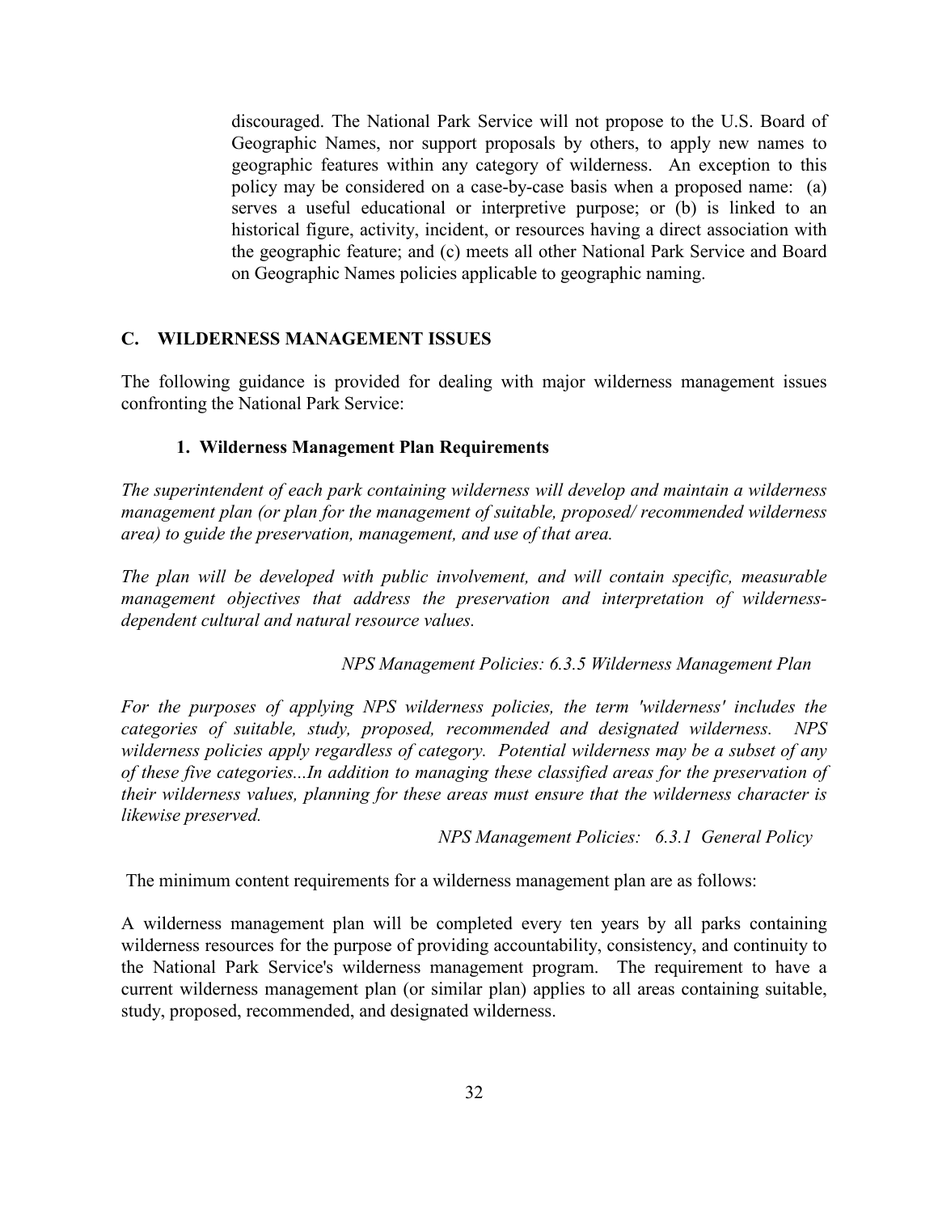discouraged. The National Park Service will not propose to the U.S. Board of Geographic Names, nor support proposals by others, to apply new names to geographic features within any category of wilderness. An exception to this policy may be considered on a case-by-case basis when a proposed name: (a) serves a useful educational or interpretive purpose; or (b) is linked to an historical figure, activity, incident, or resources having a direct association with the geographic feature; and (c) meets all other National Park Service and Board on Geographic Names policies applicable to geographic naming.

## C. WILDERNESS MANAGEMENT ISSUES

The following guidance is provided for dealing with major wilderness management issues confronting the National Park Service:

### 1. Wilderness Management Plan Requirements

*The superintendent of each park containing wilderness will develop and maintain a wilderness management plan (or plan for the management of suitable, proposed/ recommended wilderness area) to guide the preservation, management, and use of that area.*

*The plan will be developed with public involvement, and will contain specific, measurable management objectives that address the preservation and interpretation of wilderness-dependent cultural and natural resource values.*

*NPS Management Policies: 6.3.5 Wilderness Management Plan*

*For the purposes of applying NPS wilderness policies, the term 'wilderness' includes the categories of suitable, study, proposed, recommended and designated wilderness. NPS wilderness policies apply regardless of category. Potential wilderness may be a subset of any of these five categories...In addition to managing these classified areas for the preservation of their wilderness values, planning for these areas must ensure that the wilderness character is likewise preserved.*

*NPS Management Policies: 6.3.1 General Policy*

The minimum content requirements for a wilderness management plan are as follows:

A wilderness management plan will be completed every ten years by all parks containing wilderness resources for the purpose of providing accountability, consistency, and continuity to the National Park Service's wilderness management program. The requirement to have a current wilderness management plan (or similar plan) applies to all areas containing suitable, study, proposed, recommended, and designated wilderness.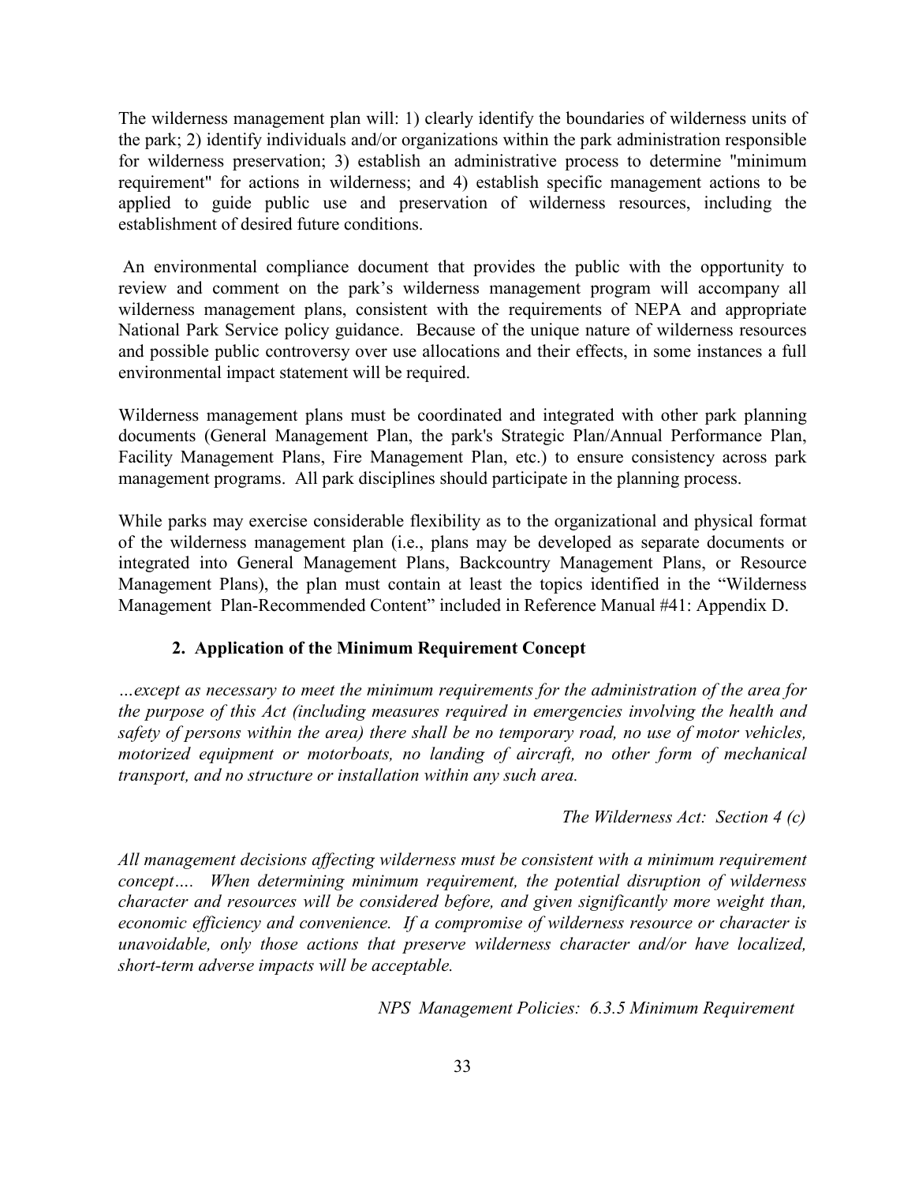The wilderness management plan will: 1) clearly identify the boundaries of wilderness units of the park; 2) identify individuals and/or organizations within the park administration responsible for wilderness preservation; 3) establish an administrative process to determine "minimum requirement" for actions in wilderness; and 4) establish specific management actions to be applied to guide public use and preservation of wilderness resources, including the establishment of desired future conditions.

An environmental compliance document that provides the public with the opportunity to review and comment on the park's wilderness management program will accompany all wilderness management plans, consistent with the requirements of NEPA and appropriate National Park Service policy guidance. Because of the unique nature of wilderness resources and possible public controversy over use allocations and their effects, in some instances a full environmental impact statement will be required.

Wilderness management plans must be coordinated and integrated with other park planning documents (General Management Plan, the park's Strategic Plan/Annual Performance Plan, Facility Management Plans, Fire Management Plan, etc.) to ensure consistency across park management programs. All park disciplines should participate in the planning process.

While parks may exercise considerable flexibility as to the organizational and physical format of the wilderness management plan (i.e., plans may be developed as separate documents or integrated into General Management Plans, Backcountry Management Plans, or Resource Management Plans), the plan must contain at least the topics identified in the "Wilderness Management Plan-Recommended Content" included in Reference Manual #41: Appendix D.

### 2. Application of the Minimum Requirement Concept

*…except as necessary to meet the minimum requirements for the administration of the area for the purpose of this Act (including measures required in emergencies involving the health and safety of persons within the area) there shall be no temporary road, no use of motor vehicles, motorized equipment or motorboats, no landing of aircraft, no other form of mechanical transport, and no structure or installation within any such area.*

*The Wilderness Act: Section 4 (c)*

*All management decisions affecting wilderness must be consistent with a minimum requirement concept…. When determining minimum requirement, the potential disruption of wilderness character and resources will be considered before, and given significantly more weight than, economic efficiency and convenience. If a compromise of wilderness resource or character is unavoidable, only those actions that preserve wilderness character and/or have localized, short-term adverse impacts will be acceptable.*

*NPS Management Policies: 6.3.5 Minimum Requirement*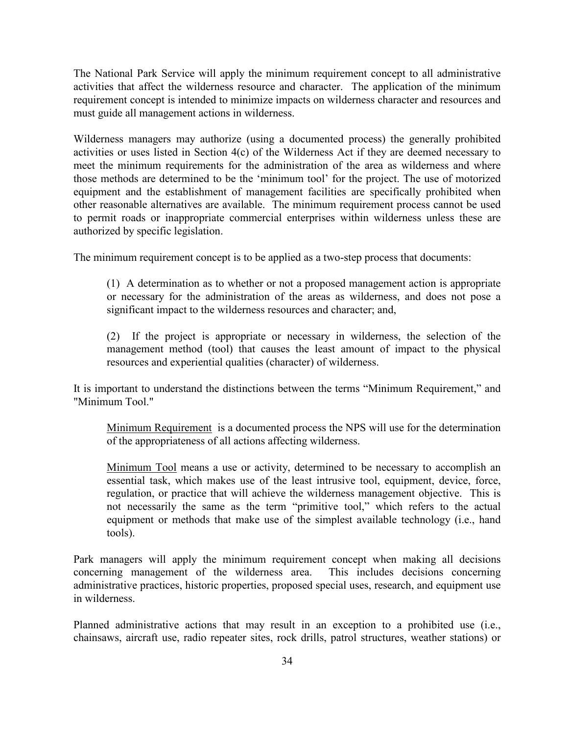The National Park Service will apply the minimum requirement concept to all administrative activities that affect the wilderness resource and character. The application of the minimum requirement concept is intended to minimize impacts on wilderness character and resources and must guide all management actions in wilderness.

Wilderness managers may authorize (using a documented process) the generally prohibited activities or uses listed in Section 4(c) of the Wilderness Act if they are deemed necessary to meet the minimum requirements for the administration of the area as wilderness and where those methods are determined to be the 'minimum tool' for the project. The use of motorized equipment and the establishment of management facilities are specifically prohibited when other reasonable alternatives are available. The minimum requirement process cannot be used to permit roads or inappropriate commercial enterprises within wilderness unless these are authorized by specific legislation.

The minimum requirement concept is to be applied as a two-step process that documents:

> (1) A determination as to whether or not a proposed management action is appropriate or necessary for the administration of the areas as wilderness, and does not pose a significant impact to the wilderness resources and character; and,
>
> (2) If the project is appropriate or necessary in wilderness, the selection of the management method (tool) that causes the least amount of impact to the physical resources and experiential qualities (character) of wilderness.

It is important to understand the distinctions between the terms "Minimum Requirement," and "Minimum Tool."

> <u>Minimum Requirement</u> is a documented process the NPS will use for the determination of the appropriateness of all actions affecting wilderness.
>
> <u>Minimum Tool</u> means a use or activity, determined to be necessary to accomplish an essential task, which makes use of the least intrusive tool, equipment, device, force, regulation, or practice that will achieve the wilderness management objective. This is not necessarily the same as the term "primitive tool," which refers to the actual equipment or methods that make use of the simplest available technology (i.e., hand tools).

Park managers will apply the minimum requirement concept when making all decisions concerning management of the wilderness area. This includes decisions concerning administrative practices, historic properties, proposed special uses, research, and equipment use in wilderness.

Planned administrative actions that may result in an exception to a prohibited use (i.e., chainsaws, aircraft use, radio repeater sites, rock drills, patrol structures, weather stations) or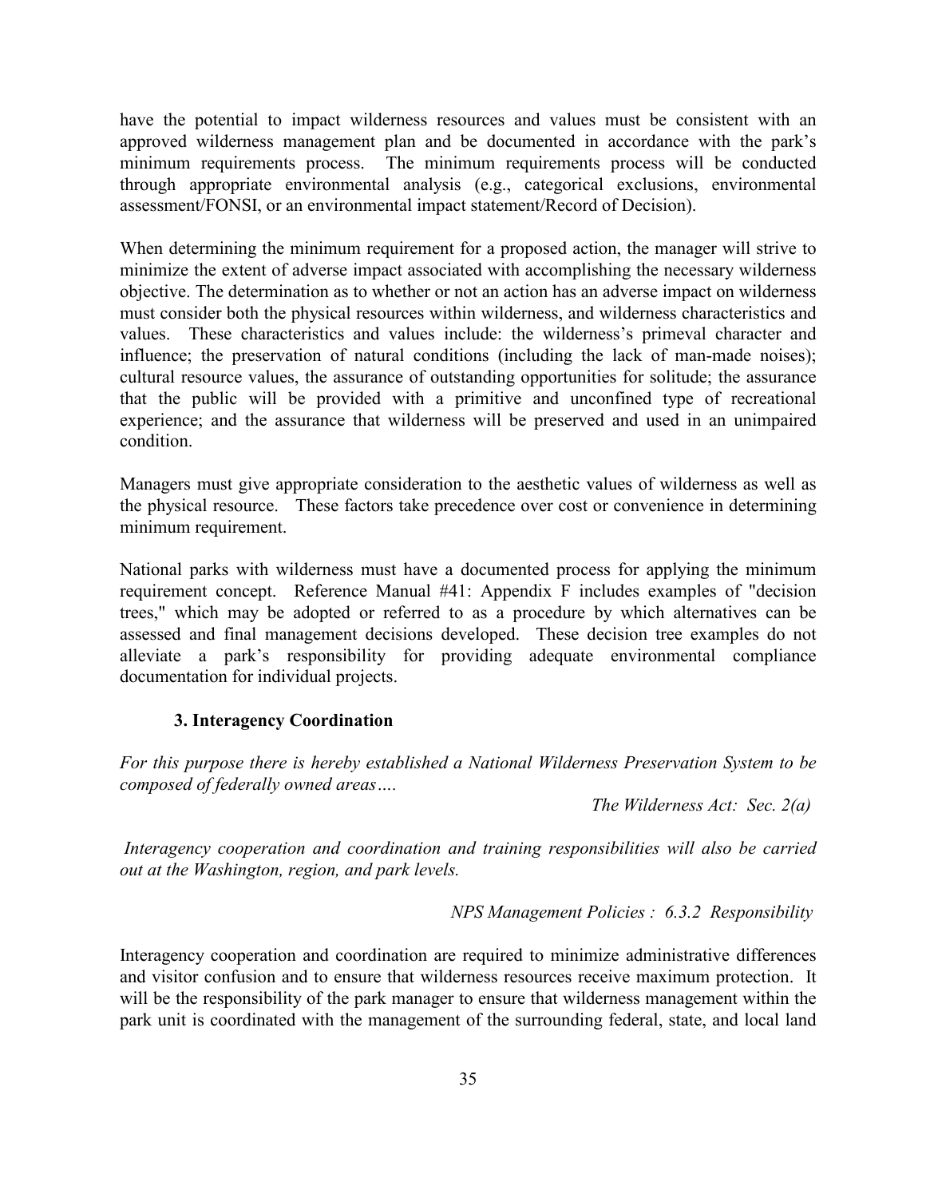have the potential to impact wilderness resources and values must be consistent with an approved wilderness management plan and be documented in accordance with the park's minimum requirements process. The minimum requirements process will be conducted through appropriate environmental analysis (e.g., categorical exclusions, environmental assessment/FONSI, or an environmental impact statement/Record of Decision).

When determining the minimum requirement for a proposed action, the manager will strive to minimize the extent of adverse impact associated with accomplishing the necessary wilderness objective. The determination as to whether or not an action has an adverse impact on wilderness must consider both the physical resources within wilderness, and wilderness characteristics and values. These characteristics and values include: the wilderness's primeval character and influence; the preservation of natural conditions (including the lack of man-made noises); cultural resource values, the assurance of outstanding opportunities for solitude; the assurance that the public will be provided with a primitive and unconfined type of recreational experience; and the assurance that wilderness will be preserved and used in an unimpaired condition.

Managers must give appropriate consideration to the aesthetic values of wilderness as well as the physical resource. These factors take precedence over cost or convenience in determining minimum requirement.

National parks with wilderness must have a documented process for applying the minimum requirement concept. Reference Manual #41: Appendix F includes examples of "decision trees," which may be adopted or referred to as a procedure by which alternatives can be assessed and final management decisions developed. These decision tree examples do not alleviate a park's responsibility for providing adequate environmental compliance documentation for individual projects.

### 3. Interagency Coordination

*For this purpose there is hereby established a National Wilderness Preservation System to be composed of federally owned areas….*

*The Wilderness Act: Sec. 2(a)*

*Interagency cooperation and coordination and training responsibilities will also be carried out at the Washington, region, and park levels.*

*NPS Management Policies : 6.3.2 Responsibility*

Interagency cooperation and coordination are required to minimize administrative differences and visitor confusion and to ensure that wilderness resources receive maximum protection. It will be the responsibility of the park manager to ensure that wilderness management within the park unit is coordinated with the management of the surrounding federal, state, and local land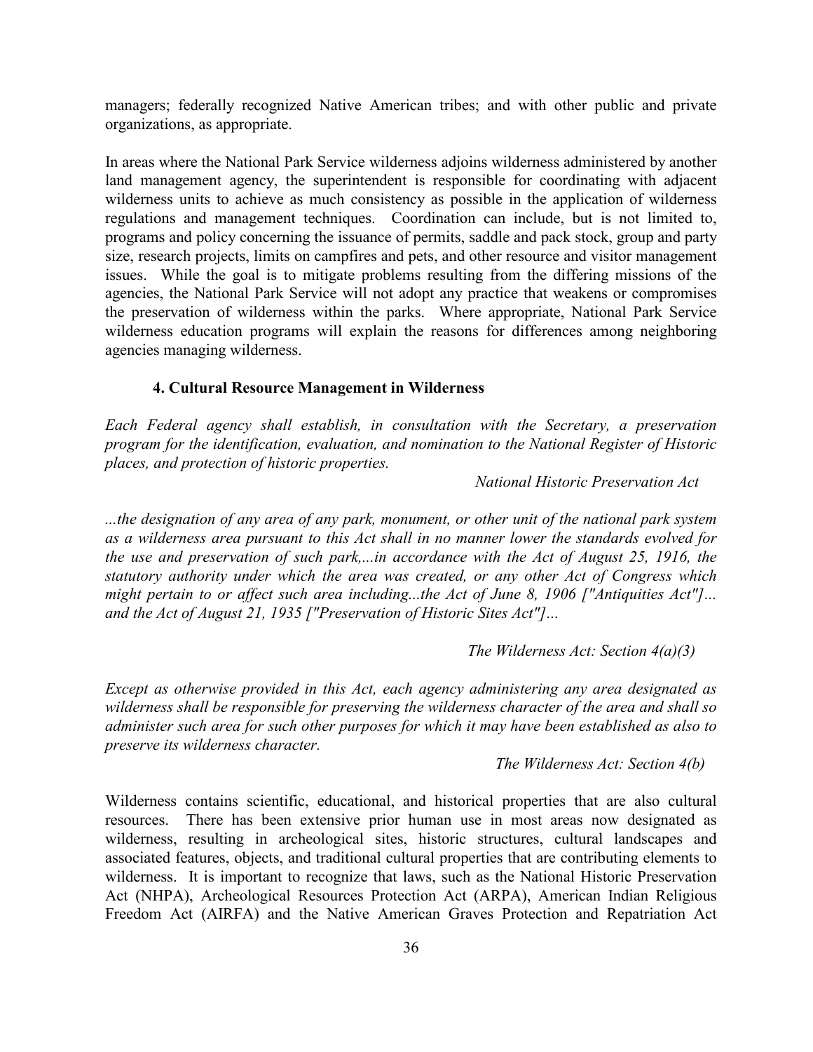managers; federally recognized Native American tribes; and with other public and private organizations, as appropriate.

In areas where the National Park Service wilderness adjoins wilderness administered by another land management agency, the superintendent is responsible for coordinating with adjacent wilderness units to achieve as much consistency as possible in the application of wilderness regulations and management techniques. Coordination can include, but is not limited to, programs and policy concerning the issuance of permits, saddle and pack stock, group and party size, research projects, limits on campfires and pets, and other resource and visitor management issues. While the goal is to mitigate problems resulting from the differing missions of the agencies, the National Park Service will not adopt any practice that weakens or compromises the preservation of wilderness within the parks. Where appropriate, National Park Service wilderness education programs will explain the reasons for differences among neighboring agencies managing wilderness.

### 4. Cultural Resource Management in Wilderness

*Each Federal agency shall establish, in consultation with the Secretary, a preservation program for the identification, evaluation, and nomination to the National Register of Historic places, and protection of historic properties.*

*National Historic Preservation Act*

*...the designation of any area of any park, monument, or other unit of the national park system as a wilderness area pursuant to this Act shall in no manner lower the standards evolved for the use and preservation of such park,...in accordance with the Act of August 25, 1916, the statutory authority under which the area was created, or any other Act of Congress which might pertain to or affect such area including...the Act of June 8, 1906 ["Antiquities Act"]... and the Act of August 21, 1935 ["Preservation of Historic Sites Act"]...*

*The Wilderness Act: Section 4(a)(3)*

*Except as otherwise provided in this Act, each agency administering any area designated as wilderness shall be responsible for preserving the wilderness character of the area and shall so administer such area for such other purposes for which it may have been established as also to preserve its wilderness character.*

*The Wilderness Act: Section 4(b)*

Wilderness contains scientific, educational, and historical properties that are also cultural resources. There has been extensive prior human use in most areas now designated as wilderness, resulting in archeological sites, historic structures, cultural landscapes and associated features, objects, and traditional cultural properties that are contributing elements to wilderness. It is important to recognize that laws, such as the National Historic Preservation Act (NHPA), Archeological Resources Protection Act (ARPA), American Indian Religious Freedom Act (AIRFA) and the Native American Graves Protection and Repatriation Act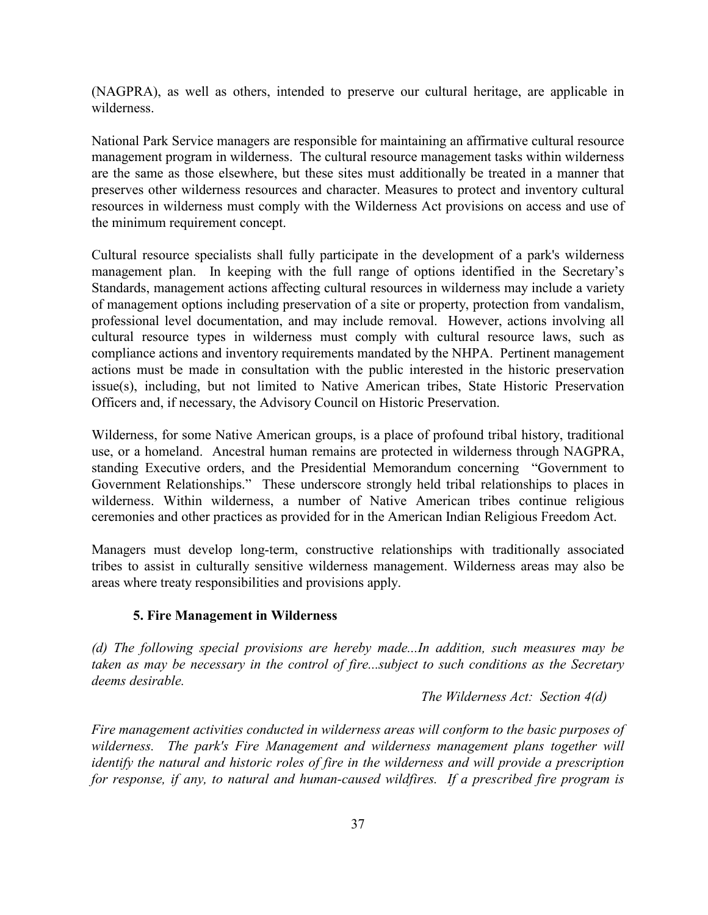(NAGPRA), as well as others, intended to preserve our cultural heritage, are applicable in wilderness.

National Park Service managers are responsible for maintaining an affirmative cultural resource management program in wilderness. The cultural resource management tasks within wilderness are the same as those elsewhere, but these sites must additionally be treated in a manner that preserves other wilderness resources and character. Measures to protect and inventory cultural resources in wilderness must comply with the Wilderness Act provisions on access and use of the minimum requirement concept.

Cultural resource specialists shall fully participate in the development of a park's wilderness management plan. In keeping with the full range of options identified in the Secretary's Standards, management actions affecting cultural resources in wilderness may include a variety of management options including preservation of a site or property, protection from vandalism, professional level documentation, and may include removal. However, actions involving all cultural resource types in wilderness must comply with cultural resource laws, such as compliance actions and inventory requirements mandated by the NHPA. Pertinent management actions must be made in consultation with the public interested in the historic preservation issue(s), including, but not limited to Native American tribes, State Historic Preservation Officers and, if necessary, the Advisory Council on Historic Preservation.

Wilderness, for some Native American groups, is a place of profound tribal history, traditional use, or a homeland. Ancestral human remains are protected in wilderness through NAGPRA, standing Executive orders, and the Presidential Memorandum concerning "Government to Government Relationships." These underscore strongly held tribal relationships to places in wilderness. Within wilderness, a number of Native American tribes continue religious ceremonies and other practices as provided for in the American Indian Religious Freedom Act.

Managers must develop long-term, constructive relationships with traditionally associated tribes to assist in culturally sensitive wilderness management. Wilderness areas may also be areas where treaty responsibilities and provisions apply.

### 5. Fire Management in Wilderness

*(d) The following special provisions are hereby made...In addition, such measures may be taken as may be necessary in the control of fire...subject to such conditions as the Secretary deems desirable.*

*The Wilderness Act: Section 4(d)*

*Fire management activities conducted in wilderness areas will conform to the basic purposes of wilderness. The park's Fire Management and wilderness management plans together will identify the natural and historic roles of fire in the wilderness and will provide a prescription for response, if any, to natural and human-caused wildfires. If a prescribed fire program is*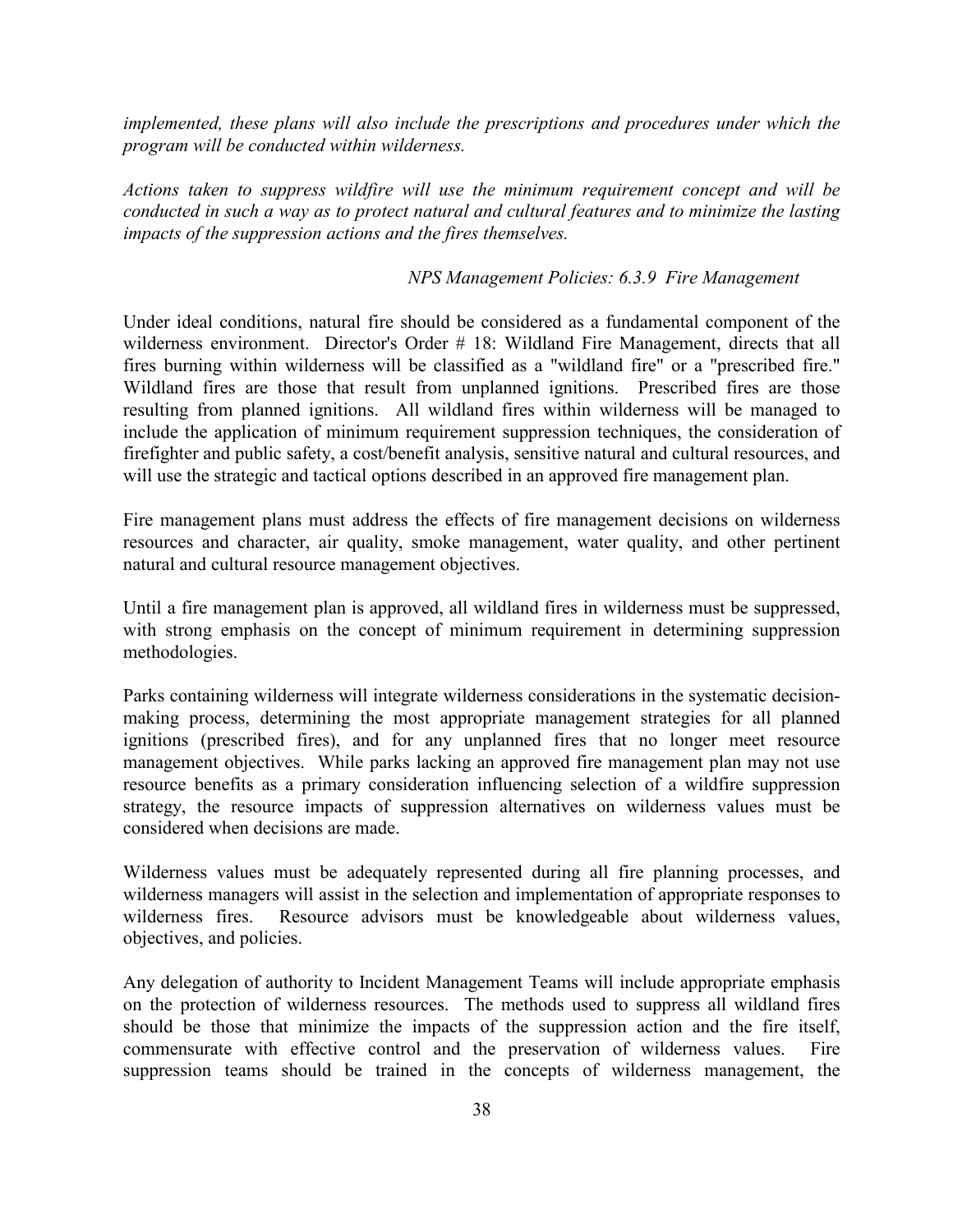*implemented, these plans will also include the prescriptions and procedures under which the program will be conducted within wilderness.*

*Actions taken to suppress wildfire will use the minimum requirement concept and will be conducted in such a way as to protect natural and cultural features and to minimize the lasting impacts of the suppression actions and the fires themselves.*

*NPS Management Policies: 6.3.9 Fire Management*

Under ideal conditions, natural fire should be considered as a fundamental component of the wilderness environment. Director's Order # 18: Wildland Fire Management, directs that all fires burning within wilderness will be classified as a "wildland fire" or a "prescribed fire." Wildland fires are those that result from unplanned ignitions. Prescribed fires are those resulting from planned ignitions. All wildland fires within wilderness will be managed to include the application of minimum requirement suppression techniques, the consideration of firefighter and public safety, a cost/benefit analysis, sensitive natural and cultural resources, and will use the strategic and tactical options described in an approved fire management plan.

Fire management plans must address the effects of fire management decisions on wilderness resources and character, air quality, smoke management, water quality, and other pertinent natural and cultural resource management objectives.

Until a fire management plan is approved, all wildland fires in wilderness must be suppressed, with strong emphasis on the concept of minimum requirement in determining suppression methodologies.

Parks containing wilderness will integrate wilderness considerations in the systematic decision-making process, determining the most appropriate management strategies for all planned ignitions (prescribed fires), and for any unplanned fires that no longer meet resource management objectives. While parks lacking an approved fire management plan may not use resource benefits as a primary consideration influencing selection of a wildfire suppression strategy, the resource impacts of suppression alternatives on wilderness values must be considered when decisions are made.

Wilderness values must be adequately represented during all fire planning processes, and wilderness managers will assist in the selection and implementation of appropriate responses to wilderness fires. Resource advisors must be knowledgeable about wilderness values, objectives, and policies.

Any delegation of authority to Incident Management Teams will include appropriate emphasis on the protection of wilderness resources. The methods used to suppress all wildland fires should be those that minimize the impacts of the suppression action and the fire itself, commensurate with effective control and the preservation of wilderness values. Fire suppression teams should be trained in the concepts of wilderness management, the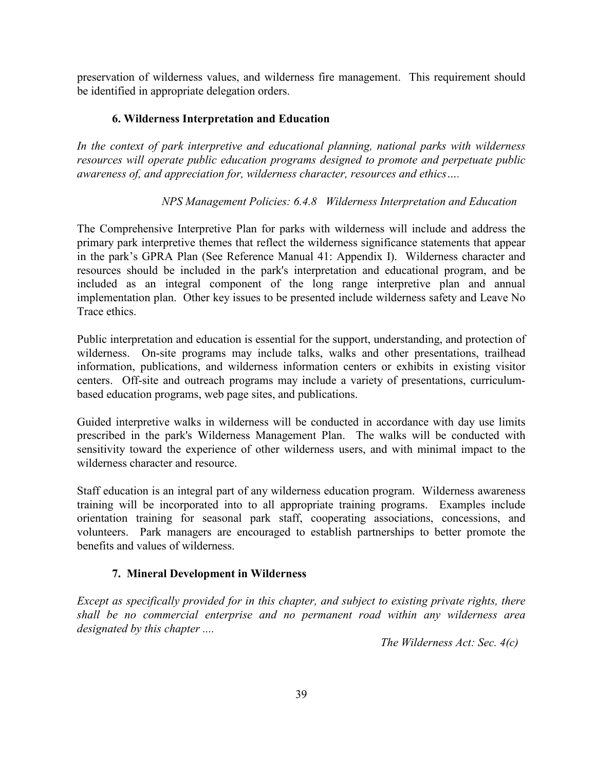preservation of wilderness values, and wilderness fire management. This requirement should be identified in appropriate delegation orders.

### 6. Wilderness Interpretation and Education

*In the context of park interpretive and educational planning, national parks with wilderness resources will operate public education programs designed to promote and perpetuate public awareness of, and appreciation for, wilderness character, resources and ethics….*

*NPS Management Policies: 6.4.8 Wilderness Interpretation and Education*

The Comprehensive Interpretive Plan for parks with wilderness will include and address the primary park interpretive themes that reflect the wilderness significance statements that appear in the park's GPRA Plan (See Reference Manual 41: Appendix I). Wilderness character and resources should be included in the park's interpretation and educational program, and be included as an integral component of the long range interpretive plan and annual implementation plan. Other key issues to be presented include wilderness safety and Leave No Trace ethics.

Public interpretation and education is essential for the support, understanding, and protection of wilderness. On-site programs may include talks, walks and other presentations, trailhead information, publications, and wilderness information centers or exhibits in existing visitor centers. Off-site and outreach programs may include a variety of presentations, curriculum-based education programs, web page sites, and publications.

Guided interpretive walks in wilderness will be conducted in accordance with day use limits prescribed in the park's Wilderness Management Plan. The walks will be conducted with sensitivity toward the experience of other wilderness users, and with minimal impact to the wilderness character and resource.

Staff education is an integral part of any wilderness education program. Wilderness awareness training will be incorporated into to all appropriate training programs. Examples include orientation training for seasonal park staff, cooperating associations, concessions, and volunteers. Park managers are encouraged to establish partnerships to better promote the benefits and values of wilderness.

### 7. Mineral Development in Wilderness

*Except as specifically provided for in this chapter, and subject to existing private rights, there shall be no commercial enterprise and no permanent road within any wilderness area designated by this chapter ....*

*The Wilderness Act: Sec. 4(c)*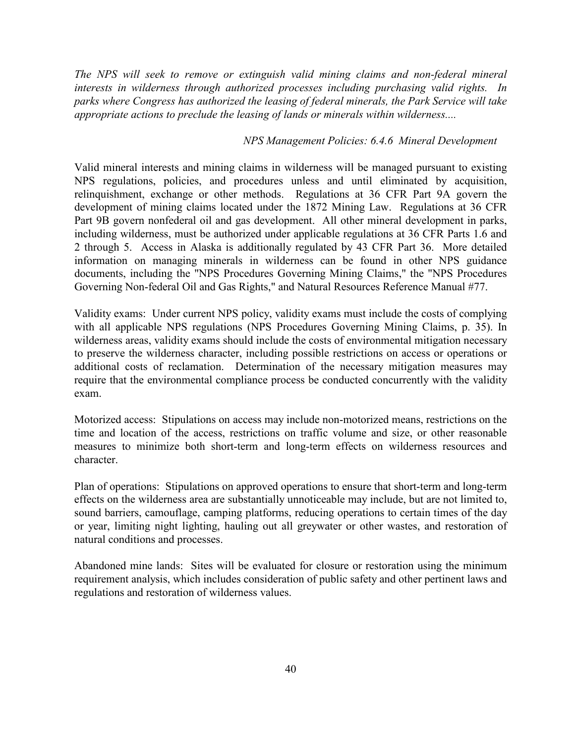*The NPS will seek to remove or extinguish valid mining claims and non-federal mineral interests in wilderness through authorized processes including purchasing valid rights. In parks where Congress has authorized the leasing of federal minerals, the Park Service will take appropriate actions to preclude the leasing of lands or minerals within wilderness....*

*NPS Management Policies: 6.4.6 Mineral Development*

Valid mineral interests and mining claims in wilderness will be managed pursuant to existing NPS regulations, policies, and procedures unless and until eliminated by acquisition, relinquishment, exchange or other methods. Regulations at 36 CFR Part 9A govern the development of mining claims located under the 1872 Mining Law. Regulations at 36 CFR Part 9B govern nonfederal oil and gas development. All other mineral development in parks, including wilderness, must be authorized under applicable regulations at 36 CFR Parts 1.6 and 2 through 5. Access in Alaska is additionally regulated by 43 CFR Part 36. More detailed information on managing minerals in wilderness can be found in other NPS guidance documents, including the "NPS Procedures Governing Mining Claims," the "NPS Procedures Governing Non-federal Oil and Gas Rights," and Natural Resources Reference Manual #77.

Validity exams: Under current NPS policy, validity exams must include the costs of complying with all applicable NPS regulations (NPS Procedures Governing Mining Claims, p. 35). In wilderness areas, validity exams should include the costs of environmental mitigation necessary to preserve the wilderness character, including possible restrictions on access or operations or additional costs of reclamation. Determination of the necessary mitigation measures may require that the environmental compliance process be conducted concurrently with the validity exam.

Motorized access: Stipulations on access may include non-motorized means, restrictions on the time and location of the access, restrictions on traffic volume and size, or other reasonable measures to minimize both short-term and long-term effects on wilderness resources and character.

Plan of operations: Stipulations on approved operations to ensure that short-term and long-term effects on the wilderness area are substantially unnoticeable may include, but are not limited to, sound barriers, camouflage, camping platforms, reducing operations to certain times of the day or year, limiting night lighting, hauling out all greywater or other wastes, and restoration of natural conditions and processes.

Abandoned mine lands: Sites will be evaluated for closure or restoration using the minimum requirement analysis, which includes consideration of public safety and other pertinent laws and regulations and restoration of wilderness values.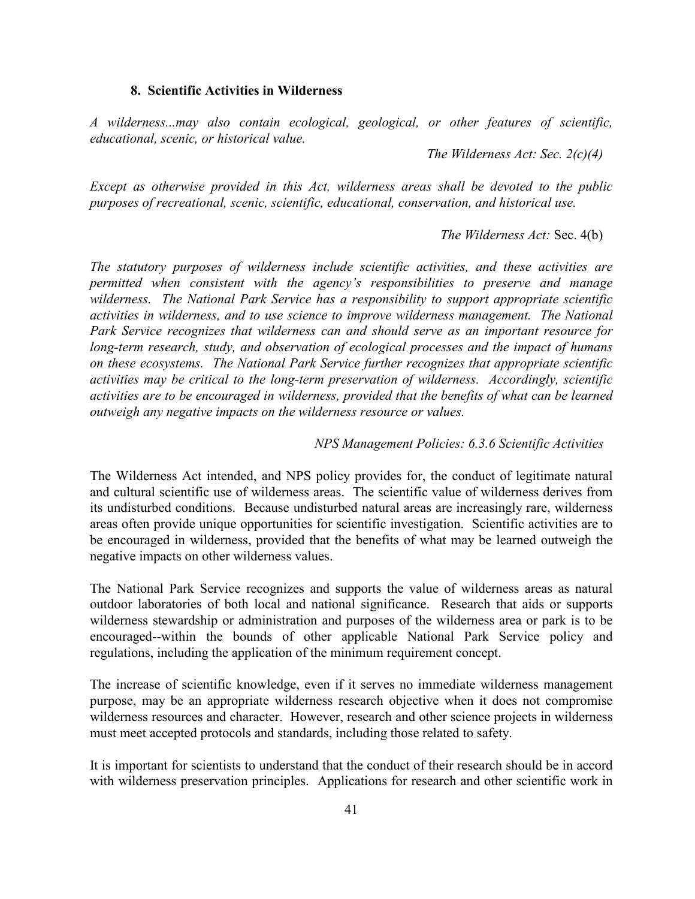### 8. Scientific Activities in Wilderness

*A wilderness...may also contain ecological, geological, or other features of scientific, educational, scenic, or historical value.*

*The Wilderness Act: Sec. 2(c)(4)*

*Except as otherwise provided in this Act, wilderness areas shall be devoted to the public purposes of recreational, scenic, scientific, educational, conservation, and historical use.*

*The Wilderness Act:* Sec. 4(b)

*The statutory purposes of wilderness include scientific activities, and these activities are permitted when consistent with the agency's responsibilities to preserve and manage wilderness. The National Park Service has a responsibility to support appropriate scientific activities in wilderness, and to use science to improve wilderness management. The National Park Service recognizes that wilderness can and should serve as an important resource for long-term research, study, and observation of ecological processes and the impact of humans on these ecosystems. The National Park Service further recognizes that appropriate scientific activities may be critical to the long-term preservation of wilderness. Accordingly, scientific activities are to be encouraged in wilderness, provided that the benefits of what can be learned outweigh any negative impacts on the wilderness resource or values.*

*NPS Management Policies: 6.3.6 Scientific Activities*

The Wilderness Act intended, and NPS policy provides for, the conduct of legitimate natural and cultural scientific use of wilderness areas. The scientific value of wilderness derives from its undisturbed conditions. Because undisturbed natural areas are increasingly rare, wilderness areas often provide unique opportunities for scientific investigation. Scientific activities are to be encouraged in wilderness, provided that the benefits of what may be learned outweigh the negative impacts on other wilderness values.

The National Park Service recognizes and supports the value of wilderness areas as natural outdoor laboratories of both local and national significance. Research that aids or supports wilderness stewardship or administration and purposes of the wilderness area or park is to be encouraged--within the bounds of other applicable National Park Service policy and regulations, including the application of the minimum requirement concept.

The increase of scientific knowledge, even if it serves no immediate wilderness management purpose, may be an appropriate wilderness research objective when it does not compromise wilderness resources and character. However, research and other science projects in wilderness must meet accepted protocols and standards, including those related to safety.

It is important for scientists to understand that the conduct of their research should be in accord with wilderness preservation principles. Applications for research and other scientific work in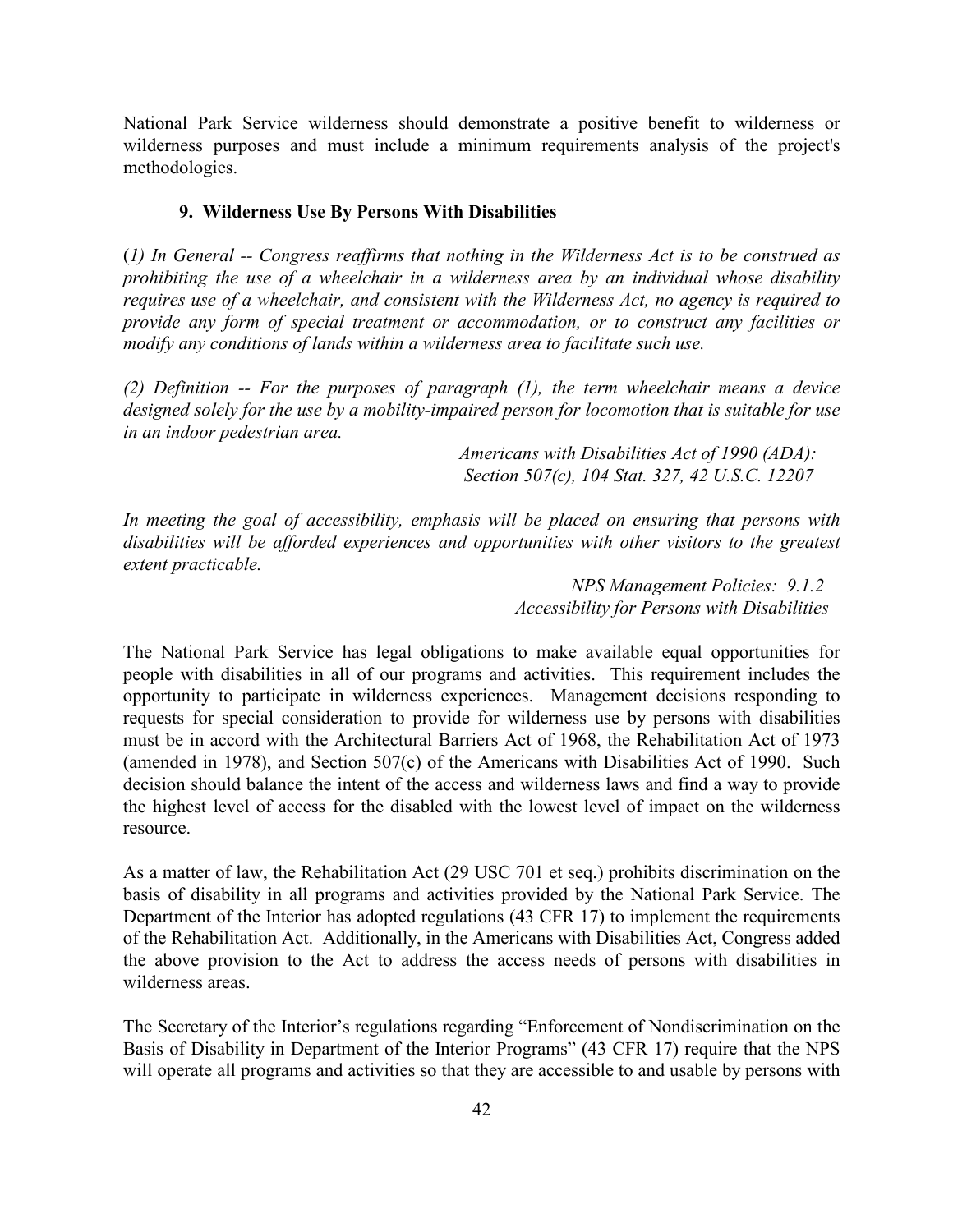National Park Service wilderness should demonstrate a positive benefit to wilderness or wilderness purposes and must include a minimum requirements analysis of the project's methodologies.

### 9. Wilderness Use By Persons With Disabilities

*(1) In General -- Congress reaffirms that nothing in the Wilderness Act is to be construed as prohibiting the use of a wheelchair in a wilderness area by an individual whose disability requires use of a wheelchair, and consistent with the Wilderness Act, no agency is required to provide any form of special treatment or accommodation, or to construct any facilities or modify any conditions of lands within a wilderness area to facilitate such use.*

*(2) Definition -- For the purposes of paragraph (1), the term wheelchair means a device designed solely for the use by a mobility-impaired person for locomotion that is suitable for use in an indoor pedestrian area.*

*Americans with Disabilities Act of 1990 (ADA):*
*Section 507(c), 104 Stat. 327, 42 U.S.C. 12207*

*In meeting the goal of accessibility, emphasis will be placed on ensuring that persons with disabilities will be afforded experiences and opportunities with other visitors to the greatest extent practicable.*

*NPS Management Policies: 9.1.2*
*Accessibility for Persons with Disabilities*

The National Park Service has legal obligations to make available equal opportunities for people with disabilities in all of our programs and activities. This requirement includes the opportunity to participate in wilderness experiences. Management decisions responding to requests for special consideration to provide for wilderness use by persons with disabilities must be in accord with the Architectural Barriers Act of 1968, the Rehabilitation Act of 1973 (amended in 1978), and Section 507(c) of the Americans with Disabilities Act of 1990. Such decision should balance the intent of the access and wilderness laws and find a way to provide the highest level of access for the disabled with the lowest level of impact on the wilderness resource.

As a matter of law, the Rehabilitation Act (29 USC 701 et seq.) prohibits discrimination on the basis of disability in all programs and activities provided by the National Park Service. The Department of the Interior has adopted regulations (43 CFR 17) to implement the requirements of the Rehabilitation Act. Additionally, in the Americans with Disabilities Act, Congress added the above provision to the Act to address the access needs of persons with disabilities in wilderness areas.

The Secretary of the Interior's regulations regarding "Enforcement of Nondiscrimination on the Basis of Disability in Department of the Interior Programs" (43 CFR 17) require that the NPS will operate all programs and activities so that they are accessible to and usable by persons with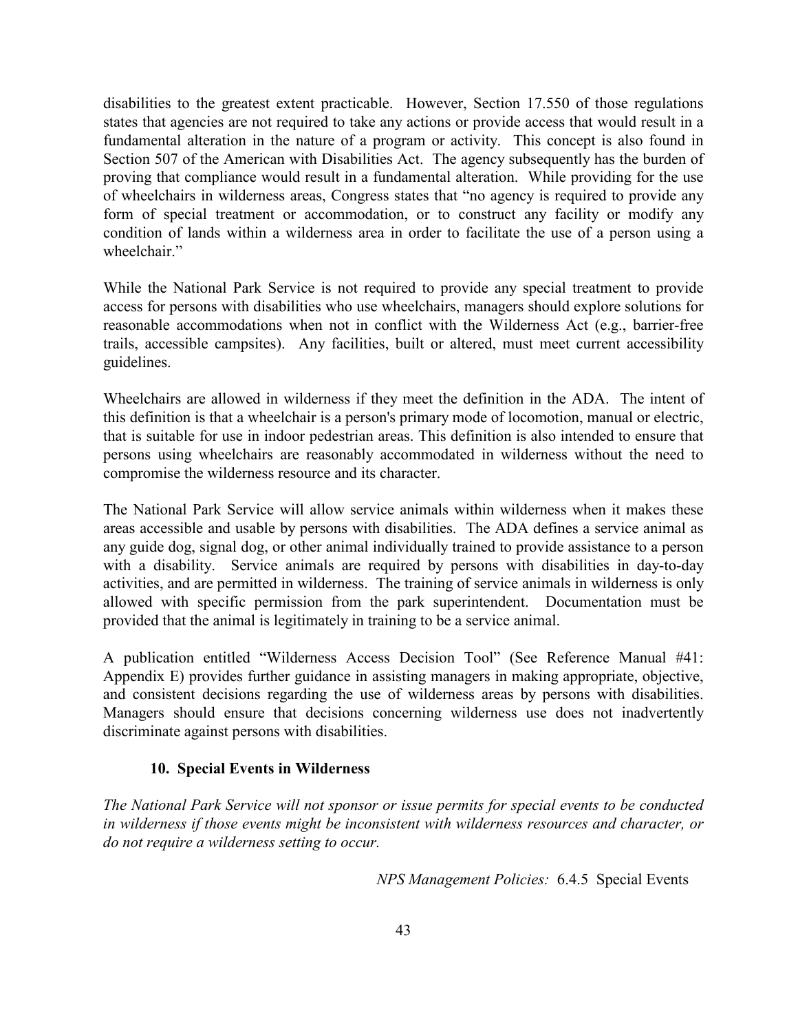disabilities to the greatest extent practicable. However, Section 17.550 of those regulations states that agencies are not required to take any actions or provide access that would result in a fundamental alteration in the nature of a program or activity. This concept is also found in Section 507 of the American with Disabilities Act. The agency subsequently has the burden of proving that compliance would result in a fundamental alteration. While providing for the use of wheelchairs in wilderness areas, Congress states that "no agency is required to provide any form of special treatment or accommodation, or to construct any facility or modify any condition of lands within a wilderness area in order to facilitate the use of a person using a wheelchair."

While the National Park Service is not required to provide any special treatment to provide access for persons with disabilities who use wheelchairs, managers should explore solutions for reasonable accommodations when not in conflict with the Wilderness Act (e.g., barrier-free trails, accessible campsites). Any facilities, built or altered, must meet current accessibility guidelines.

Wheelchairs are allowed in wilderness if they meet the definition in the ADA. The intent of this definition is that a wheelchair is a person's primary mode of locomotion, manual or electric, that is suitable for use in indoor pedestrian areas. This definition is also intended to ensure that persons using wheelchairs are reasonably accommodated in wilderness without the need to compromise the wilderness resource and its character.

The National Park Service will allow service animals within wilderness when it makes these areas accessible and usable by persons with disabilities. The ADA defines a service animal as any guide dog, signal dog, or other animal individually trained to provide assistance to a person with a disability. Service animals are required by persons with disabilities in day-to-day activities, and are permitted in wilderness. The training of service animals in wilderness is only allowed with specific permission from the park superintendent. Documentation must be provided that the animal is legitimately in training to be a service animal.

A publication entitled "Wilderness Access Decision Tool" (See Reference Manual #41: Appendix E) provides further guidance in assisting managers in making appropriate, objective, and consistent decisions regarding the use of wilderness areas by persons with disabilities. Managers should ensure that decisions concerning wilderness use does not inadvertently discriminate against persons with disabilities.

### 10. Special Events in Wilderness

*The National Park Service will not sponsor or issue permits for special events to be conducted in wilderness if those events might be inconsistent with wilderness resources and character, or do not require a wilderness setting to occur.*

*NPS Management Policies:* 6.4.5 Special Events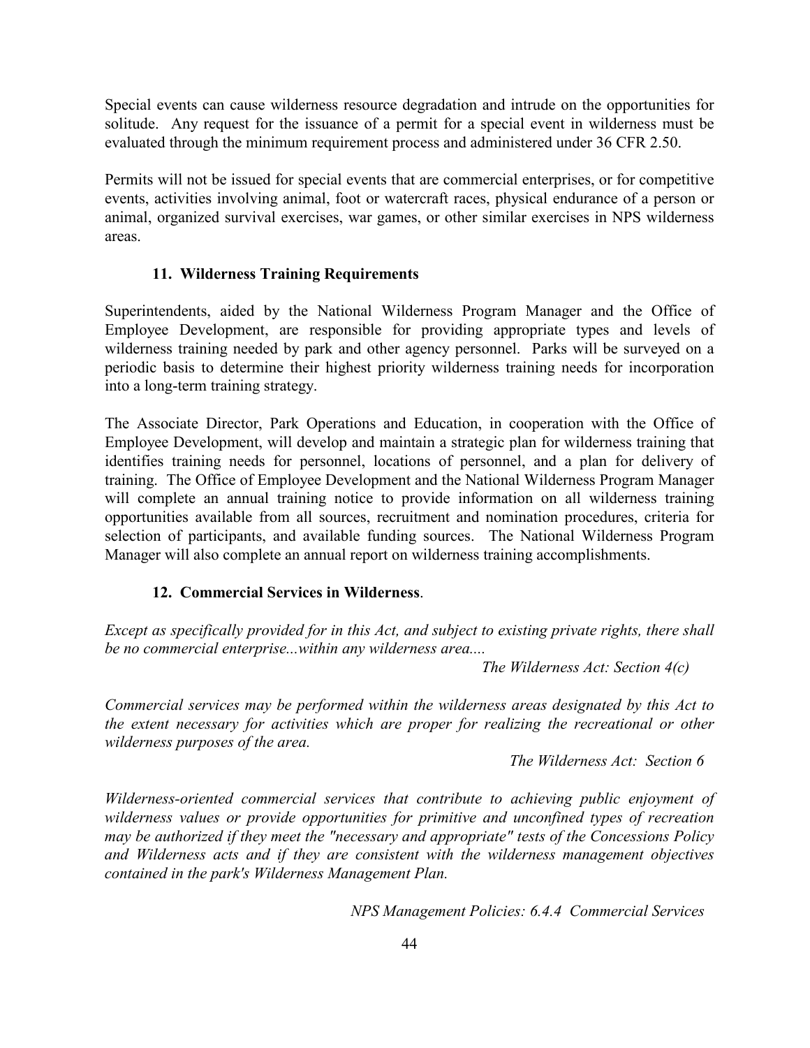Special events can cause wilderness resource degradation and intrude on the opportunities for solitude. Any request for the issuance of a permit for a special event in wilderness must be evaluated through the minimum requirement process and administered under 36 CFR 2.50.

Permits will not be issued for special events that are commercial enterprises, or for competitive events, activities involving animal, foot or watercraft races, physical endurance of a person or animal, organized survival exercises, war games, or other similar exercises in NPS wilderness areas.

### 11. Wilderness Training Requirements

Superintendents, aided by the National Wilderness Program Manager and the Office of Employee Development, are responsible for providing appropriate types and levels of wilderness training needed by park and other agency personnel. Parks will be surveyed on a periodic basis to determine their highest priority wilderness training needs for incorporation into a long-term training strategy.

The Associate Director, Park Operations and Education, in cooperation with the Office of Employee Development, will develop and maintain a strategic plan for wilderness training that identifies training needs for personnel, locations of personnel, and a plan for delivery of training. The Office of Employee Development and the National Wilderness Program Manager will complete an annual training notice to provide information on all wilderness training opportunities available from all sources, recruitment and nomination procedures, criteria for selection of participants, and available funding sources. The National Wilderness Program Manager will also complete an annual report on wilderness training accomplishments.

### 12. Commercial Services in Wilderness.

*Except as specifically provided for in this Act, and subject to existing private rights, there shall be no commercial enterprise...within any wilderness area....*

*The Wilderness Act: Section 4(c)*

*Commercial services may be performed within the wilderness areas designated by this Act to the extent necessary for activities which are proper for realizing the recreational or other wilderness purposes of the area.*

*The Wilderness Act: Section 6*

*Wilderness-oriented commercial services that contribute to achieving public enjoyment of wilderness values or provide opportunities for primitive and unconfined types of recreation may be authorized if they meet the "necessary and appropriate" tests of the Concessions Policy and Wilderness acts and if they are consistent with the wilderness management objectives contained in the park's Wilderness Management Plan.*

*NPS Management Policies: 6.4.4 Commercial Services*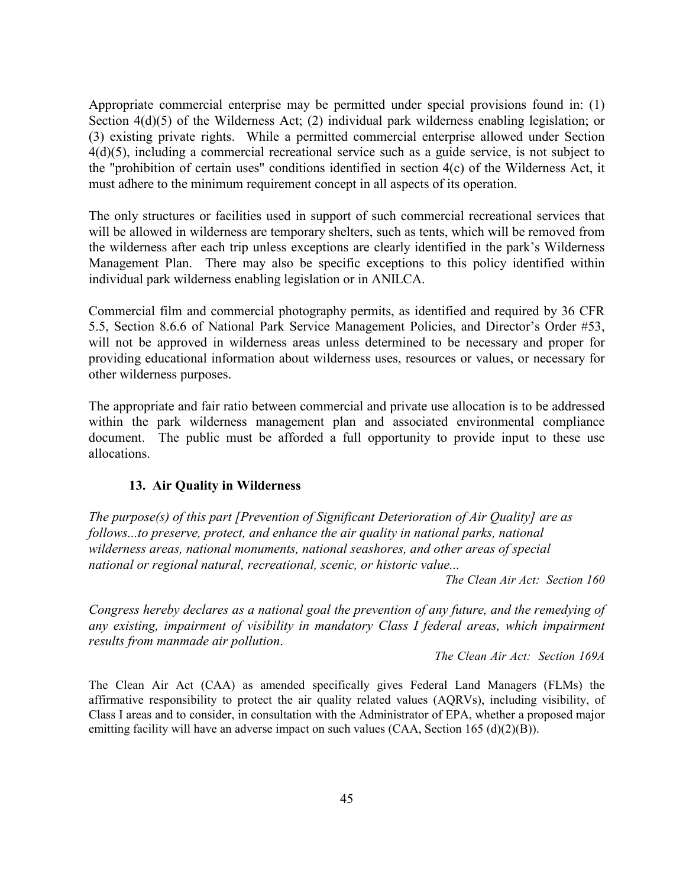Appropriate commercial enterprise may be permitted under special provisions found in: (1) Section 4(d)(5) of the Wilderness Act; (2) individual park wilderness enabling legislation; or (3) existing private rights. While a permitted commercial enterprise allowed under Section 4(d)(5), including a commercial recreational service such as a guide service, is not subject to the "prohibition of certain uses" conditions identified in section 4(c) of the Wilderness Act, it must adhere to the minimum requirement concept in all aspects of its operation.

The only structures or facilities used in support of such commercial recreational services that will be allowed in wilderness are temporary shelters, such as tents, which will be removed from the wilderness after each trip unless exceptions are clearly identified in the park's Wilderness Management Plan. There may also be specific exceptions to this policy identified within individual park wilderness enabling legislation or in ANILCA.

Commercial film and commercial photography permits, as identified and required by 36 CFR 5.5, Section 8.6.6 of National Park Service Management Policies, and Director's Order #53, will not be approved in wilderness areas unless determined to be necessary and proper for providing educational information about wilderness uses, resources or values, or necessary for other wilderness purposes.

The appropriate and fair ratio between commercial and private use allocation is to be addressed within the park wilderness management plan and associated environmental compliance document. The public must be afforded a full opportunity to provide input to these use allocations.

### 13. Air Quality in Wilderness

*The purpose(s) of this part [Prevention of Significant Deterioration of Air Quality] are as follows...to preserve, protect, and enhance the air quality in national parks, national wilderness areas, national monuments, national seashores, and other areas of special national or regional natural, recreational, scenic, or historic value...*

*The Clean Air Act: Section 160*

*Congress hereby declares as a national goal the prevention of any future, and the remedying of any existing, impairment of visibility in mandatory Class I federal areas, which impairment results from manmade air pollution*.

*The Clean Air Act: Section 169A*

The Clean Air Act (CAA) as amended specifically gives Federal Land Managers (FLMs) the affirmative responsibility to protect the air quality related values (AQRVs), including visibility, of Class I areas and to consider, in consultation with the Administrator of EPA, whether a proposed major emitting facility will have an adverse impact on such values (CAA, Section 165 (d)(2)(B)).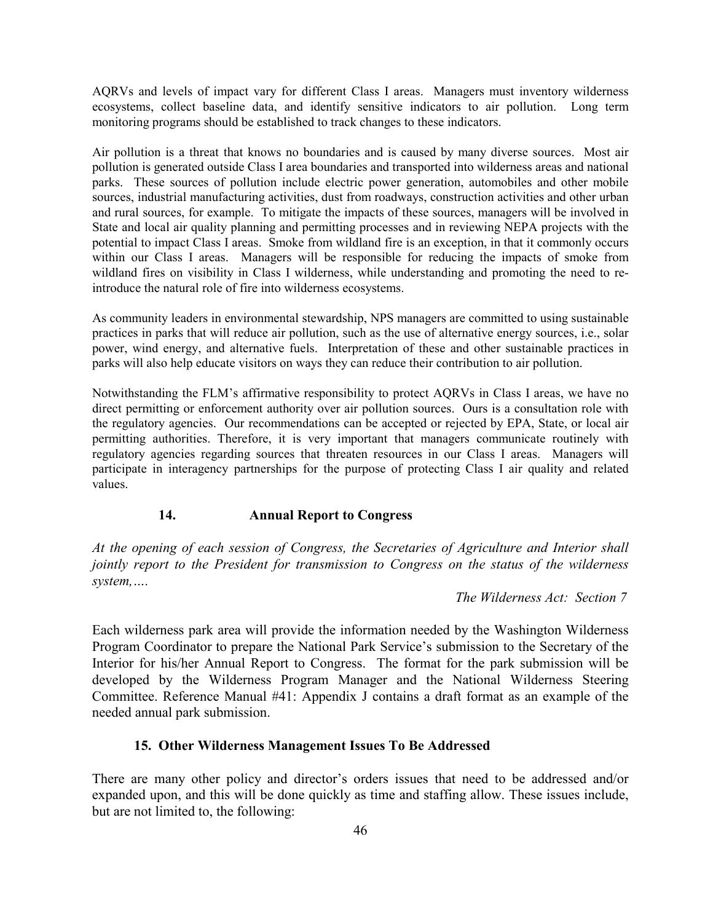AQRVs and levels of impact vary for different Class I areas. Managers must inventory wilderness ecosystems, collect baseline data, and identify sensitive indicators to air pollution. Long term monitoring programs should be established to track changes to these indicators.

Air pollution is a threat that knows no boundaries and is caused by many diverse sources. Most air pollution is generated outside Class I area boundaries and transported into wilderness areas and national parks. These sources of pollution include electric power generation, automobiles and other mobile sources, industrial manufacturing activities, dust from roadways, construction activities and other urban and rural sources, for example. To mitigate the impacts of these sources, managers will be involved in State and local air quality planning and permitting processes and in reviewing NEPA projects with the potential to impact Class I areas. Smoke from wildland fire is an exception, in that it commonly occurs within our Class I areas. Managers will be responsible for reducing the impacts of smoke from wildland fires on visibility in Class I wilderness, while understanding and promoting the need to re-introduce the natural role of fire into wilderness ecosystems.

As community leaders in environmental stewardship, NPS managers are committed to using sustainable practices in parks that will reduce air pollution, such as the use of alternative energy sources, i.e., solar power, wind energy, and alternative fuels. Interpretation of these and other sustainable practices in parks will also help educate visitors on ways they can reduce their contribution to air pollution.

Notwithstanding the FLM's affirmative responsibility to protect AQRVs in Class I areas, we have no direct permitting or enforcement authority over air pollution sources. Ours is a consultation role with the regulatory agencies. Our recommendations can be accepted or rejected by EPA, State, or local air permitting authorities. Therefore, it is very important that managers communicate routinely with regulatory agencies regarding sources that threaten resources in our Class I areas. Managers will participate in interagency partnerships for the purpose of protecting Class I air quality and related values.

### 14. Annual Report to Congress

*At the opening of each session of Congress, the Secretaries of Agriculture and Interior shall jointly report to the President for transmission to Congress on the status of the wilderness system,….*

*The Wilderness Act: Section 7*

Each wilderness park area will provide the information needed by the Washington Wilderness Program Coordinator to prepare the National Park Service's submission to the Secretary of the Interior for his/her Annual Report to Congress. The format for the park submission will be developed by the Wilderness Program Manager and the National Wilderness Steering Committee. Reference Manual #41: Appendix J contains a draft format as an example of the needed annual park submission.

### 15. Other Wilderness Management Issues To Be Addressed

There are many other policy and director's orders issues that need to be addressed and/or expanded upon, and this will be done quickly as time and staffing allow. These issues include, but are not limited to, the following: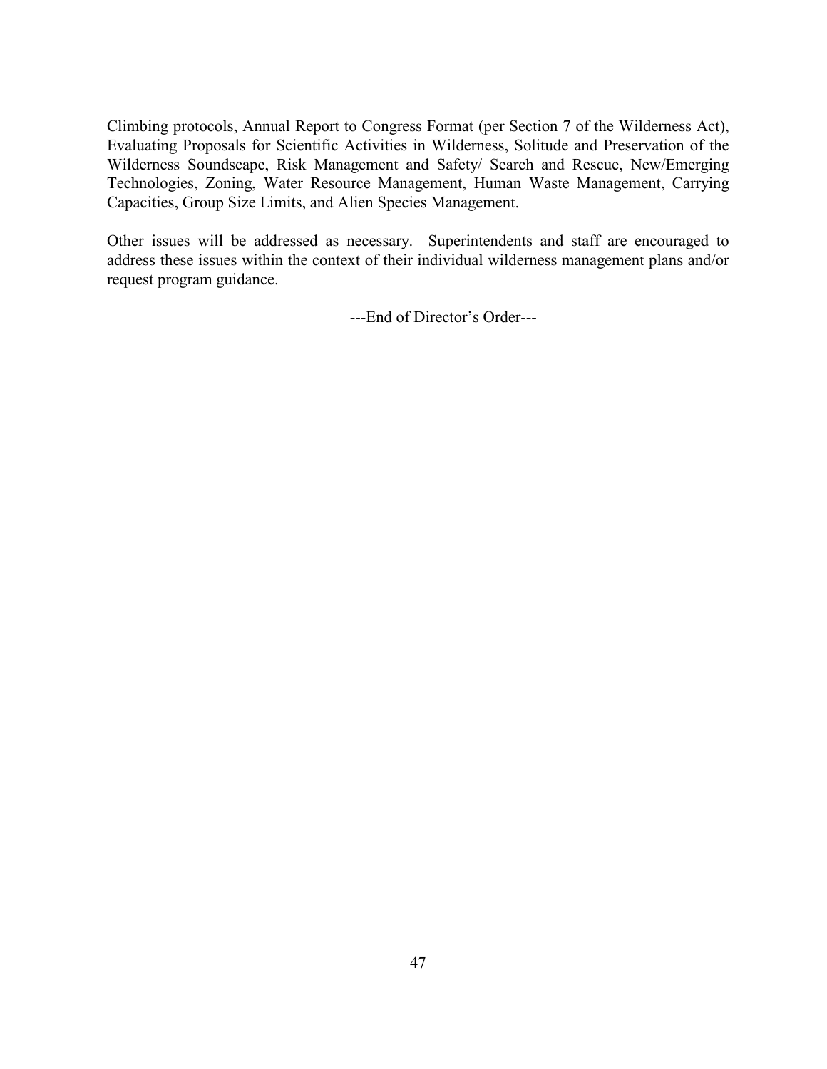Climbing protocols, Annual Report to Congress Format (per Section 7 of the Wilderness Act), Evaluating Proposals for Scientific Activities in Wilderness, Solitude and Preservation of the Wilderness Soundscape, Risk Management and Safety/ Search and Rescue, New/Emerging Technologies, Zoning, Water Resource Management, Human Waste Management, Carrying Capacities, Group Size Limits, and Alien Species Management.

Other issues will be addressed as necessary. Superintendents and staff are encouraged to address these issues within the context of their individual wilderness management plans and/or request program guidance.

---End of Director's Order---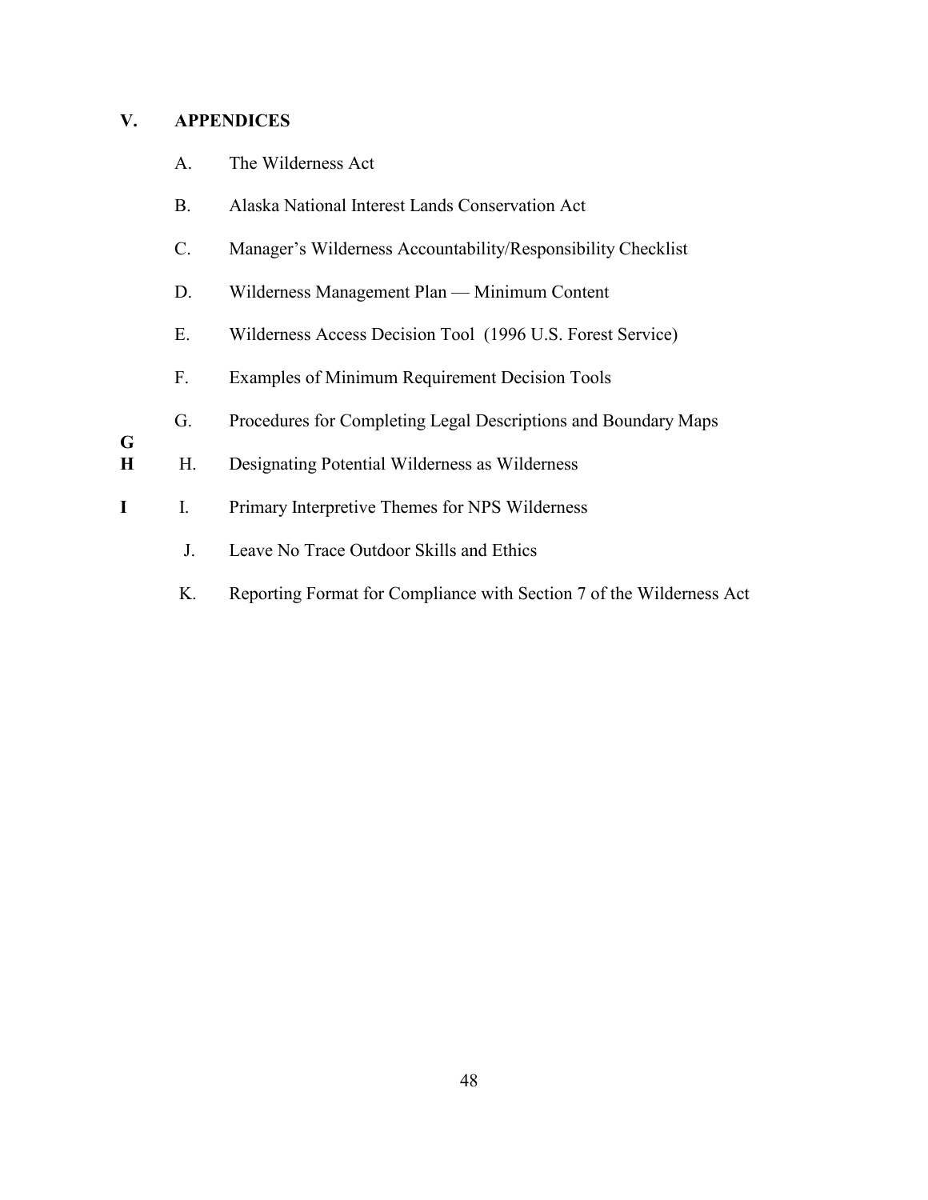## V. APPENDICES

A. The Wilderness Act

B. Alaska National Interest Lands Conservation Act

C. Manager's Wilderness Accountability/Responsibility Checklist

D. Wilderness Management Plan — Minimum Content

E. Wilderness Access Decision Tool (1996 U.S. Forest Service)

F. Examples of Minimum Requirement Decision Tools

G. Procedures for Completing Legal Descriptions and Boundary Maps

H. Designating Potential Wilderness as Wilderness

I. Primary Interpretive Themes for NPS Wilderness

J. Leave No Trace Outdoor Skills and Ethics

K. Reporting Format for Compliance with Section 7 of the Wilderness Act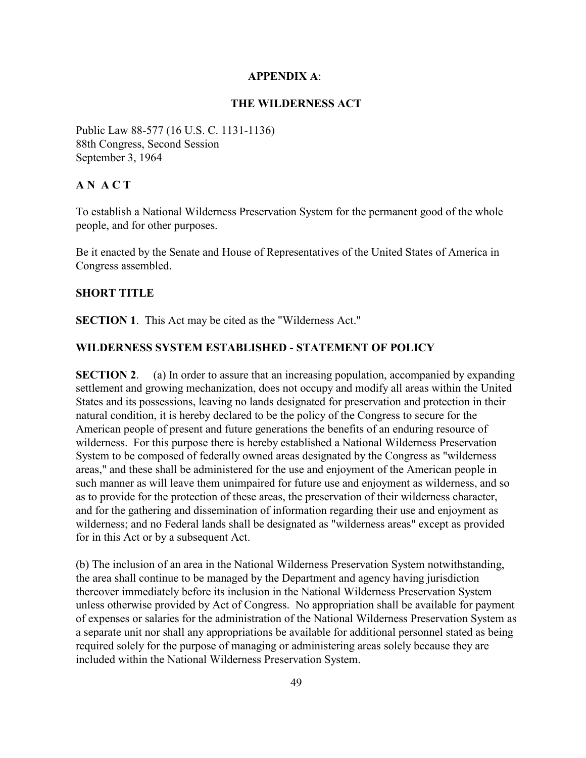## APPENDIX A:

## THE WILDERNESS ACT

Public Law 88-577 (16 U.S. C. 1131-1136)
88th Congress, Second Session
September 3, 1964

### A N A C T

To establish a National Wilderness Preservation System for the permanent good of the whole people, and for other purposes.

Be it enacted by the Senate and House of Representatives of the United States of America in Congress assembled.

### SHORT TITLE

**SECTION 1**. This Act may be cited as the "Wilderness Act."

### WILDERNESS SYSTEM ESTABLISHED - STATEMENT OF POLICY

**SECTION 2**. (a) In order to assure that an increasing population, accompanied by expanding settlement and growing mechanization, does not occupy and modify all areas within the United States and its possessions, leaving no lands designated for preservation and protection in their natural condition, it is hereby declared to be the policy of the Congress to secure for the American people of present and future generations the benefits of an enduring resource of wilderness. For this purpose there is hereby established a National Wilderness Preservation System to be composed of federally owned areas designated by the Congress as "wilderness areas," and these shall be administered for the use and enjoyment of the American people in such manner as will leave them unimpaired for future use and enjoyment as wilderness, and so as to provide for the protection of these areas, the preservation of their wilderness character, and for the gathering and dissemination of information regarding their use and enjoyment as wilderness; and no Federal lands shall be designated as "wilderness areas" except as provided for in this Act or by a subsequent Act.

(b) The inclusion of an area in the National Wilderness Preservation System notwithstanding, the area shall continue to be managed by the Department and agency having jurisdiction thereover immediately before its inclusion in the National Wilderness Preservation System unless otherwise provided by Act of Congress. No appropriation shall be available for payment of expenses or salaries for the administration of the National Wilderness Preservation System as a separate unit nor shall any appropriations be available for additional personnel stated as being required solely for the purpose of managing or administering areas solely because they are included within the National Wilderness Preservation System.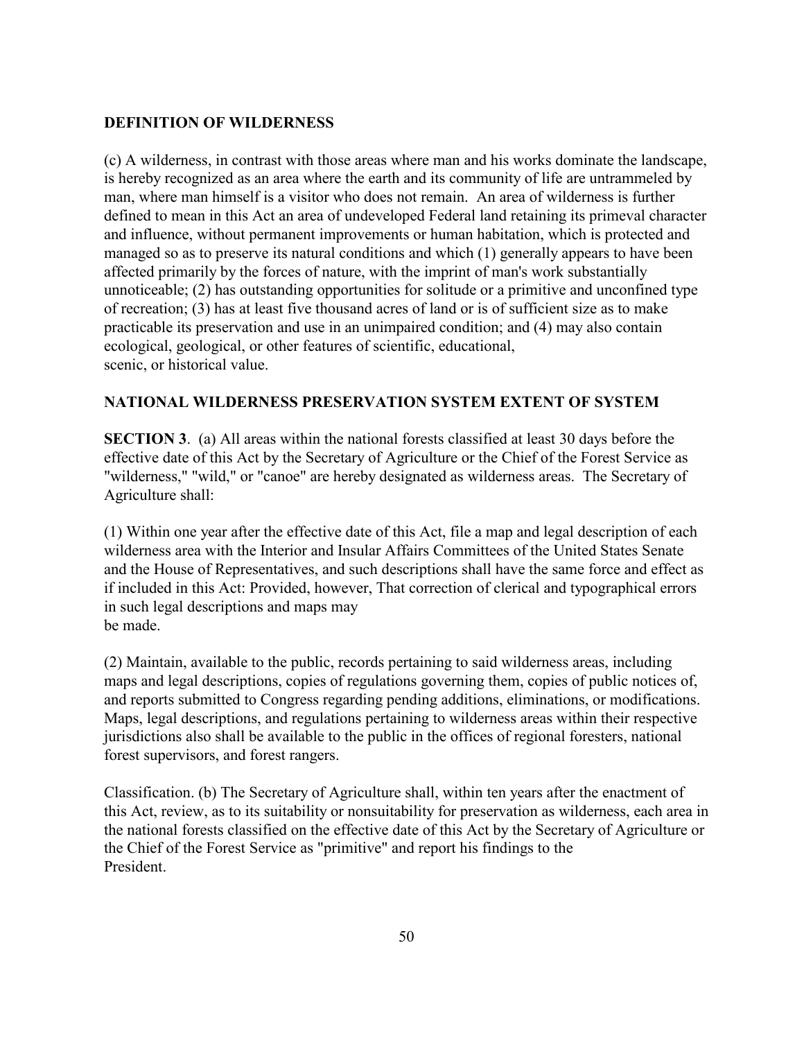**DEFINITION OF WILDERNESS**

(c) A wilderness, in contrast with those areas where man and his works dominate the landscape, is hereby recognized as an area where the earth and its community of life are untrammeled by man, where man himself is a visitor who does not remain. An area of wilderness is further defined to mean in this Act an area of undeveloped Federal land retaining its primeval character and influence, without permanent improvements or human habitation, which is protected and managed so as to preserve its natural conditions and which (1) generally appears to have been affected primarily by the forces of nature, with the imprint of man's work substantially unnoticeable; (2) has outstanding opportunities for solitude or a primitive and unconfined type of recreation; (3) has at least five thousand acres of land or is of sufficient size as to make practicable its preservation and use in an unimpaired condition; and (4) may also contain ecological, geological, or other features of scientific, educational, scenic, or historical value.

**NATIONAL WILDERNESS PRESERVATION SYSTEM EXTENT OF SYSTEM**

**SECTION 3**. (a) All areas within the national forests classified at least 30 days before the effective date of this Act by the Secretary of Agriculture or the Chief of the Forest Service as "wilderness," "wild," or "canoe" are hereby designated as wilderness areas. The Secretary of Agriculture shall:

(1) Within one year after the effective date of this Act, file a map and legal description of each wilderness area with the Interior and Insular Affairs Committees of the United States Senate and the House of Representatives, and such descriptions shall have the same force and effect as if included in this Act: Provided, however, That correction of clerical and typographical errors in such legal descriptions and maps may be made.

(2) Maintain, available to the public, records pertaining to said wilderness areas, including maps and legal descriptions, copies of regulations governing them, copies of public notices of, and reports submitted to Congress regarding pending additions, eliminations, or modifications. Maps, legal descriptions, and regulations pertaining to wilderness areas within their respective jurisdictions also shall be available to the public in the offices of regional foresters, national forest supervisors, and forest rangers.

Classification. (b) The Secretary of Agriculture shall, within ten years after the enactment of this Act, review, as to its suitability or nonsuitability for preservation as wilderness, each area in the national forests classified on the effective date of this Act by the Secretary of Agriculture or the Chief of the Forest Service as "primitive" and report his findings to the President.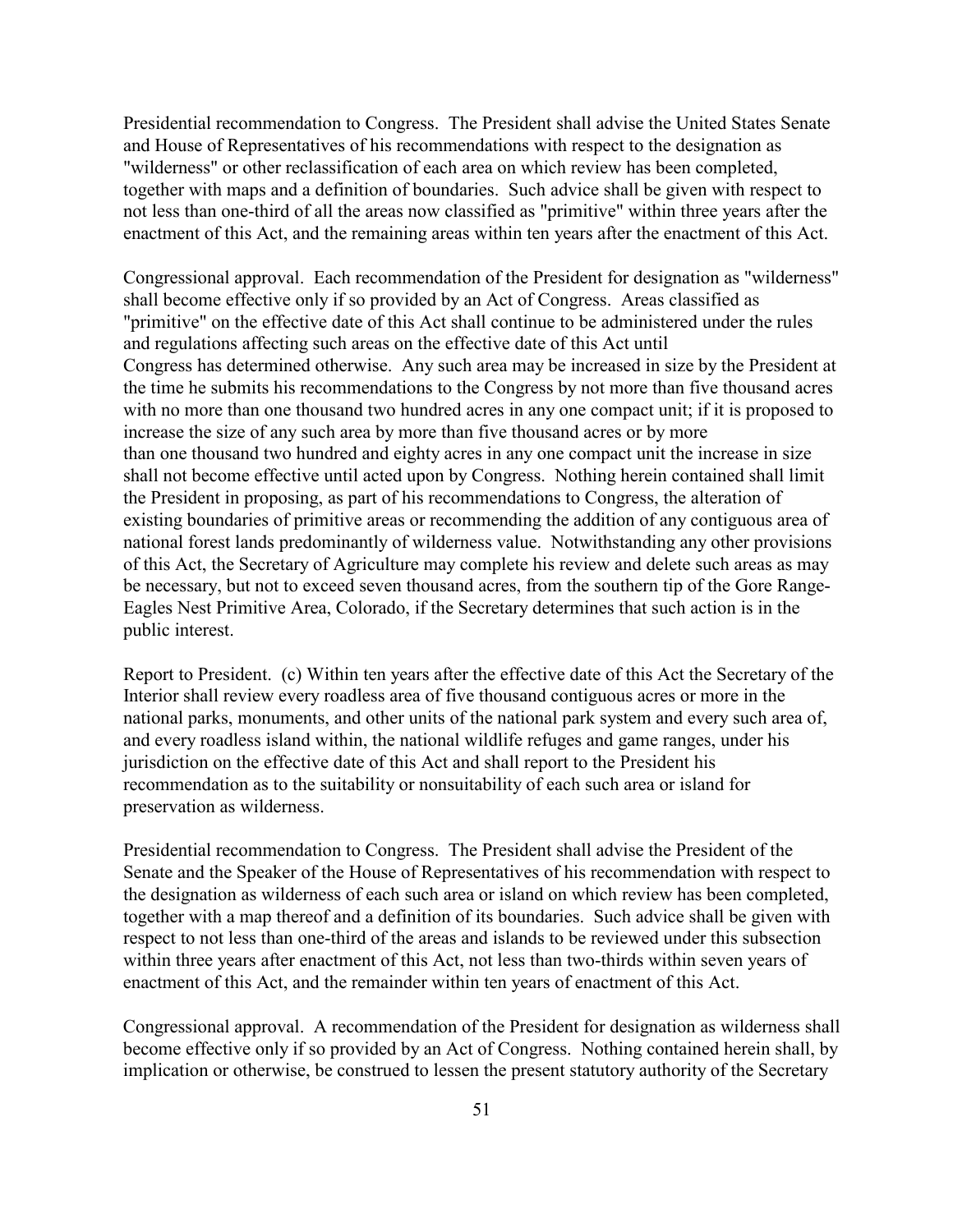Presidential recommendation to Congress. The President shall advise the United States Senate and House of Representatives of his recommendations with respect to the designation as "wilderness" or other reclassification of each area on which review has been completed, together with maps and a definition of boundaries. Such advice shall be given with respect to not less than one-third of all the areas now classified as "primitive" within three years after the enactment of this Act, and the remaining areas within ten years after the enactment of this Act.

Congressional approval. Each recommendation of the President for designation as "wilderness" shall become effective only if so provided by an Act of Congress. Areas classified as "primitive" on the effective date of this Act shall continue to be administered under the rules and regulations affecting such areas on the effective date of this Act until Congress has determined otherwise. Any such area may be increased in size by the President at the time he submits his recommendations to the Congress by not more than five thousand acres with no more than one thousand two hundred acres in any one compact unit; if it is proposed to increase the size of any such area by more than five thousand acres or by more than one thousand two hundred and eighty acres in any one compact unit the increase in size shall not become effective until acted upon by Congress. Nothing herein contained shall limit the President in proposing, as part of his recommendations to Congress, the alteration of existing boundaries of primitive areas or recommending the addition of any contiguous area of national forest lands predominantly of wilderness value. Notwithstanding any other provisions of this Act, the Secretary of Agriculture may complete his review and delete such areas as may be necessary, but not to exceed seven thousand acres, from the southern tip of the Gore Range-Eagles Nest Primitive Area, Colorado, if the Secretary determines that such action is in the public interest.

Report to President. (c) Within ten years after the effective date of this Act the Secretary of the Interior shall review every roadless area of five thousand contiguous acres or more in the national parks, monuments, and other units of the national park system and every such area of, and every roadless island within, the national wildlife refuges and game ranges, under his jurisdiction on the effective date of this Act and shall report to the President his recommendation as to the suitability or nonsuitability of each such area or island for preservation as wilderness.

Presidential recommendation to Congress. The President shall advise the President of the Senate and the Speaker of the House of Representatives of his recommendation with respect to the designation as wilderness of each such area or island on which review has been completed, together with a map thereof and a definition of its boundaries. Such advice shall be given with respect to not less than one-third of the areas and islands to be reviewed under this subsection within three years after enactment of this Act, not less than two-thirds within seven years of enactment of this Act, and the remainder within ten years of enactment of this Act.

Congressional approval. A recommendation of the President for designation as wilderness shall become effective only if so provided by an Act of Congress. Nothing contained herein shall, by implication or otherwise, be construed to lessen the present statutory authority of the Secretary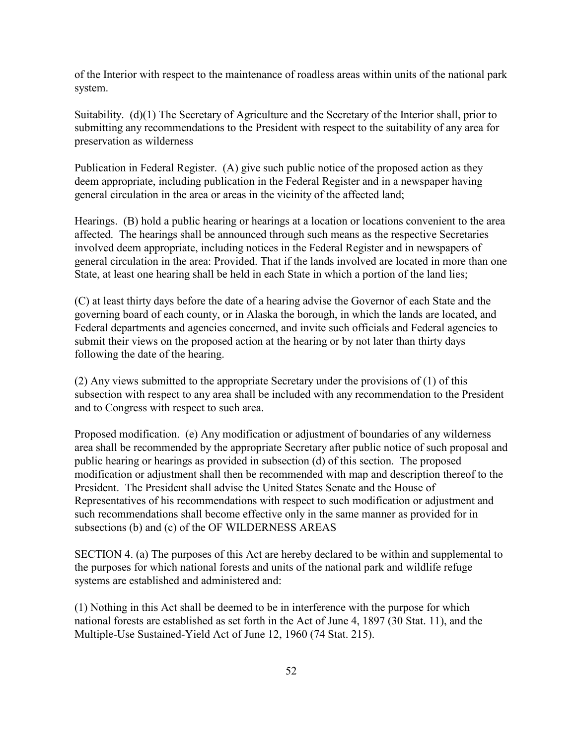of the Interior with respect to the maintenance of roadless areas within units of the national park system.

Suitability. (d)(1) The Secretary of Agriculture and the Secretary of the Interior shall, prior to submitting any recommendations to the President with respect to the suitability of any area for preservation as wilderness

Publication in Federal Register. (A) give such public notice of the proposed action as they deem appropriate, including publication in the Federal Register and in a newspaper having general circulation in the area or areas in the vicinity of the affected land;

Hearings. (B) hold a public hearing or hearings at a location or locations convenient to the area affected. The hearings shall be announced through such means as the respective Secretaries involved deem appropriate, including notices in the Federal Register and in newspapers of general circulation in the area: Provided. That if the lands involved are located in more than one State, at least one hearing shall be held in each State in which a portion of the land lies;

(C) at least thirty days before the date of a hearing advise the Governor of each State and the governing board of each county, or in Alaska the borough, in which the lands are located, and Federal departments and agencies concerned, and invite such officials and Federal agencies to submit their views on the proposed action at the hearing or by not later than thirty days following the date of the hearing.

(2) Any views submitted to the appropriate Secretary under the provisions of (1) of this subsection with respect to any area shall be included with any recommendation to the President and to Congress with respect to such area.

Proposed modification. (e) Any modification or adjustment of boundaries of any wilderness area shall be recommended by the appropriate Secretary after public notice of such proposal and public hearing or hearings as provided in subsection (d) of this section. The proposed modification or adjustment shall then be recommended with map and description thereof to the President. The President shall advise the United States Senate and the House of Representatives of his recommendations with respect to such modification or adjustment and such recommendations shall become effective only in the same manner as provided for in subsections (b) and (c) of the OF WILDERNESS AREAS

SECTION 4. (a) The purposes of this Act are hereby declared to be within and supplemental to the purposes for which national forests and units of the national park and wildlife refuge systems are established and administered and:

(1) Nothing in this Act shall be deemed to be in interference with the purpose for which national forests are established as set forth in the Act of June 4, 1897 (30 Stat. 11), and the Multiple-Use Sustained-Yield Act of June 12, 1960 (74 Stat. 215).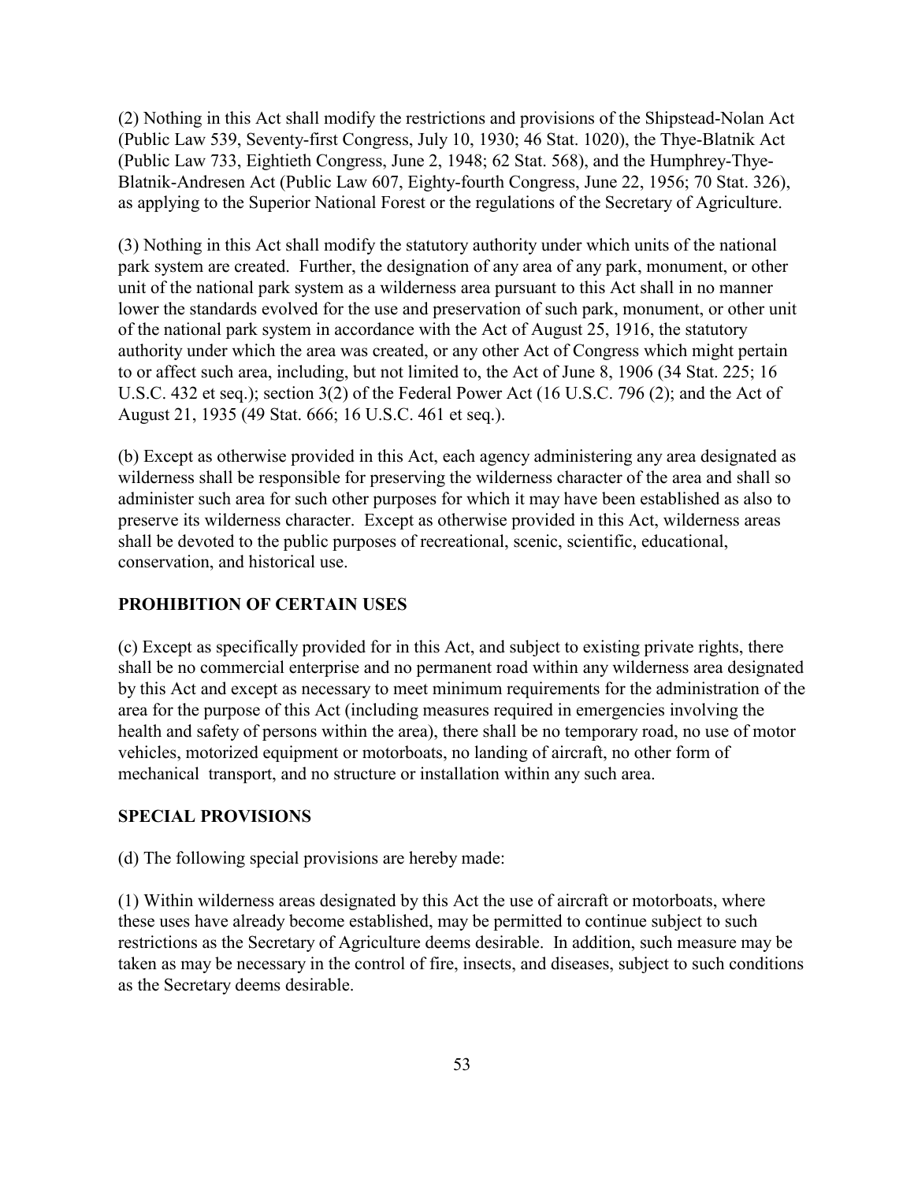(2) Nothing in this Act shall modify the restrictions and provisions of the Shipstead-Nolan Act (Public Law 539, Seventy-first Congress, July 10, 1930; 46 Stat. 1020), the Thye-Blatnik Act (Public Law 733, Eightieth Congress, June 2, 1948; 62 Stat. 568), and the Humphrey-Thye-Blatnik-Andresen Act (Public Law 607, Eighty-fourth Congress, June 22, 1956; 70 Stat. 326), as applying to the Superior National Forest or the regulations of the Secretary of Agriculture.

(3) Nothing in this Act shall modify the statutory authority under which units of the national park system are created. Further, the designation of any area of any park, monument, or other unit of the national park system as a wilderness area pursuant to this Act shall in no manner lower the standards evolved for the use and preservation of such park, monument, or other unit of the national park system in accordance with the Act of August 25, 1916, the statutory authority under which the area was created, or any other Act of Congress which might pertain to or affect such area, including, but not limited to, the Act of June 8, 1906 (34 Stat. 225; 16 U.S.C. 432 et seq.); section 3(2) of the Federal Power Act (16 U.S.C. 796 (2); and the Act of August 21, 1935 (49 Stat. 666; 16 U.S.C. 461 et seq.).

(b) Except as otherwise provided in this Act, each agency administering any area designated as wilderness shall be responsible for preserving the wilderness character of the area and shall so administer such area for such other purposes for which it may have been established as also to preserve its wilderness character. Except as otherwise provided in this Act, wilderness areas shall be devoted to the public purposes of recreational, scenic, scientific, educational, conservation, and historical use.

**PROHIBITION OF CERTAIN USES**

(c) Except as specifically provided for in this Act, and subject to existing private rights, there shall be no commercial enterprise and no permanent road within any wilderness area designated by this Act and except as necessary to meet minimum requirements for the administration of the area for the purpose of this Act (including measures required in emergencies involving the health and safety of persons within the area), there shall be no temporary road, no use of motor vehicles, motorized equipment or motorboats, no landing of aircraft, no other form of mechanical transport, and no structure or installation within any such area.

**SPECIAL PROVISIONS**

(d) The following special provisions are hereby made:

(1) Within wilderness areas designated by this Act the use of aircraft or motorboats, where these uses have already become established, may be permitted to continue subject to such restrictions as the Secretary of Agriculture deems desirable. In addition, such measure may be taken as may be necessary in the control of fire, insects, and diseases, subject to such conditions as the Secretary deems desirable.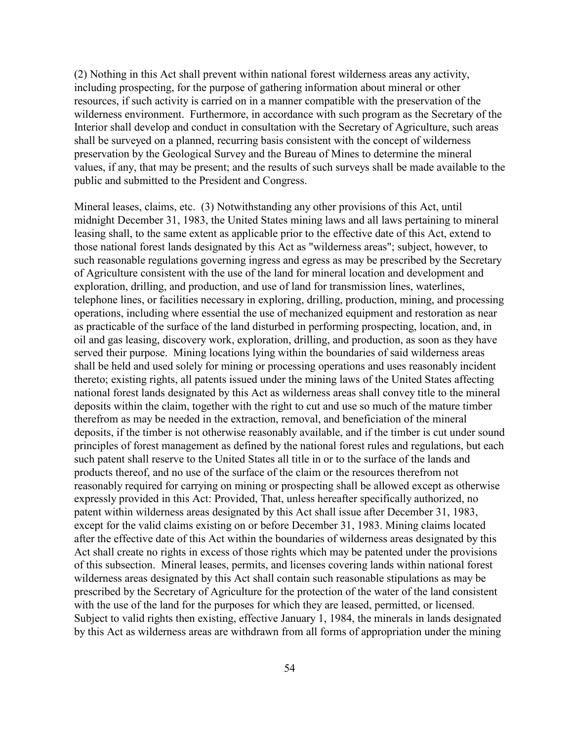(2) Nothing in this Act shall prevent within national forest wilderness areas any activity, including prospecting, for the purpose of gathering information about mineral or other resources, if such activity is carried on in a manner compatible with the preservation of the wilderness environment. Furthermore, in accordance with such program as the Secretary of the Interior shall develop and conduct in consultation with the Secretary of Agriculture, such areas shall be surveyed on a planned, recurring basis consistent with the concept of wilderness preservation by the Geological Survey and the Bureau of Mines to determine the mineral values, if any, that may be present; and the results of such surveys shall be made available to the public and submitted to the President and Congress.

Mineral leases, claims, etc. (3) Notwithstanding any other provisions of this Act, until midnight December 31, 1983, the United States mining laws and all laws pertaining to mineral leasing shall, to the same extent as applicable prior to the effective date of this Act, extend to those national forest lands designated by this Act as "wilderness areas"; subject, however, to such reasonable regulations governing ingress and egress as may be prescribed by the Secretary of Agriculture consistent with the use of the land for mineral location and development and exploration, drilling, and production, and use of land for transmission lines, waterlines, telephone lines, or facilities necessary in exploring, drilling, production, mining, and processing operations, including where essential the use of mechanized equipment and restoration as near as practicable of the surface of the land disturbed in performing prospecting, location, and, in oil and gas leasing, discovery work, exploration, drilling, and production, as soon as they have served their purpose. Mining locations lying within the boundaries of said wilderness areas shall be held and used solely for mining or processing operations and uses reasonably incident thereto; existing rights, all patents issued under the mining laws of the United States affecting national forest lands designated by this Act as wilderness areas shall convey title to the mineral deposits within the claim, together with the right to cut and use so much of the mature timber therefrom as may be needed in the extraction, removal, and beneficiation of the mineral deposits, if the timber is not otherwise reasonably available, and if the timber is cut under sound principles of forest management as defined by the national forest rules and regulations, but each such patent shall reserve to the United States all title in or to the surface of the lands and products thereof, and no use of the surface of the claim or the resources therefrom not reasonably required for carrying on mining or prospecting shall be allowed except as otherwise expressly provided in this Act: Provided, That, unless hereafter specifically authorized, no patent within wilderness areas designated by this Act shall issue after December 31, 1983, except for the valid claims existing on or before December 31, 1983. Mining claims located after the effective date of this Act within the boundaries of wilderness areas designated by this Act shall create no rights in excess of those rights which may be patented under the provisions of this subsection. Mineral leases, permits, and licenses covering lands within national forest wilderness areas designated by this Act shall contain such reasonable stipulations as may be prescribed by the Secretary of Agriculture for the protection of the water of the land consistent with the use of the land for the purposes for which they are leased, permitted, or licensed. Subject to valid rights then existing, effective January 1, 1984, the minerals in lands designated by this Act as wilderness areas are withdrawn from all forms of appropriation under the mining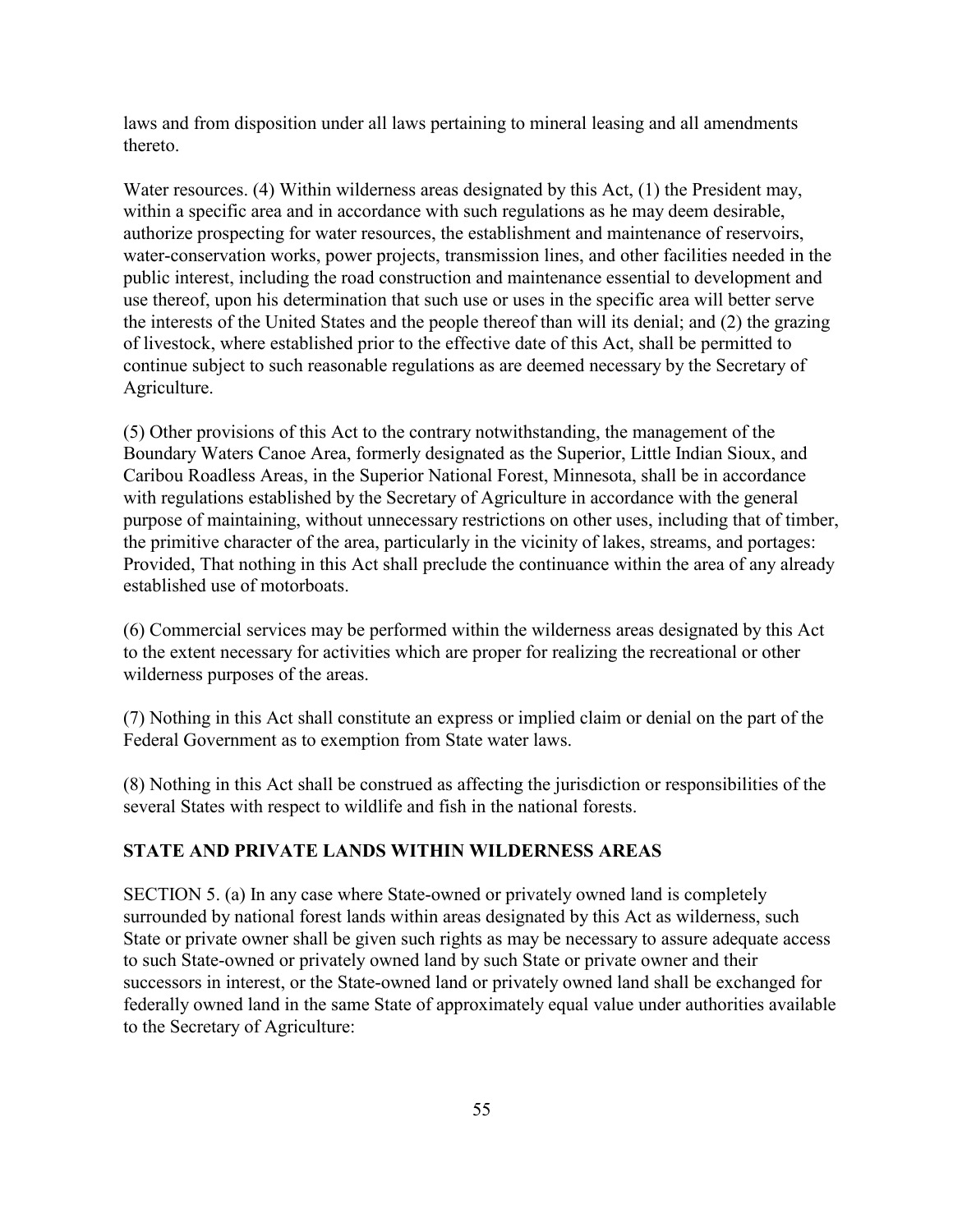laws and from disposition under all laws pertaining to mineral leasing and all amendments thereto.

Water resources. (4) Within wilderness areas designated by this Act, (1) the President may, within a specific area and in accordance with such regulations as he may deem desirable, authorize prospecting for water resources, the establishment and maintenance of reservoirs, water-conservation works, power projects, transmission lines, and other facilities needed in the public interest, including the road construction and maintenance essential to development and use thereof, upon his determination that such use or uses in the specific area will better serve the interests of the United States and the people thereof than will its denial; and (2) the grazing of livestock, where established prior to the effective date of this Act, shall be permitted to continue subject to such reasonable regulations as are deemed necessary by the Secretary of Agriculture.

(5) Other provisions of this Act to the contrary notwithstanding, the management of the Boundary Waters Canoe Area, formerly designated as the Superior, Little Indian Sioux, and Caribou Roadless Areas, in the Superior National Forest, Minnesota, shall be in accordance with regulations established by the Secretary of Agriculture in accordance with the general purpose of maintaining, without unnecessary restrictions on other uses, including that of timber, the primitive character of the area, particularly in the vicinity of lakes, streams, and portages: Provided, That nothing in this Act shall preclude the continuance within the area of any already established use of motorboats.

(6) Commercial services may be performed within the wilderness areas designated by this Act to the extent necessary for activities which are proper for realizing the recreational or other wilderness purposes of the areas.

(7) Nothing in this Act shall constitute an express or implied claim or denial on the part of the Federal Government as to exemption from State water laws.

(8) Nothing in this Act shall be construed as affecting the jurisdiction or responsibilities of the several States with respect to wildlife and fish in the national forests.

**STATE AND PRIVATE LANDS WITHIN WILDERNESS AREAS**

SECTION 5. (a) In any case where State-owned or privately owned land is completely surrounded by national forest lands within areas designated by this Act as wilderness, such State or private owner shall be given such rights as may be necessary to assure adequate access to such State-owned or privately owned land by such State or private owner and their successors in interest, or the State-owned land or privately owned land shall be exchanged for federally owned land in the same State of approximately equal value under authorities available to the Secretary of Agriculture: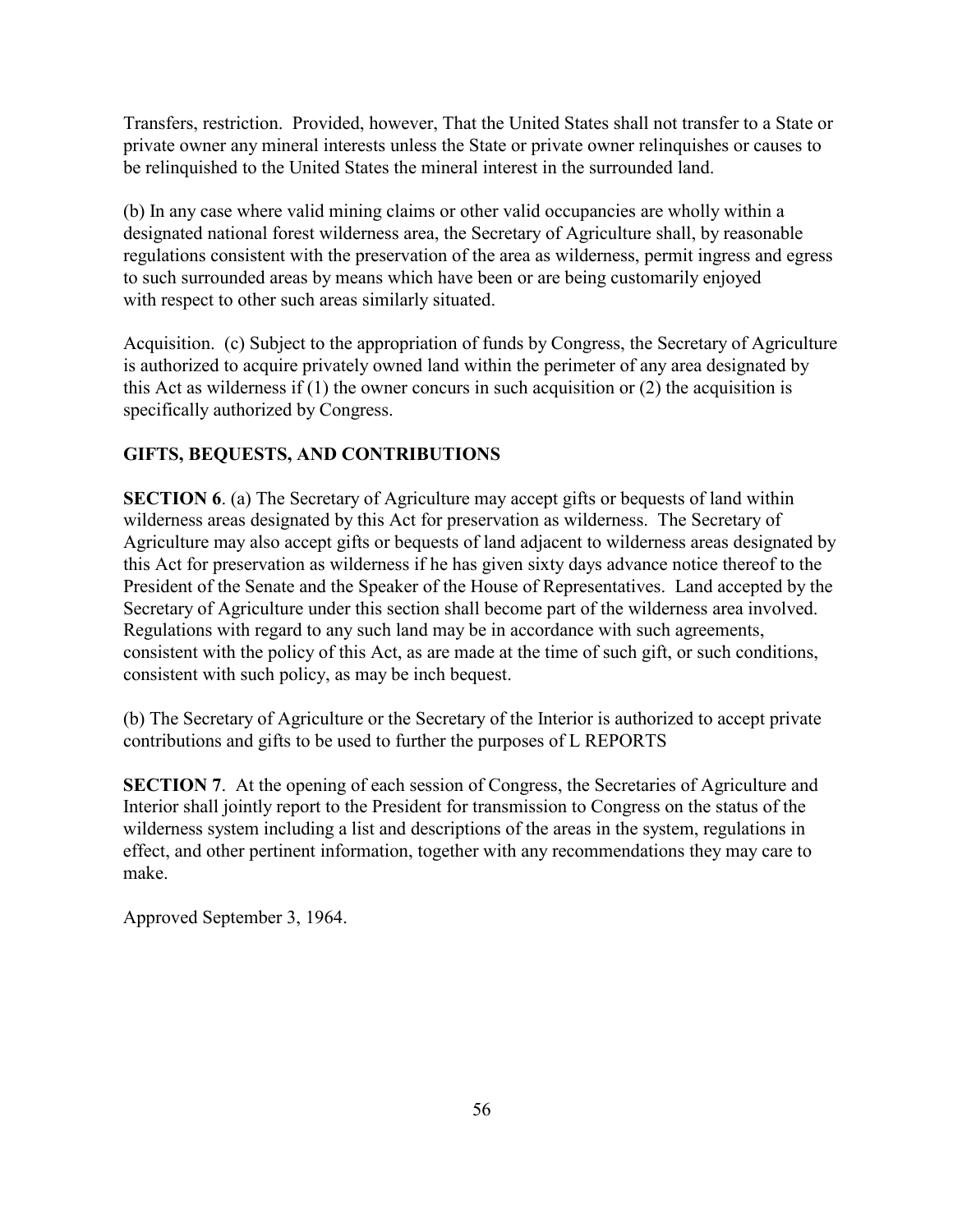Transfers, restriction. Provided, however, That the United States shall not transfer to a State or private owner any mineral interests unless the State or private owner relinquishes or causes to be relinquished to the United States the mineral interest in the surrounded land.

(b) In any case where valid mining claims or other valid occupancies are wholly within a designated national forest wilderness area, the Secretary of Agriculture shall, by reasonable regulations consistent with the preservation of the area as wilderness, permit ingress and egress to such surrounded areas by means which have been or are being customarily enjoyed with respect to other such areas similarly situated.

Acquisition. (c) Subject to the appropriation of funds by Congress, the Secretary of Agriculture is authorized to acquire privately owned land within the perimeter of any area designated by this Act as wilderness if (1) the owner concurs in such acquisition or (2) the acquisition is specifically authorized by Congress.

**GIFTS, BEQUESTS, AND CONTRIBUTIONS**

**SECTION 6**. (a) The Secretary of Agriculture may accept gifts or bequests of land within wilderness areas designated by this Act for preservation as wilderness. The Secretary of Agriculture may also accept gifts or bequests of land adjacent to wilderness areas designated by this Act for preservation as wilderness if he has given sixty days advance notice thereof to the President of the Senate and the Speaker of the House of Representatives. Land accepted by the Secretary of Agriculture under this section shall become part of the wilderness area involved. Regulations with regard to any such land may be in accordance with such agreements, consistent with the policy of this Act, as are made at the time of such gift, or such conditions, consistent with such policy, as may be inch bequest.

(b) The Secretary of Agriculture or the Secretary of the Interior is authorized to accept private contributions and gifts to be used to further the purposes of L REPORTS

**SECTION 7**. At the opening of each session of Congress, the Secretaries of Agriculture and Interior shall jointly report to the President for transmission to Congress on the status of the wilderness system including a list and descriptions of the areas in the system, regulations in effect, and other pertinent information, together with any recommendations they may care to make.

Approved September 3, 1964.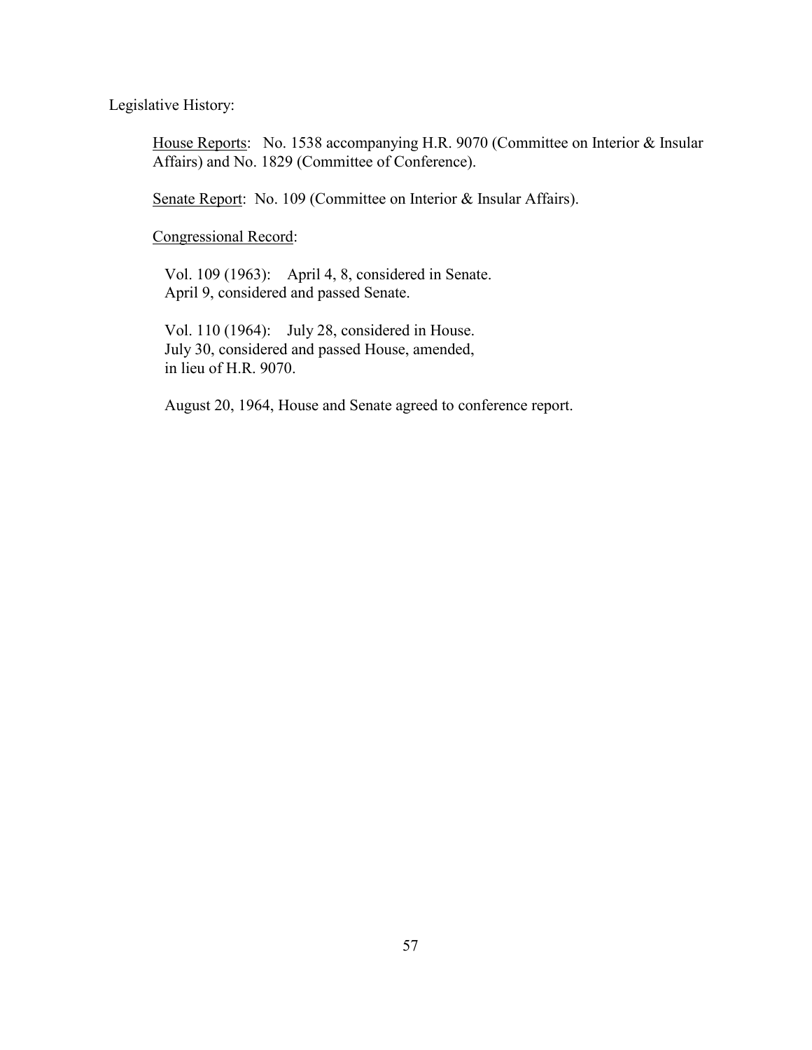Legislative History:

House Reports: No. 1538 accompanying H.R. 9070 (Committee on Interior & Insular Affairs) and No. 1829 (Committee of Conference).

Senate Report: No. 109 (Committee on Interior & Insular Affairs).

Congressional Record:

Vol. 109 (1963): April 4, 8, considered in Senate.
April 9, considered and passed Senate.

Vol. 110 (1964): July 28, considered in House.
July 30, considered and passed House, amended, in lieu of H.R. 9070.

August 20, 1964, House and Senate agreed to conference report.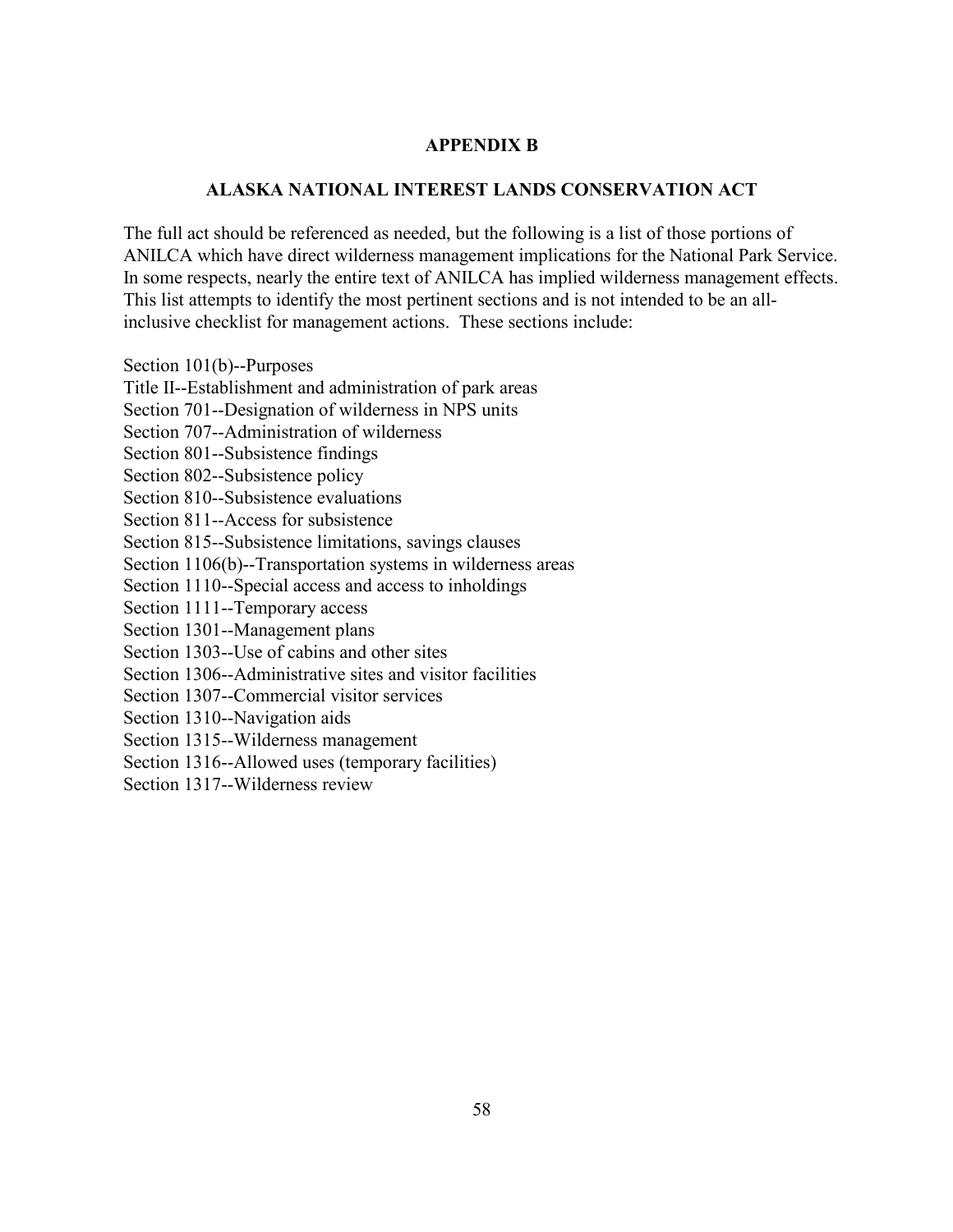# APPENDIX B

## ALASKA NATIONAL INTEREST LANDS CONSERVATION ACT

The full act should be referenced as needed, but the following is a list of those portions of ANILCA which have direct wilderness management implications for the National Park Service. In some respects, nearly the entire text of ANILCA has implied wilderness management effects. This list attempts to identify the most pertinent sections and is not intended to be an all-inclusive checklist for management actions. These sections include:

Section 101(b)--Purposes
Title II--Establishment and administration of park areas
Section 701--Designation of wilderness in NPS units
Section 707--Administration of wilderness
Section 801--Subsistence findings
Section 802--Subsistence policy
Section 810--Subsistence evaluations
Section 811--Access for subsistence
Section 815--Subsistence limitations, savings clauses
Section 1106(b)--Transportation systems in wilderness areas
Section 1110--Special access and access to inholdings
Section 1111--Temporary access
Section 1301--Management plans
Section 1303--Use of cabins and other sites
Section 1306--Administrative sites and visitor facilities
Section 1307--Commercial visitor services
Section 1310--Navigation aids
Section 1315--Wilderness management
Section 1316--Allowed uses (temporary facilities)
Section 1317--Wilderness review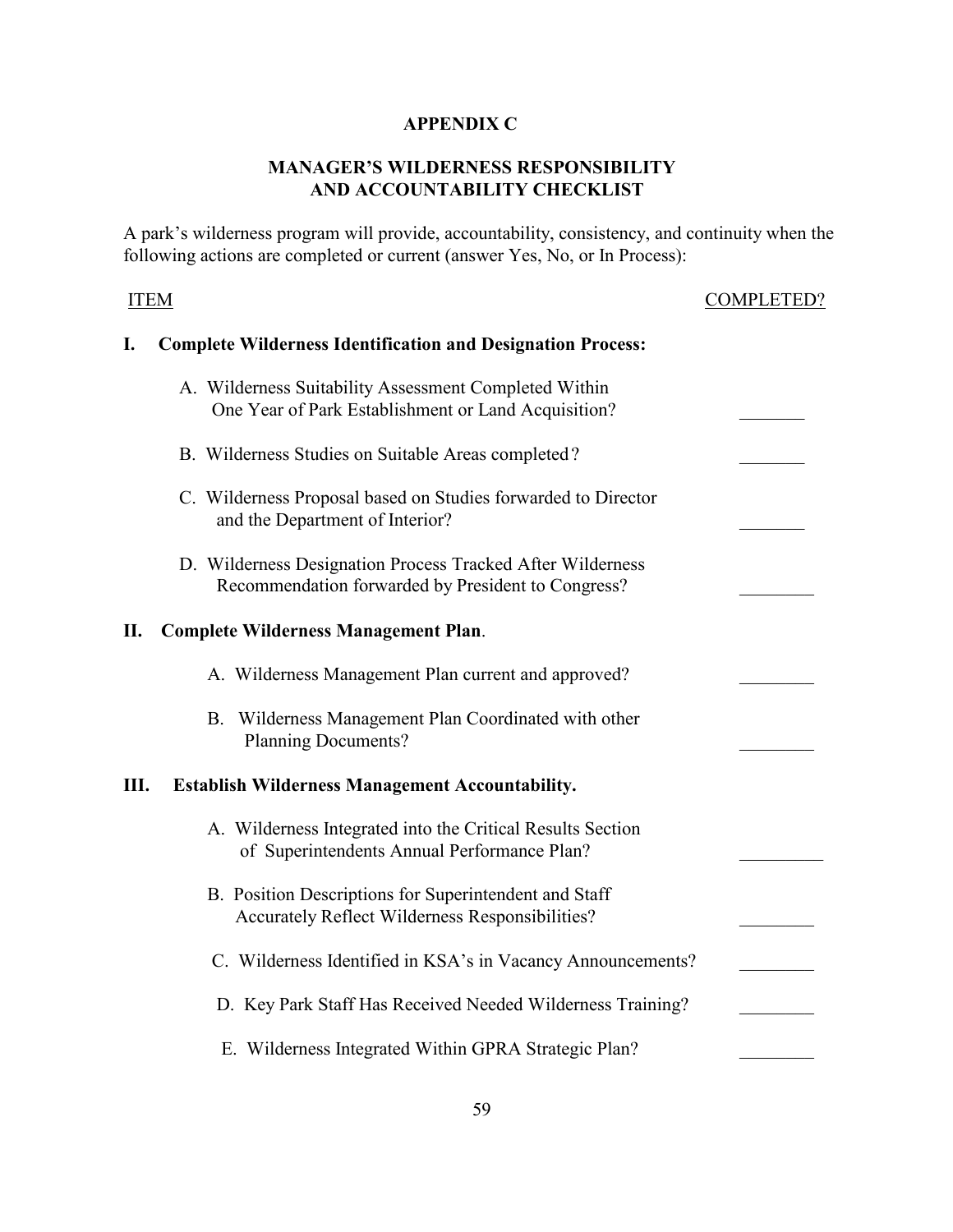**APPENDIX C**

**MANAGER'S WILDERNESS RESPONSIBILITY AND ACCOUNTABILITY CHECKLIST**

A park's wilderness program will provide, accountability, consistency, and continuity when the following actions are completed or current (answer Yes, No, or In Process):

| ITEM | COMPLETED? |
| --- | --- |
| **I. Complete Wilderness Identification and Designation Process:** | |
| A. Wilderness Suitability Assessment Completed Within One Year of Park Establishment or Land Acquisition? | _______ |
| B. Wilderness Studies on Suitable Areas completed? | _______ |
| C. Wilderness Proposal based on Studies forwarded to Director and the Department of Interior? | _______ |
| D. Wilderness Designation Process Tracked After Wilderness Recommendation forwarded by President to Congress? | ________ |
| **II. Complete Wilderness Management Plan**. | |
| A. Wilderness Management Plan current and approved? | ________ |
| B. Wilderness Management Plan Coordinated with other Planning Documents? | ________ |
| **III. Establish Wilderness Management Accountability.** | |
| A. Wilderness Integrated into the Critical Results Section of Superintendents Annual Performance Plan? | _________ |
| B. Position Descriptions for Superintendent and Staff Accurately Reflect Wilderness Responsibilities? | ________ |
| C. Wilderness Identified in KSA's in Vacancy Announcements? | ________ |
| D. Key Park Staff Has Received Needed Wilderness Training? | ________ |
| E. Wilderness Integrated Within GPRA Strategic Plan? | ________ |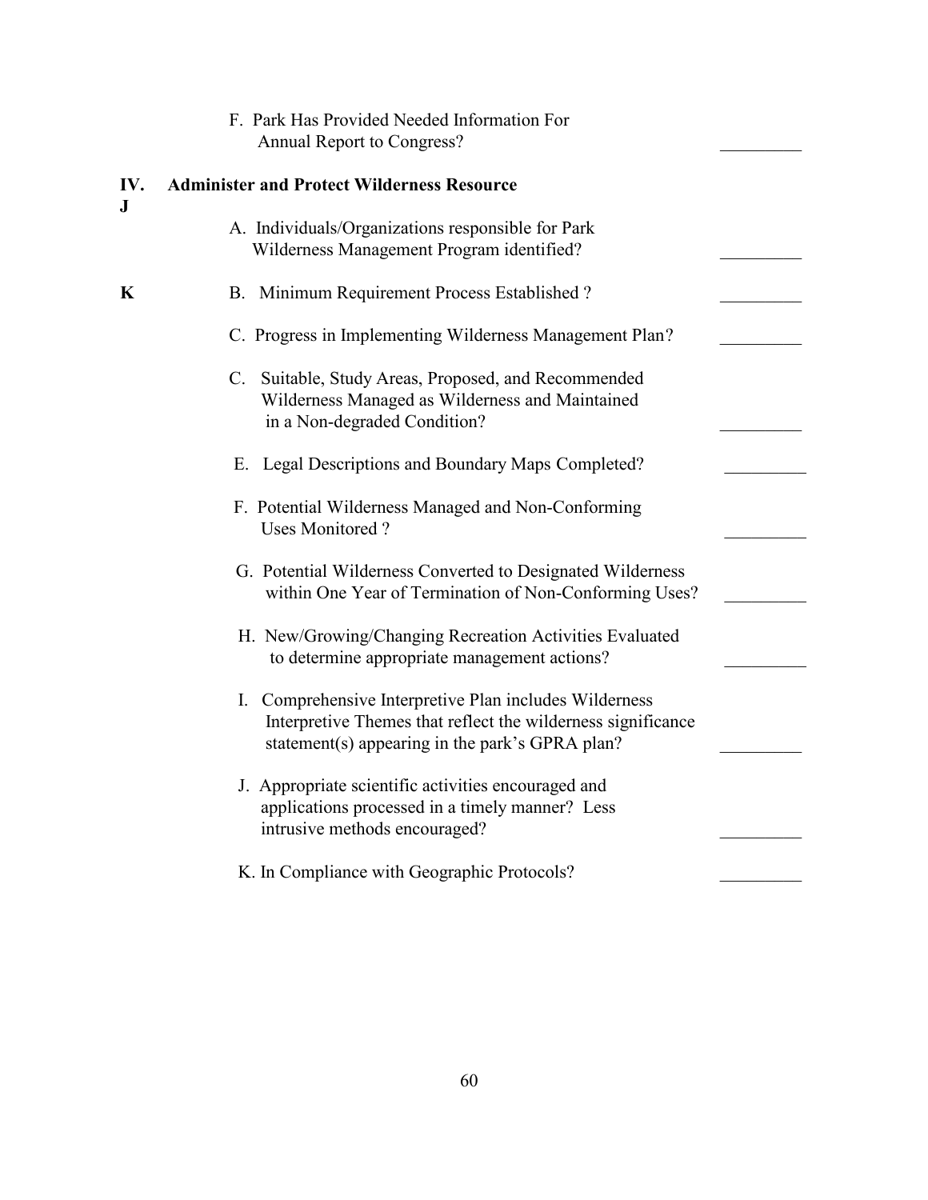F. Park Has Provided Needed Information For Annual Report to Congress? \_\_\_\_\_\_\_\_\_

**IV. J** **Administer and Protect Wilderness Resource**

A. Individuals/Organizations responsible for Park Wilderness Management Program identified? \_\_\_\_\_\_\_\_\_

**K** B. Minimum Requirement Process Established ? \_\_\_\_\_\_\_\_\_

C. Progress in Implementing Wilderness Management Plan? \_\_\_\_\_\_\_\_\_

C. Suitable, Study Areas, Proposed, and Recommended Wilderness Managed as Wilderness and Maintained in a Non-degraded Condition? \_\_\_\_\_\_\_\_\_

E. Legal Descriptions and Boundary Maps Completed? \_\_\_\_\_\_\_\_\_

F. Potential Wilderness Managed and Non-Conforming Uses Monitored ? \_\_\_\_\_\_\_\_\_

G. Potential Wilderness Converted to Designated Wilderness within One Year of Termination of Non-Conforming Uses? \_\_\_\_\_\_\_\_\_

H. New/Growing/Changing Recreation Activities Evaluated to determine appropriate management actions? \_\_\_\_\_\_\_\_\_

I. Comprehensive Interpretive Plan includes Wilderness Interpretive Themes that reflect the wilderness significance statement(s) appearing in the park's GPRA plan? \_\_\_\_\_\_\_\_\_

J. Appropriate scientific activities encouraged and applications processed in a timely manner? Less intrusive methods encouraged? \_\_\_\_\_\_\_\_\_

K. In Compliance with Geographic Protocols? \_\_\_\_\_\_\_\_\_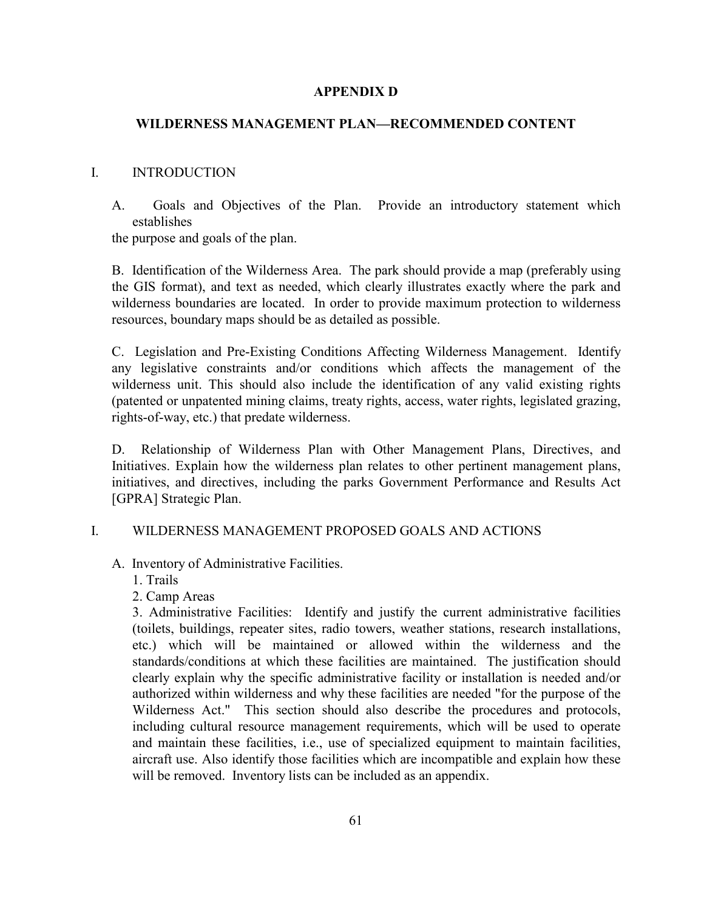**APPENDIX D**

**WILDERNESS MANAGEMENT PLAN—RECOMMENDED CONTENT**

I. INTRODUCTION

A. Goals and Objectives of the Plan. Provide an introductory statement which establishes the purpose and goals of the plan.

B. Identification of the Wilderness Area. The park should provide a map (preferably using the GIS format), and text as needed, which clearly illustrates exactly where the park and wilderness boundaries are located. In order to provide maximum protection to wilderness resources, boundary maps should be as detailed as possible.

C. Legislation and Pre-Existing Conditions Affecting Wilderness Management. Identify any legislative constraints and/or conditions which affects the management of the wilderness unit. This should also include the identification of any valid existing rights (patented or unpatented mining claims, treaty rights, access, water rights, legislated grazing, rights-of-way, etc.) that predate wilderness.

D. Relationship of Wilderness Plan with Other Management Plans, Directives, and Initiatives. Explain how the wilderness plan relates to other pertinent management plans, initiatives, and directives, including the parks Government Performance and Results Act [GPRA] Strategic Plan.

I. WILDERNESS MANAGEMENT PROPOSED GOALS AND ACTIONS

A. Inventory of Administrative Facilities.

1. Trails
2. Camp Areas
3. Administrative Facilities: Identify and justify the current administrative facilities (toilets, buildings, repeater sites, radio towers, weather stations, research installations, etc.) which will be maintained or allowed within the wilderness and the standards/conditions at which these facilities are maintained. The justification should clearly explain why the specific administrative facility or installation is needed and/or authorized within wilderness and why these facilities are needed "for the purpose of the Wilderness Act." This section should also describe the procedures and protocols, including cultural resource management requirements, which will be used to operate and maintain these facilities, i.e., use of specialized equipment to maintain facilities, aircraft use. Also identify those facilities which are incompatible and explain how these will be removed. Inventory lists can be included as an appendix.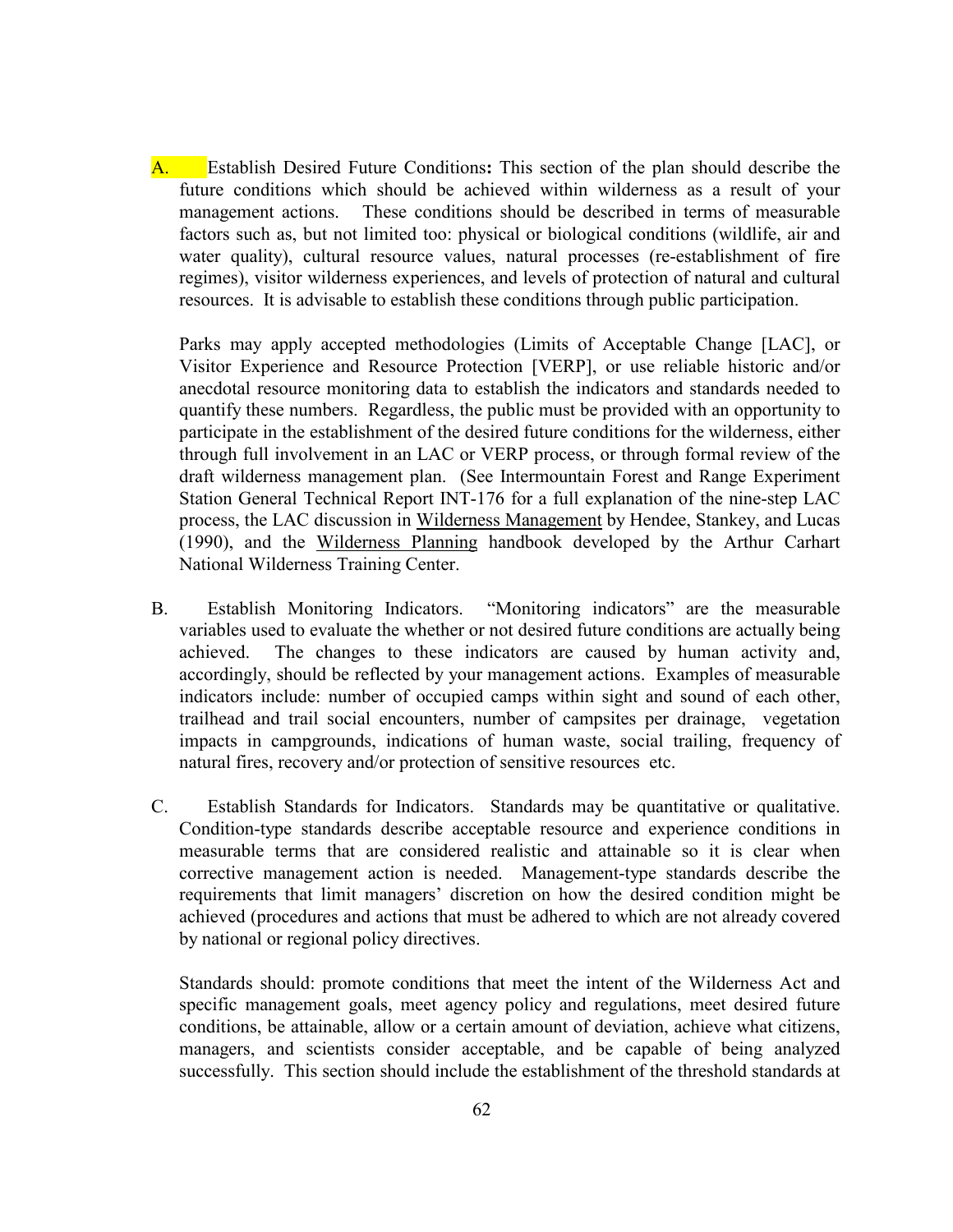A. Establish Desired Future Conditions**:** This section of the plan should describe the future conditions which should be achieved within wilderness as a result of your management actions. These conditions should be described in terms of measurable factors such as, but not limited too: physical or biological conditions (wildlife, air and water quality), cultural resource values, natural processes (re-establishment of fire regimes), visitor wilderness experiences, and levels of protection of natural and cultural resources. It is advisable to establish these conditions through public participation.

Parks may apply accepted methodologies (Limits of Acceptable Change [LAC], or Visitor Experience and Resource Protection [VERP], or use reliable historic and/or anecdotal resource monitoring data to establish the indicators and standards needed to quantify these numbers. Regardless, the public must be provided with an opportunity to participate in the establishment of the desired future conditions for the wilderness, either through full involvement in an LAC or VERP process, or through formal review of the draft wilderness management plan. (See Intermountain Forest and Range Experiment Station General Technical Report INT-176 for a full explanation of the nine-step LAC process, the LAC discussion in Wilderness Management by Hendee, Stankey, and Lucas (1990), and the Wilderness Planning handbook developed by the Arthur Carhart National Wilderness Training Center.

B. Establish Monitoring Indicators. "Monitoring indicators" are the measurable variables used to evaluate the whether or not desired future conditions are actually being achieved. The changes to these indicators are caused by human activity and, accordingly, should be reflected by your management actions. Examples of measurable indicators include: number of occupied camps within sight and sound of each other, trailhead and trail social encounters, number of campsites per drainage, vegetation impacts in campgrounds, indications of human waste, social trailing, frequency of natural fires, recovery and/or protection of sensitive resources etc.

C. Establish Standards for Indicators. Standards may be quantitative or qualitative. Condition-type standards describe acceptable resource and experience conditions in measurable terms that are considered realistic and attainable so it is clear when corrective management action is needed. Management-type standards describe the requirements that limit managers' discretion on how the desired condition might be achieved (procedures and actions that must be adhered to which are not already covered by national or regional policy directives.

Standards should: promote conditions that meet the intent of the Wilderness Act and specific management goals, meet agency policy and regulations, meet desired future conditions, be attainable, allow or a certain amount of deviation, achieve what citizens, managers, and scientists consider acceptable, and be capable of being analyzed successfully. This section should include the establishment of the threshold standards at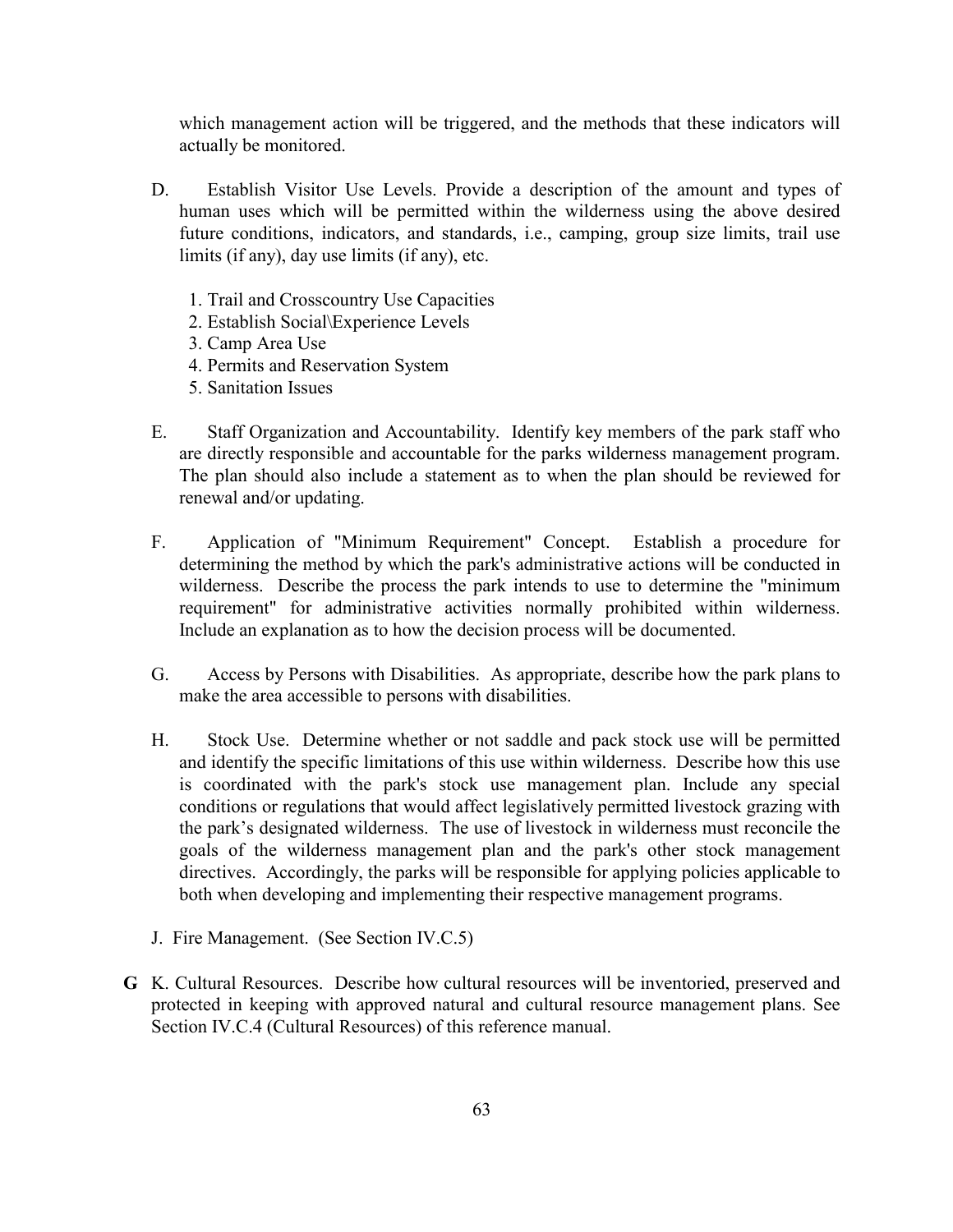which management action will be triggered, and the methods that these indicators will actually be monitored.

D. Establish Visitor Use Levels. Provide a description of the amount and types of human uses which will be permitted within the wilderness using the above desired future conditions, indicators, and standards, i.e., camping, group size limits, trail use limits (if any), day use limits (if any), etc.

1. Trail and Crosscountry Use Capacities
2. Establish Social\Experience Levels
3. Camp Area Use
4. Permits and Reservation System
5. Sanitation Issues

E. Staff Organization and Accountability. Identify key members of the park staff who are directly responsible and accountable for the parks wilderness management program. The plan should also include a statement as to when the plan should be reviewed for renewal and/or updating.

F. Application of "Minimum Requirement" Concept. Establish a procedure for determining the method by which the park's administrative actions will be conducted in wilderness. Describe the process the park intends to use to determine the "minimum requirement" for administrative activities normally prohibited within wilderness. Include an explanation as to how the decision process will be documented.

G. Access by Persons with Disabilities. As appropriate, describe how the park plans to make the area accessible to persons with disabilities.

H. Stock Use. Determine whether or not saddle and pack stock use will be permitted and identify the specific limitations of this use within wilderness. Describe how this use is coordinated with the park's stock use management plan. Include any special conditions or regulations that would affect legislatively permitted livestock grazing with the park's designated wilderness. The use of livestock in wilderness must reconcile the goals of the wilderness management plan and the park's other stock management directives. Accordingly, the parks will be responsible for applying policies applicable to both when developing and implementing their respective management programs.

J. Fire Management. (See Section IV.C.5)

**G** K. Cultural Resources. Describe how cultural resources will be inventoried, preserved and protected in keeping with approved natural and cultural resource management plans. See Section IV.C.4 (Cultural Resources) of this reference manual.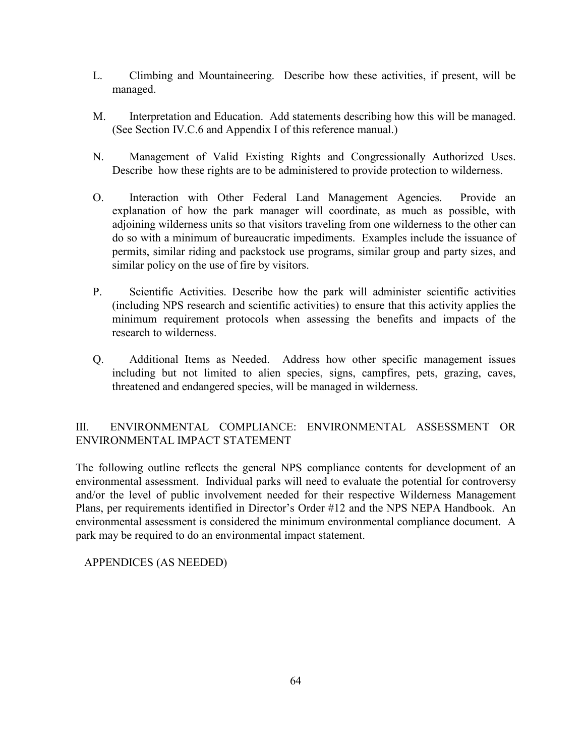L. Climbing and Mountaineering. Describe how these activities, if present, will be managed.

M. Interpretation and Education. Add statements describing how this will be managed. (See Section IV.C.6 and Appendix I of this reference manual.)

N. Management of Valid Existing Rights and Congressionally Authorized Uses. Describe how these rights are to be administered to provide protection to wilderness.

O. Interaction with Other Federal Land Management Agencies. Provide an explanation of how the park manager will coordinate, as much as possible, with adjoining wilderness units so that visitors traveling from one wilderness to the other can do so with a minimum of bureaucratic impediments. Examples include the issuance of permits, similar riding and packstock use programs, similar group and party sizes, and similar policy on the use of fire by visitors.

P. Scientific Activities. Describe how the park will administer scientific activities (including NPS research and scientific activities) to ensure that this activity applies the minimum requirement protocols when assessing the benefits and impacts of the research to wilderness.

Q. Additional Items as Needed. Address how other specific management issues including but not limited to alien species, signs, campfires, pets, grazing, caves, threatened and endangered species, will be managed in wilderness.

## III. ENVIRONMENTAL COMPLIANCE: ENVIRONMENTAL ASSESSMENT OR ENVIRONMENTAL IMPACT STATEMENT

The following outline reflects the general NPS compliance contents for development of an environmental assessment. Individual parks will need to evaluate the potential for controversy and/or the level of public involvement needed for their respective Wilderness Management Plans, per requirements identified in Director's Order #12 and the NPS NEPA Handbook. An environmental assessment is considered the minimum environmental compliance document. A park may be required to do an environmental impact statement.

APPENDICES (AS NEEDED)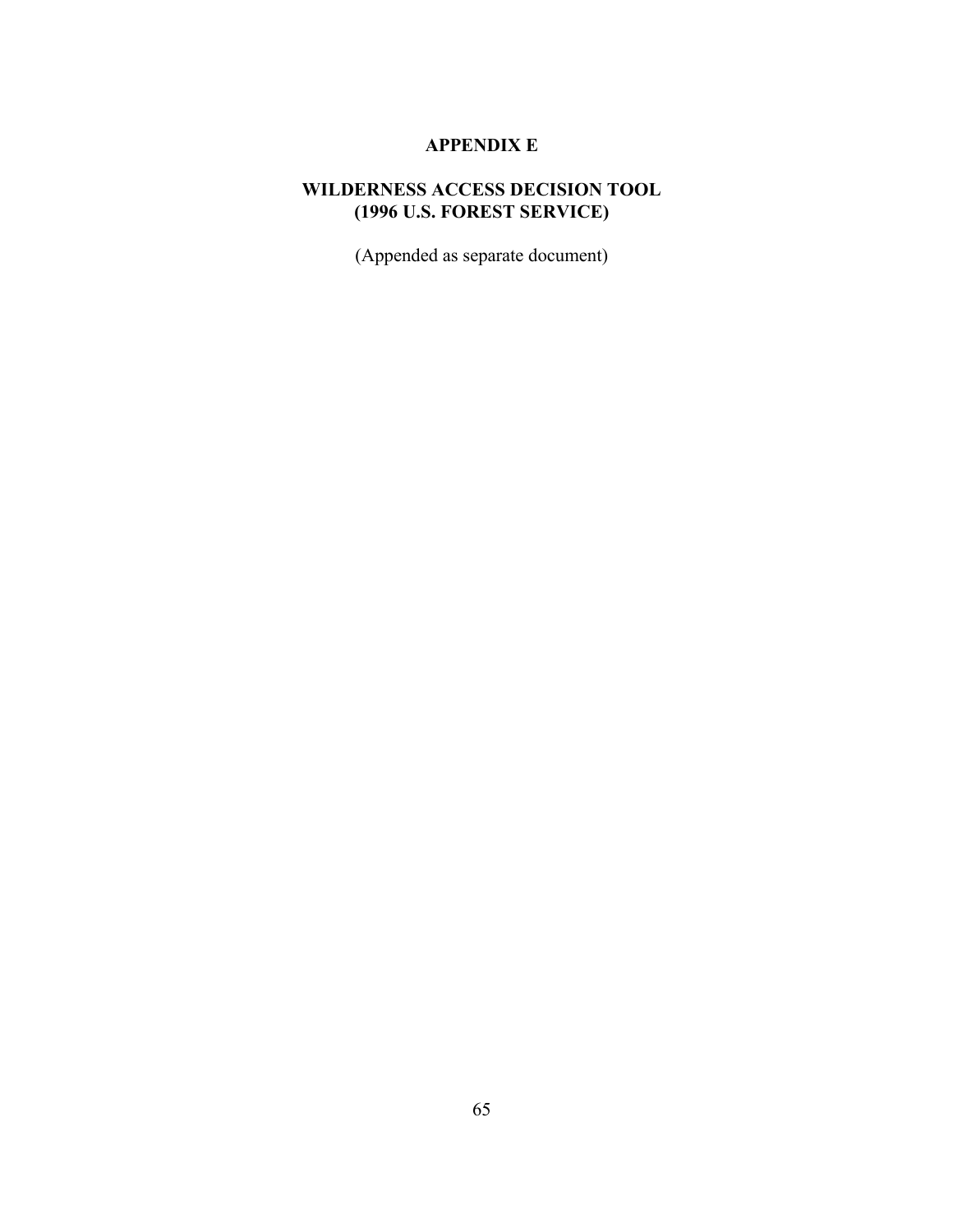# APPENDIX E

## WILDERNESS ACCESS DECISION TOOL (1996 U.S. FOREST SERVICE)

(Appended as separate document)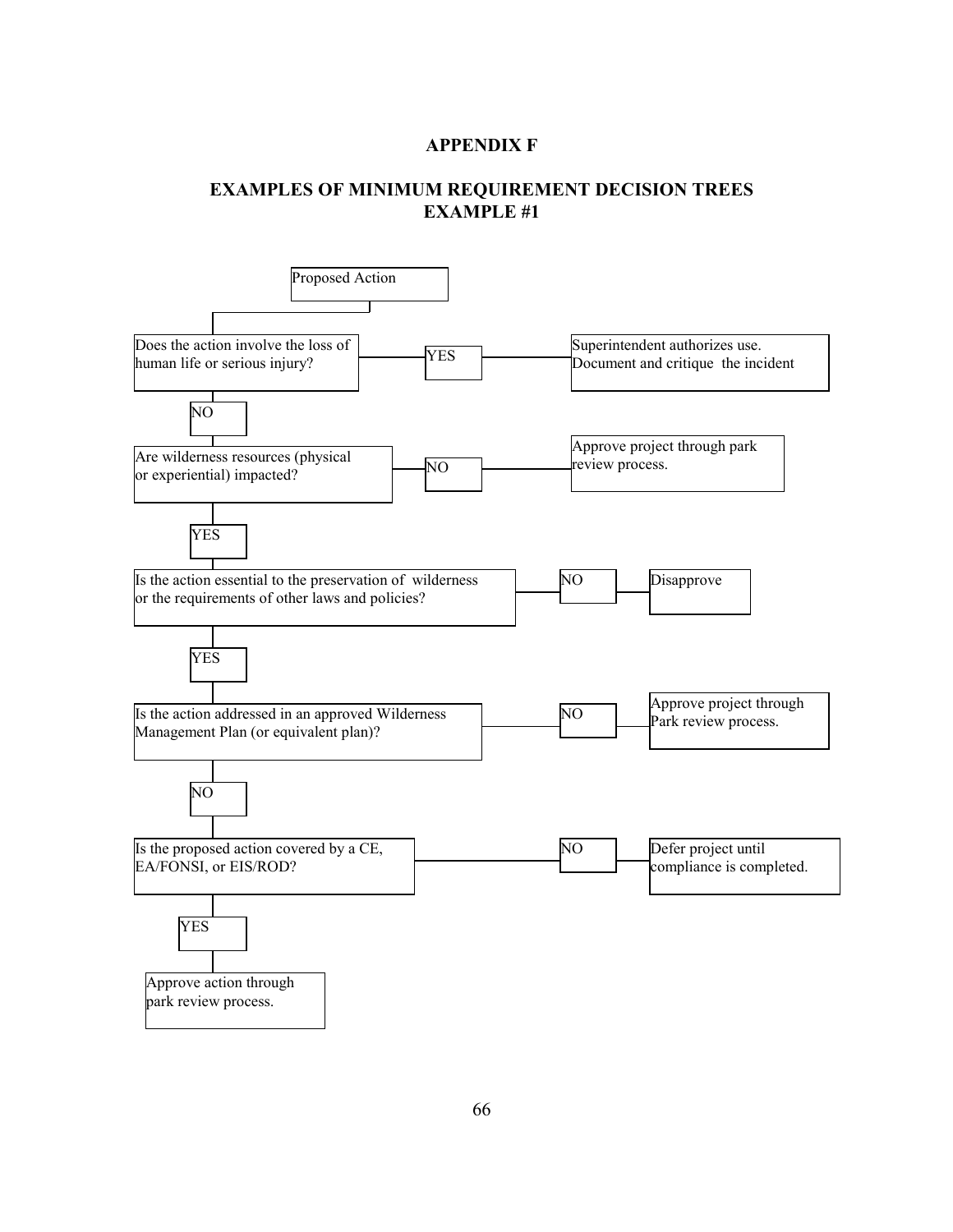# APPENDIX F

## EXAMPLES OF MINIMUM REQUIREMENT DECISION TREES
## EXAMPLE #1

Proposed Action

Does the action involve the loss of human life or serious injury?

- YES → Superintendent authorizes use. Document and critique the incident
- NO ↓

Are wilderness resources (physical or experiential) impacted?

- NO → Approve project through park review process.
- YES ↓

Is the action essential to the preservation of wilderness or the requirements of other laws and policies?

- NO → Disapprove
- YES ↓

Is the action addressed in an approved Wilderness Management Plan (or equivalent plan)?

- NO → Approve project through Park review process.
- NO ↓

Is the proposed action covered by a CE, EA/FONSI, or EIS/ROD?

- NO → Defer project until compliance is completed.
- YES ↓

Approve action through park review process.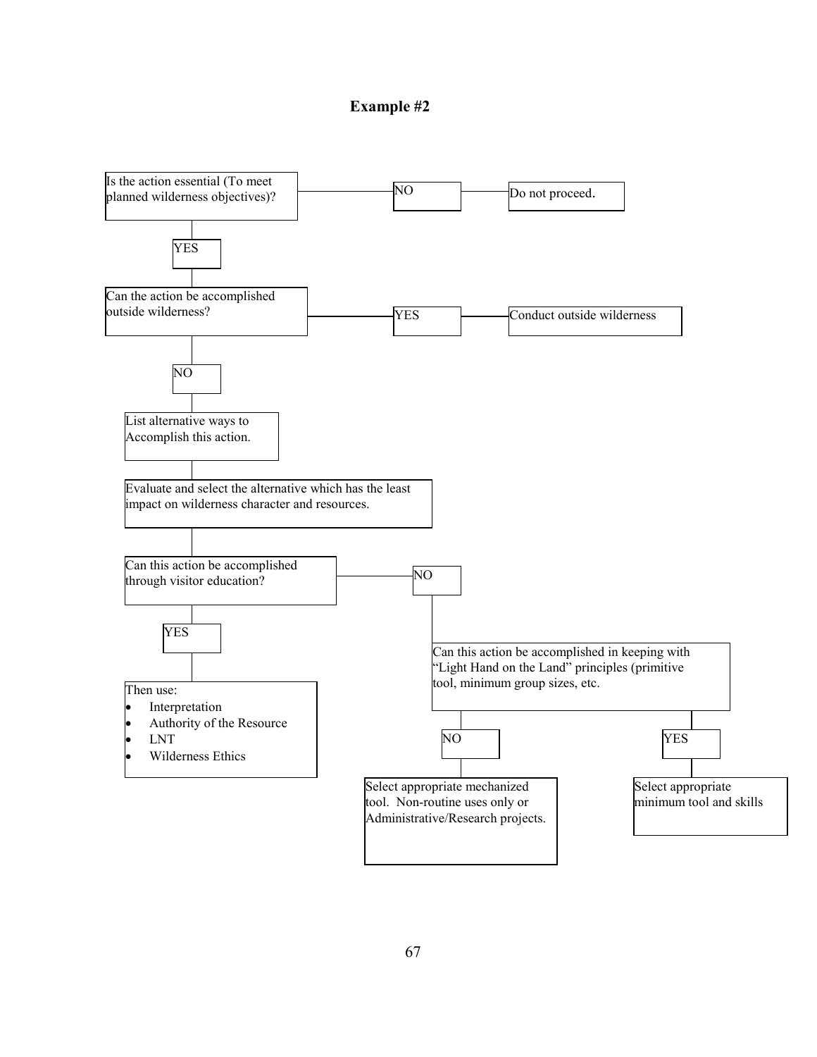# Example #2

Is the action essential (To meet planned wilderness objectives)?

- NO → Do not proceed.
- YES ↓

Can the action be accomplished outside wilderness?

- YES → Conduct outside wilderness
- NO ↓

List alternative ways to Accomplish this action.

↓

Evaluate and select the alternative which has the least impact on wilderness character and resources.

↓

Can this action be accomplished through visitor education?

- YES → Then use:
  - Interpretation
  - Authority of the Resource
  - LNT
  - Wilderness Ethics
- NO ↓

Can this action be accomplished in keeping with "Light Hand on the Land" principles (primitive tool, minimum group sizes, etc.

- NO → Select appropriate mechanized tool. Non-routine uses only or Administrative/Research projects.
- YES → Select appropriate minimum tool and skills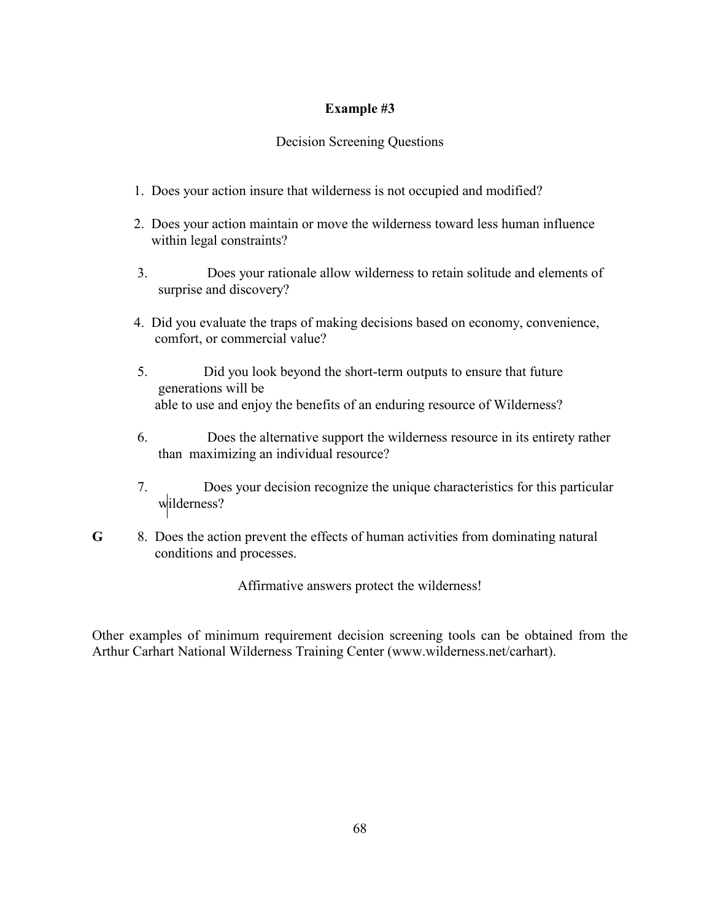**Example #3**

Decision Screening Questions

1. Does your action insure that wilderness is not occupied and modified?

2. Does your action maintain or move the wilderness toward less human influence within legal constraints?

3. Does your rationale allow wilderness to retain solitude and elements of surprise and discovery?

4. Did you evaluate the traps of making decisions based on economy, convenience, comfort, or commercial value?

5. Did you look beyond the short-term outputs to ensure that future generations will be able to use and enjoy the benefits of an enduring resource of Wilderness?

6. Does the alternative support the wilderness resource in its entirety rather than maximizing an individual resource?

7. Does your decision recognize the unique characteristics for this particular wilderness?

**G** 8. Does the action prevent the effects of human activities from dominating natural conditions and processes.

Affirmative answers protect the wilderness!

Other examples of minimum requirement decision screening tools can be obtained from the Arthur Carhart National Wilderness Training Center (www.wilderness.net/carhart).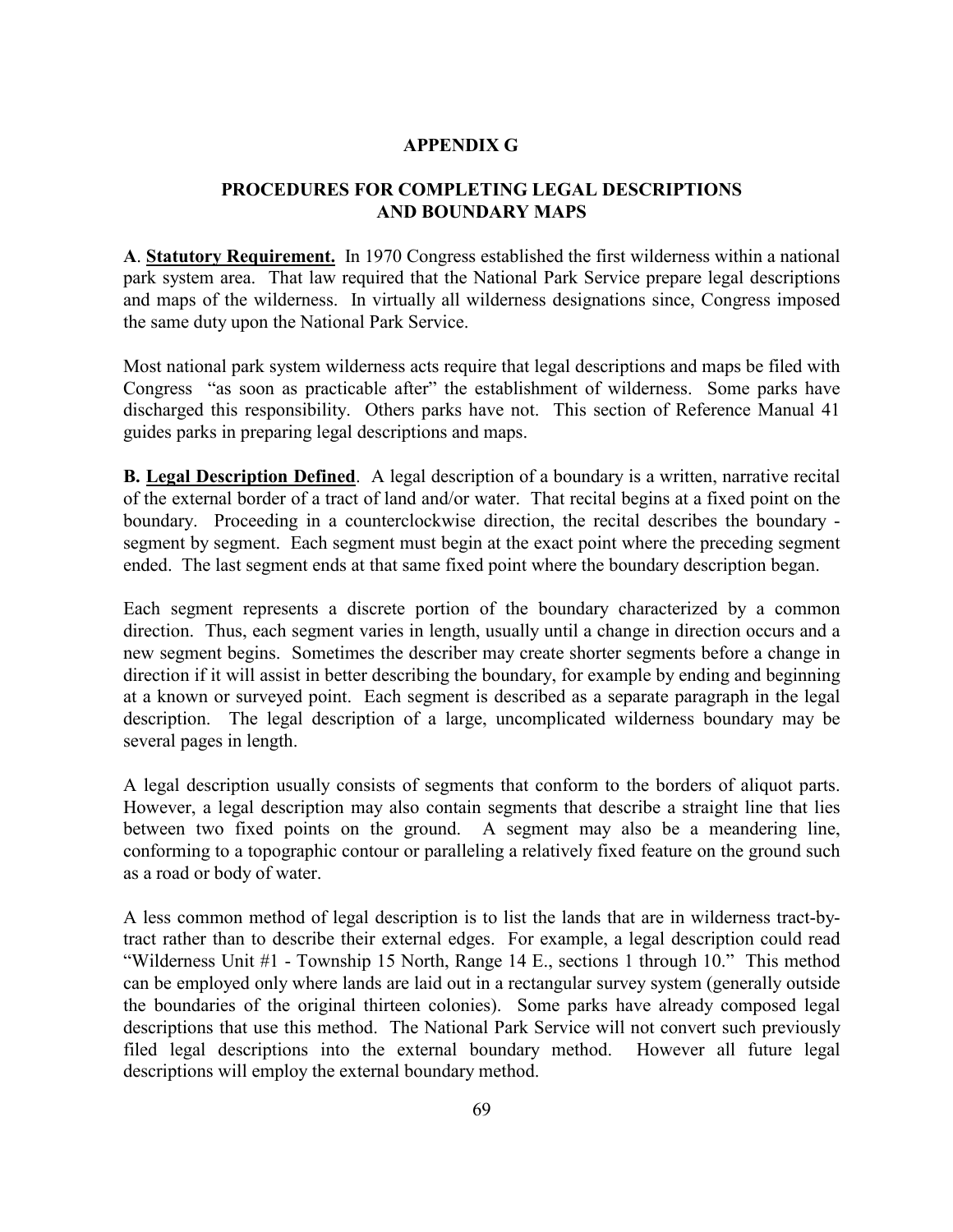# APPENDIX G

## PROCEDURES FOR COMPLETING LEGAL DESCRIPTIONS AND BOUNDARY MAPS

**A**. **Statutory Requirement.** In 1970 Congress established the first wilderness within a national park system area. That law required that the National Park Service prepare legal descriptions and maps of the wilderness. In virtually all wilderness designations since, Congress imposed the same duty upon the National Park Service.

Most national park system wilderness acts require that legal descriptions and maps be filed with Congress "as soon as practicable after" the establishment of wilderness. Some parks have discharged this responsibility. Others parks have not. This section of Reference Manual 41 guides parks in preparing legal descriptions and maps.

**B. Legal Description Defined**. A legal description of a boundary is a written, narrative recital of the external border of a tract of land and/or water. That recital begins at a fixed point on the boundary. Proceeding in a counterclockwise direction, the recital describes the boundary - segment by segment. Each segment must begin at the exact point where the preceding segment ended. The last segment ends at that same fixed point where the boundary description began.

Each segment represents a discrete portion of the boundary characterized by a common direction. Thus, each segment varies in length, usually until a change in direction occurs and a new segment begins. Sometimes the describer may create shorter segments before a change in direction if it will assist in better describing the boundary, for example by ending and beginning at a known or surveyed point. Each segment is described as a separate paragraph in the legal description. The legal description of a large, uncomplicated wilderness boundary may be several pages in length.

A legal description usually consists of segments that conform to the borders of aliquot parts. However, a legal description may also contain segments that describe a straight line that lies between two fixed points on the ground. A segment may also be a meandering line, conforming to a topographic contour or paralleling a relatively fixed feature on the ground such as a road or body of water.

A less common method of legal description is to list the lands that are in wilderness tract-by-tract rather than to describe their external edges. For example, a legal description could read "Wilderness Unit #1 - Township 15 North, Range 14 E., sections 1 through 10." This method can be employed only where lands are laid out in a rectangular survey system (generally outside the boundaries of the original thirteen colonies). Some parks have already composed legal descriptions that use this method. The National Park Service will not convert such previously filed legal descriptions into the external boundary method. However all future legal descriptions will employ the external boundary method.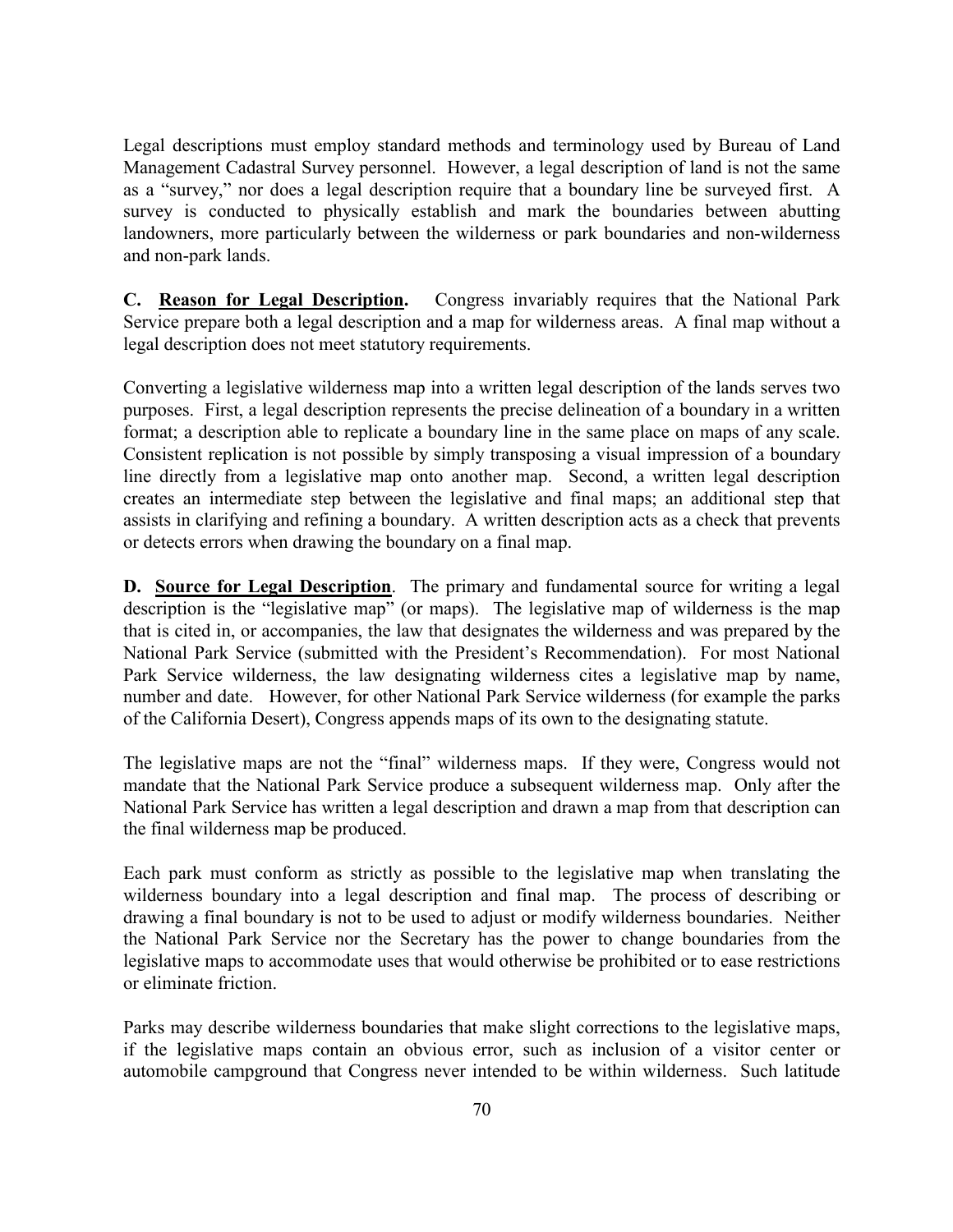Legal descriptions must employ standard methods and terminology used by Bureau of Land Management Cadastral Survey personnel. However, a legal description of land is not the same as a "survey," nor does a legal description require that a boundary line be surveyed first. A survey is conducted to physically establish and mark the boundaries between abutting landowners, more particularly between the wilderness or park boundaries and non-wilderness and non-park lands.

**C. <u>Reason for Legal Description</u>.** Congress invariably requires that the National Park Service prepare both a legal description and a map for wilderness areas. A final map without a legal description does not meet statutory requirements.

Converting a legislative wilderness map into a written legal description of the lands serves two purposes. First, a legal description represents the precise delineation of a boundary in a written format; a description able to replicate a boundary line in the same place on maps of any scale. Consistent replication is not possible by simply transposing a visual impression of a boundary line directly from a legislative map onto another map. Second, a written legal description creates an intermediate step between the legislative and final maps; an additional step that assists in clarifying and refining a boundary. A written description acts as a check that prevents or detects errors when drawing the boundary on a final map.

**D. <u>Source for Legal Description</u>**. The primary and fundamental source for writing a legal description is the "legislative map" (or maps). The legislative map of wilderness is the map that is cited in, or accompanies, the law that designates the wilderness and was prepared by the National Park Service (submitted with the President's Recommendation). For most National Park Service wilderness, the law designating wilderness cites a legislative map by name, number and date. However, for other National Park Service wilderness (for example the parks of the California Desert), Congress appends maps of its own to the designating statute.

The legislative maps are not the "final" wilderness maps. If they were, Congress would not mandate that the National Park Service produce a subsequent wilderness map. Only after the National Park Service has written a legal description and drawn a map from that description can the final wilderness map be produced.

Each park must conform as strictly as possible to the legislative map when translating the wilderness boundary into a legal description and final map. The process of describing or drawing a final boundary is not to be used to adjust or modify wilderness boundaries. Neither the National Park Service nor the Secretary has the power to change boundaries from the legislative maps to accommodate uses that would otherwise be prohibited or to ease restrictions or eliminate friction.

Parks may describe wilderness boundaries that make slight corrections to the legislative maps, if the legislative maps contain an obvious error, such as inclusion of a visitor center or automobile campground that Congress never intended to be within wilderness. Such latitude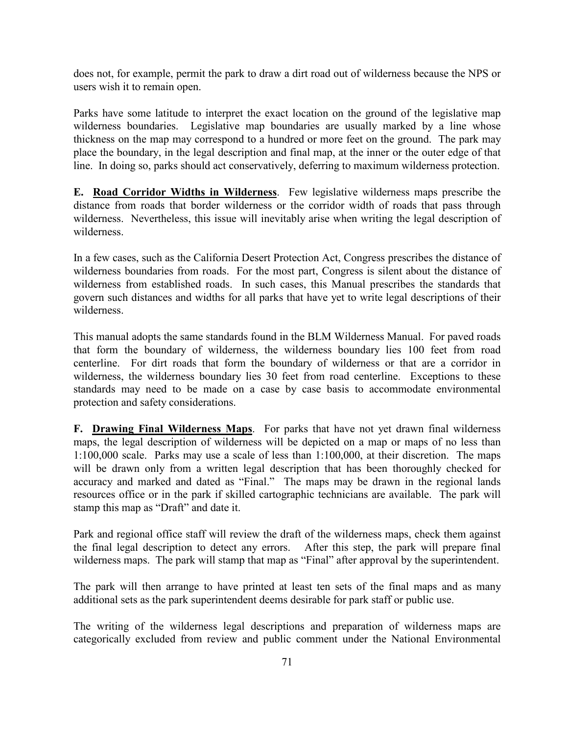does not, for example, permit the park to draw a dirt road out of wilderness because the NPS or users wish it to remain open.

Parks have some latitude to interpret the exact location on the ground of the legislative map wilderness boundaries. Legislative map boundaries are usually marked by a line whose thickness on the map may correspond to a hundred or more feet on the ground. The park may place the boundary, in the legal description and final map, at the inner or the outer edge of that line. In doing so, parks should act conservatively, deferring to maximum wilderness protection.

**E. <u>Road Corridor Widths in Wilderness</u>**. Few legislative wilderness maps prescribe the distance from roads that border wilderness or the corridor width of roads that pass through wilderness. Nevertheless, this issue will inevitably arise when writing the legal description of wilderness.

In a few cases, such as the California Desert Protection Act, Congress prescribes the distance of wilderness boundaries from roads. For the most part, Congress is silent about the distance of wilderness from established roads. In such cases, this Manual prescribes the standards that govern such distances and widths for all parks that have yet to write legal descriptions of their wilderness.

This manual adopts the same standards found in the BLM Wilderness Manual. For paved roads that form the boundary of wilderness, the wilderness boundary lies 100 feet from road centerline. For dirt roads that form the boundary of wilderness or that are a corridor in wilderness, the wilderness boundary lies 30 feet from road centerline. Exceptions to these standards may need to be made on a case by case basis to accommodate environmental protection and safety considerations.

**F. <u>Drawing Final Wilderness Maps</u>**. For parks that have not yet drawn final wilderness maps, the legal description of wilderness will be depicted on a map or maps of no less than 1:100,000 scale. Parks may use a scale of less than 1:100,000, at their discretion. The maps will be drawn only from a written legal description that has been thoroughly checked for accuracy and marked and dated as "Final." The maps may be drawn in the regional lands resources office or in the park if skilled cartographic technicians are available. The park will stamp this map as "Draft" and date it.

Park and regional office staff will review the draft of the wilderness maps, check them against the final legal description to detect any errors. After this step, the park will prepare final wilderness maps. The park will stamp that map as "Final" after approval by the superintendent.

The park will then arrange to have printed at least ten sets of the final maps and as many additional sets as the park superintendent deems desirable for park staff or public use.

The writing of the wilderness legal descriptions and preparation of wilderness maps are categorically excluded from review and public comment under the National Environmental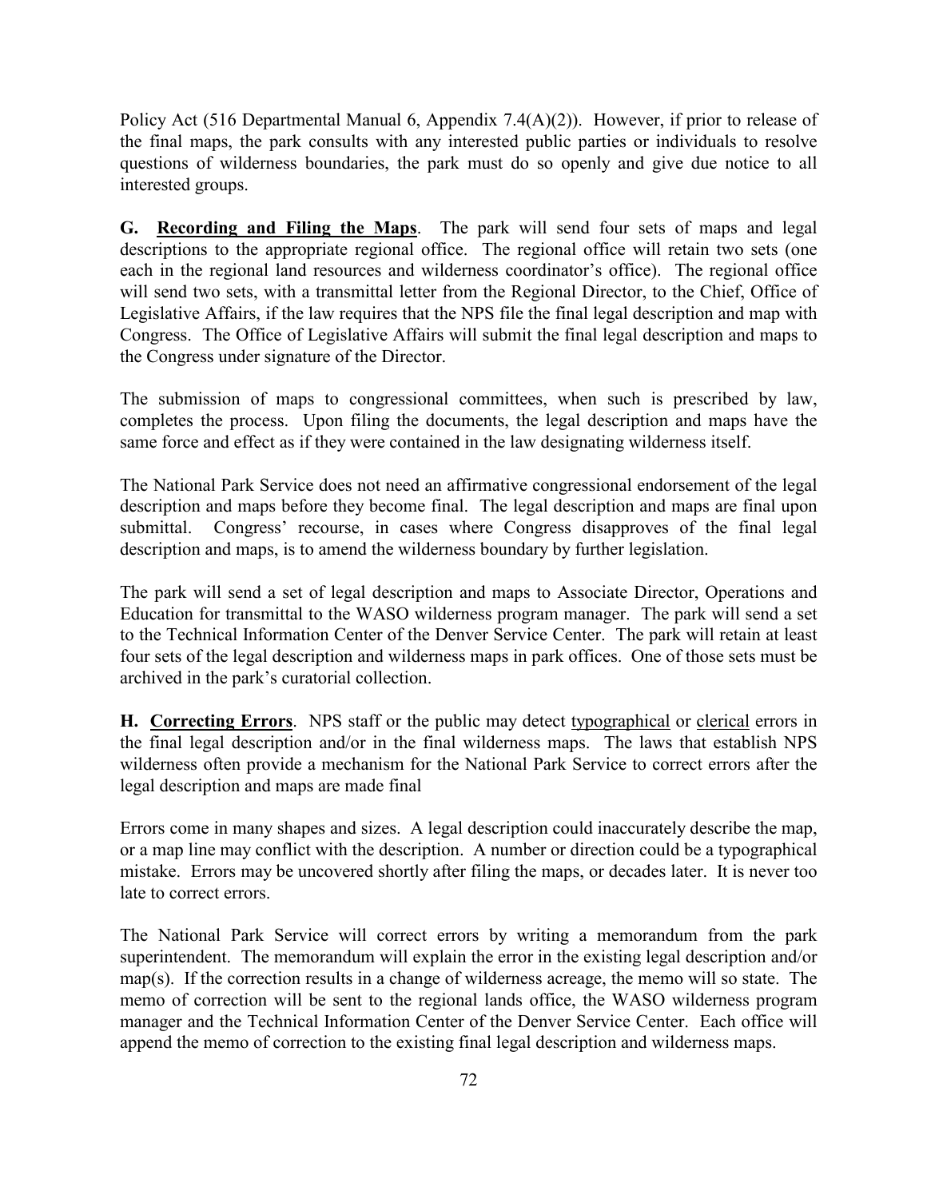Policy Act (516 Departmental Manual 6, Appendix 7.4(A)(2)). However, if prior to release of the final maps, the park consults with any interested public parties or individuals to resolve questions of wilderness boundaries, the park must do so openly and give due notice to all interested groups.

**G. Recording and Filing the Maps**. The park will send four sets of maps and legal descriptions to the appropriate regional office. The regional office will retain two sets (one each in the regional land resources and wilderness coordinator's office). The regional office will send two sets, with a transmittal letter from the Regional Director, to the Chief, Office of Legislative Affairs, if the law requires that the NPS file the final legal description and map with Congress. The Office of Legislative Affairs will submit the final legal description and maps to the Congress under signature of the Director.

The submission of maps to congressional committees, when such is prescribed by law, completes the process. Upon filing the documents, the legal description and maps have the same force and effect as if they were contained in the law designating wilderness itself.

The National Park Service does not need an affirmative congressional endorsement of the legal description and maps before they become final. The legal description and maps are final upon submittal. Congress' recourse, in cases where Congress disapproves of the final legal description and maps, is to amend the wilderness boundary by further legislation.

The park will send a set of legal description and maps to Associate Director, Operations and Education for transmittal to the WASO wilderness program manager. The park will send a set to the Technical Information Center of the Denver Service Center. The park will retain at least four sets of the legal description and wilderness maps in park offices. One of those sets must be archived in the park's curatorial collection.

**H. Correcting Errors**. NPS staff or the public may detect typographical or clerical errors in the final legal description and/or in the final wilderness maps. The laws that establish NPS wilderness often provide a mechanism for the National Park Service to correct errors after the legal description and maps are made final

Errors come in many shapes and sizes. A legal description could inaccurately describe the map, or a map line may conflict with the description. A number or direction could be a typographical mistake. Errors may be uncovered shortly after filing the maps, or decades later. It is never too late to correct errors.

The National Park Service will correct errors by writing a memorandum from the park superintendent. The memorandum will explain the error in the existing legal description and/or map(s). If the correction results in a change of wilderness acreage, the memo will so state. The memo of correction will be sent to the regional lands office, the WASO wilderness program manager and the Technical Information Center of the Denver Service Center. Each office will append the memo of correction to the existing final legal description and wilderness maps.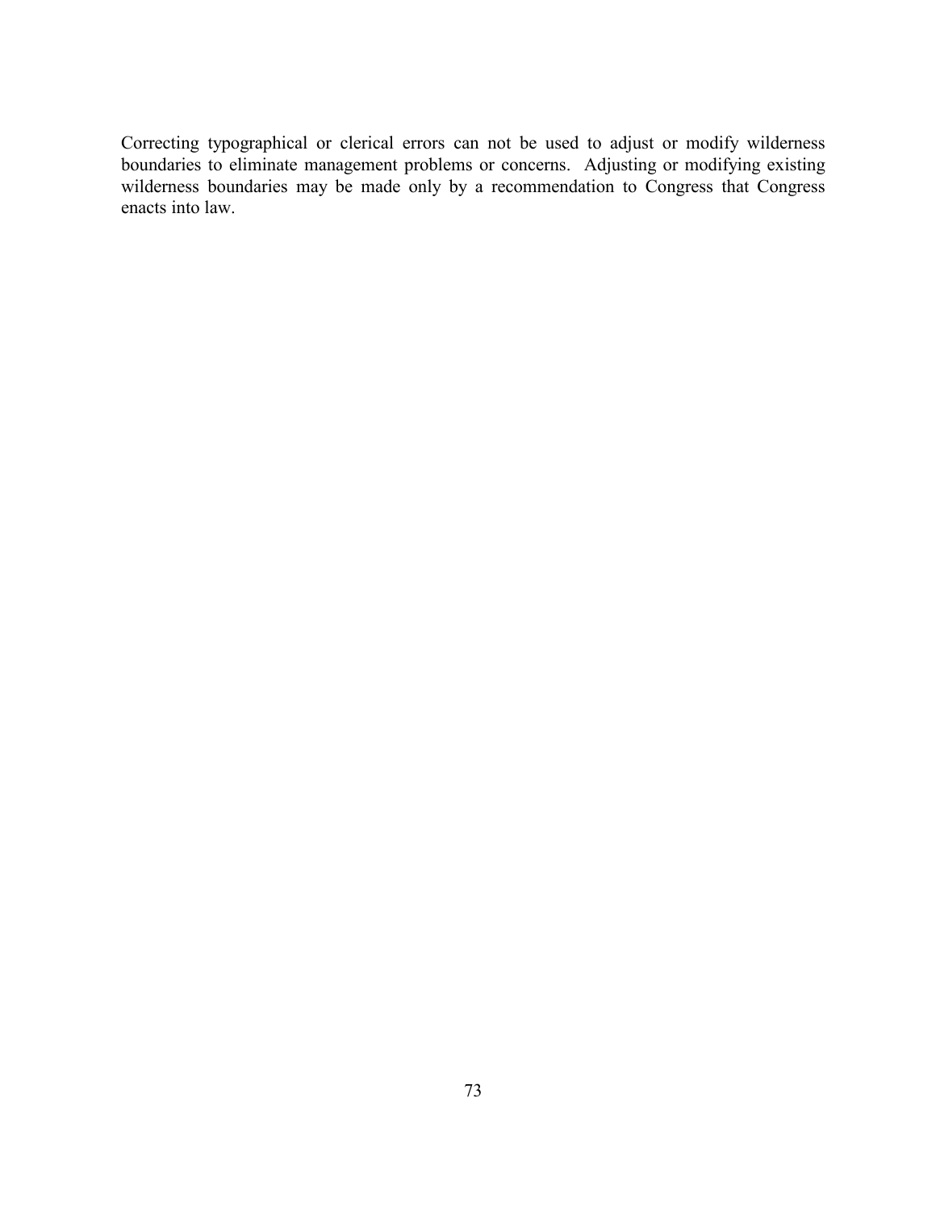Correcting typographical or clerical errors can not be used to adjust or modify wilderness boundaries to eliminate management problems or concerns. Adjusting or modifying existing wilderness boundaries may be made only by a recommendation to Congress that Congress enacts into law.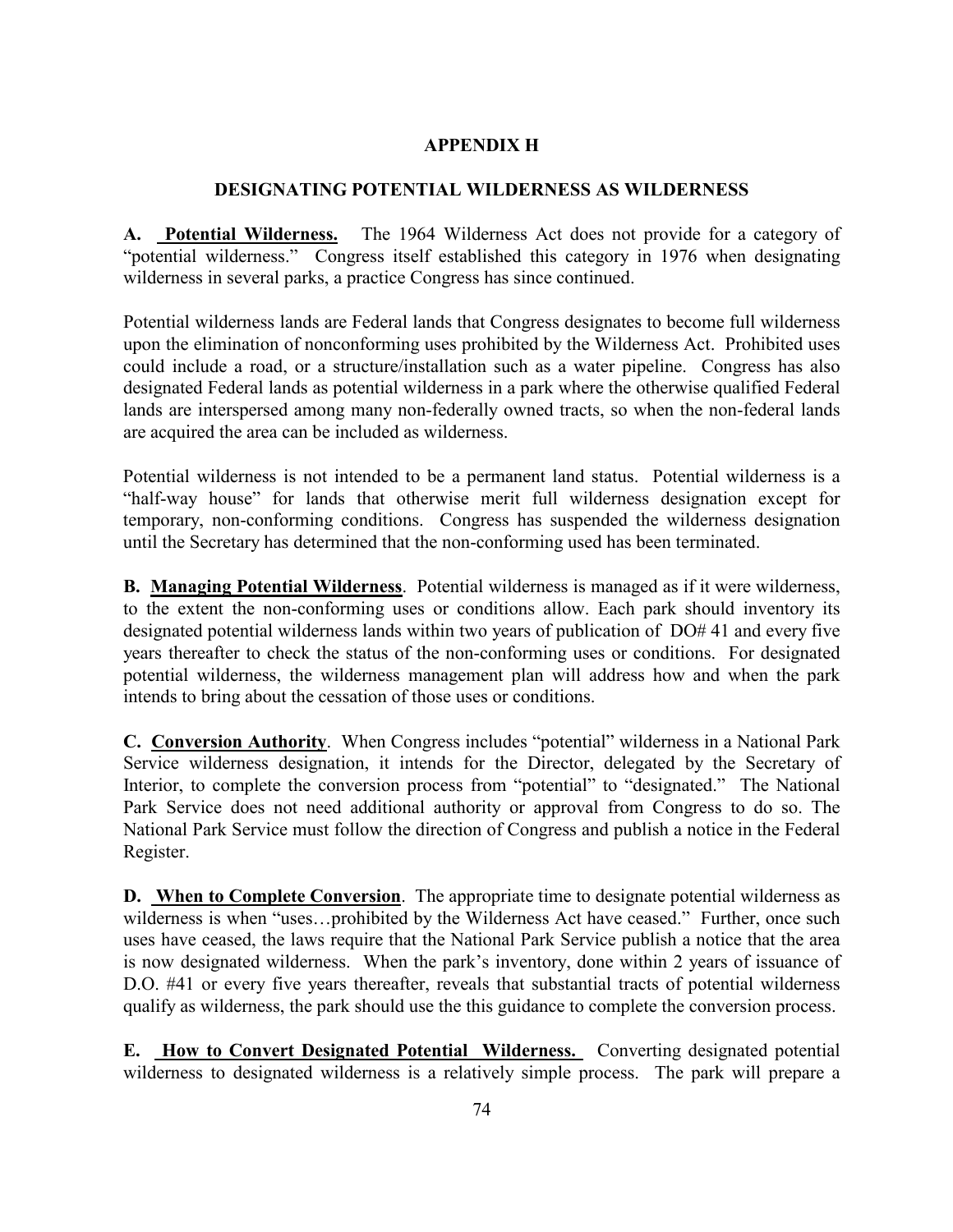# APPENDIX H

## DESIGNATING POTENTIAL WILDERNESS AS WILDERNESS

**A. Potential Wilderness.** The 1964 Wilderness Act does not provide for a category of "potential wilderness." Congress itself established this category in 1976 when designating wilderness in several parks, a practice Congress has since continued.

Potential wilderness lands are Federal lands that Congress designates to become full wilderness upon the elimination of nonconforming uses prohibited by the Wilderness Act. Prohibited uses could include a road, or a structure/installation such as a water pipeline. Congress has also designated Federal lands as potential wilderness in a park where the otherwise qualified Federal lands are interspersed among many non-federally owned tracts, so when the non-federal lands are acquired the area can be included as wilderness.

Potential wilderness is not intended to be a permanent land status. Potential wilderness is a "half-way house" for lands that otherwise merit full wilderness designation except for temporary, non-conforming conditions. Congress has suspended the wilderness designation until the Secretary has determined that the non-conforming used has been terminated.

**B. Managing Potential Wilderness**. Potential wilderness is managed as if it were wilderness, to the extent the non-conforming uses or conditions allow. Each park should inventory its designated potential wilderness lands within two years of publication of DO# 41 and every five years thereafter to check the status of the non-conforming uses or conditions. For designated potential wilderness, the wilderness management plan will address how and when the park intends to bring about the cessation of those uses or conditions.

**C. Conversion Authority**. When Congress includes "potential" wilderness in a National Park Service wilderness designation, it intends for the Director, delegated by the Secretary of Interior, to complete the conversion process from "potential" to "designated." The National Park Service does not need additional authority or approval from Congress to do so. The National Park Service must follow the direction of Congress and publish a notice in the Federal Register.

**D. When to Complete Conversion**. The appropriate time to designate potential wilderness as wilderness is when "uses…prohibited by the Wilderness Act have ceased." Further, once such uses have ceased, the laws require that the National Park Service publish a notice that the area is now designated wilderness. When the park's inventory, done within 2 years of issuance of D.O. #41 or every five years thereafter, reveals that substantial tracts of potential wilderness qualify as wilderness, the park should use the this guidance to complete the conversion process.

**E. How to Convert Designated Potential Wilderness.** Converting designated potential wilderness to designated wilderness is a relatively simple process. The park will prepare a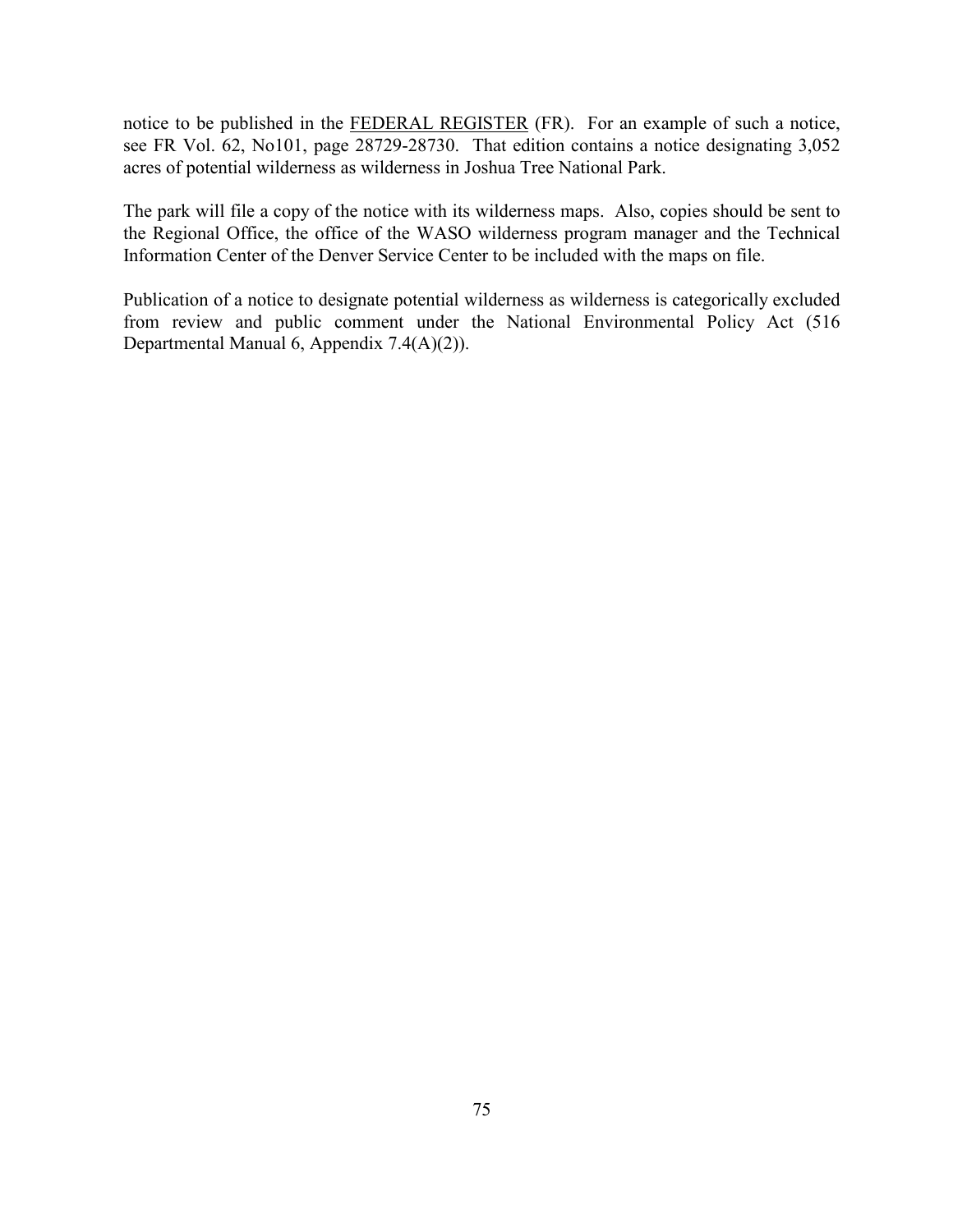notice to be published in the FEDERAL REGISTER (FR). For an example of such a notice, see FR Vol. 62, No101, page 28729-28730. That edition contains a notice designating 3,052 acres of potential wilderness as wilderness in Joshua Tree National Park.

The park will file a copy of the notice with its wilderness maps. Also, copies should be sent to the Regional Office, the office of the WASO wilderness program manager and the Technical Information Center of the Denver Service Center to be included with the maps on file.

Publication of a notice to designate potential wilderness as wilderness is categorically excluded from review and public comment under the National Environmental Policy Act (516 Departmental Manual 6, Appendix 7.4(A)(2)).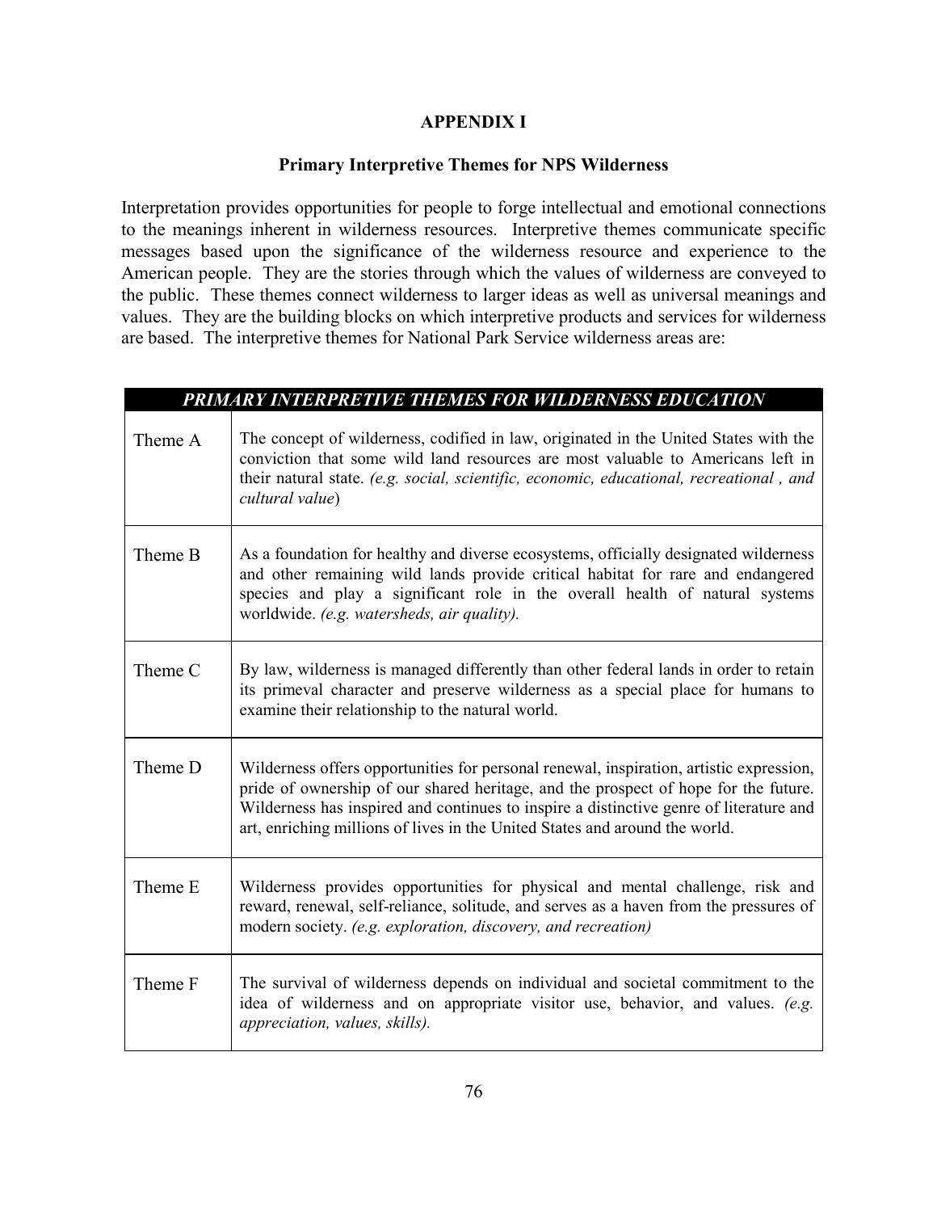# APPENDIX I

## Primary Interpretive Themes for NPS Wilderness

Interpretation provides opportunities for people to forge intellectual and emotional connections to the meanings inherent in wilderness resources. Interpretive themes communicate specific messages based upon the significance of the wilderness resource and experience to the American people. They are the stories through which the values of wilderness are conveyed to the public. These themes connect wilderness to larger ideas as well as universal meanings and values. They are the building blocks on which interpretive products and services for wilderness are based. The interpretive themes for National Park Service wilderness areas are:

| ***PRIMARY INTERPRETIVE THEMES FOR WILDERNESS EDUCATION*** | |
|---|---|
| Theme A | The concept of wilderness, codified in law, originated in the United States with the conviction that some wild land resources are most valuable to Americans left in their natural state. *(e.g. social, scientific, economic, educational, recreational , and cultural value*) |
| Theme B | As a foundation for healthy and diverse ecosystems, officially designated wilderness and other remaining wild lands provide critical habitat for rare and endangered species and play a significant role in the overall health of natural systems worldwide. *(e.g. watersheds, air quality).* |
| Theme C | By law, wilderness is managed differently than other federal lands in order to retain its primeval character and preserve wilderness as a special place for humans to examine their relationship to the natural world. |
| Theme D | Wilderness offers opportunities for personal renewal, inspiration, artistic expression, pride of ownership of our shared heritage, and the prospect of hope for the future. Wilderness has inspired and continues to inspire a distinctive genre of literature and art, enriching millions of lives in the United States and around the world. |
| Theme E | Wilderness provides opportunities for physical and mental challenge, risk and reward, renewal, self-reliance, solitude, and serves as a haven from the pressures of modern society. *(e.g. exploration, discovery, and recreation)* |
| Theme F | The survival of wilderness depends on individual and societal commitment to the idea of wilderness and on appropriate visitor use, behavior, and values. *(e.g. appreciation, values, skills).* |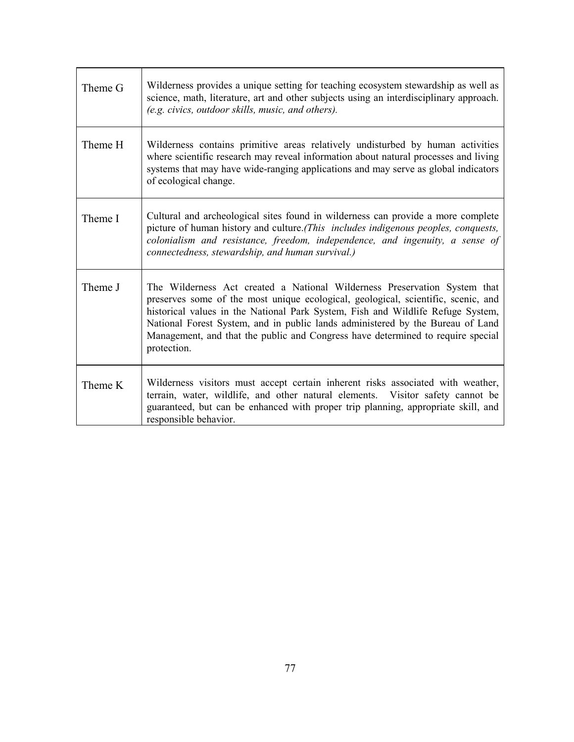| | |
|---|---|
| Theme G | Wilderness provides a unique setting for teaching ecosystem stewardship as well as science, math, literature, art and other subjects using an interdisciplinary approach. *(e.g. civics, outdoor skills, music, and others).* |
| Theme H | Wilderness contains primitive areas relatively undisturbed by human activities where scientific research may reveal information about natural processes and living systems that may have wide-ranging applications and may serve as global indicators of ecological change. |
| Theme I | Cultural and archeological sites found in wilderness can provide a more complete picture of human history and culture.*(This includes indigenous peoples, conquests, colonialism and resistance, freedom, independence, and ingenuity, a sense of connectedness, stewardship, and human survival.)* |
| Theme J | The Wilderness Act created a National Wilderness Preservation System that preserves some of the most unique ecological, geological, scientific, scenic, and historical values in the National Park System, Fish and Wildlife Refuge System, National Forest System, and in public lands administered by the Bureau of Land Management, and that the public and Congress have determined to require special protection. |
| Theme K | Wilderness visitors must accept certain inherent risks associated with weather, terrain, water, wildlife, and other natural elements. Visitor safety cannot be guaranteed, but can be enhanced with proper trip planning, appropriate skill, and responsible behavior. |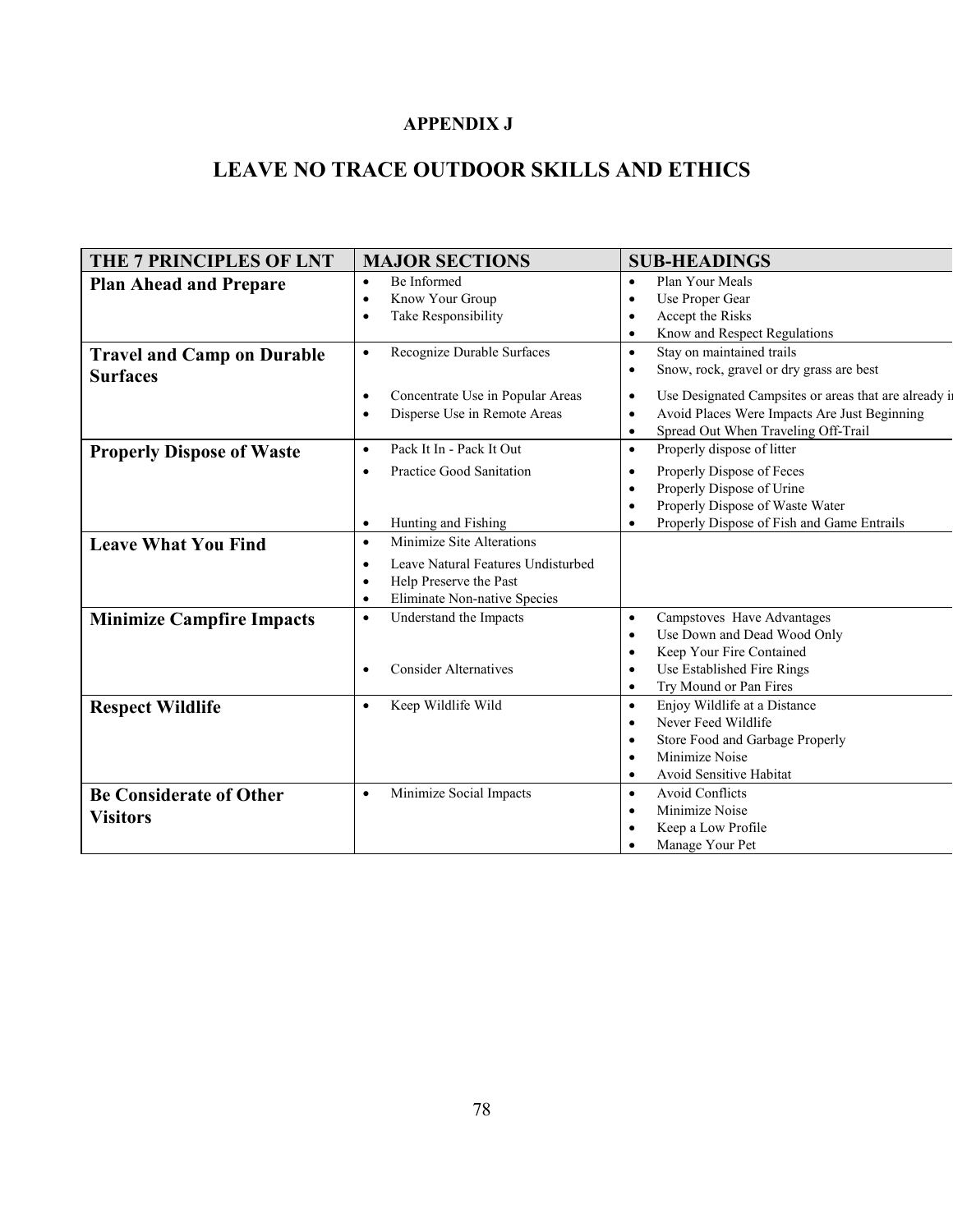## APPENDIX J

# LEAVE NO TRACE OUTDOOR SKILLS AND ETHICS

| THE 7 PRINCIPLES OF LNT | MAJOR SECTIONS | SUB-HEADINGS |
|---|---|---|
| **Plan Ahead and Prepare** | • Be Informed<br>• Know Your Group<br>• Take Responsibility | • Plan Your Meals<br>• Use Proper Gear<br>• Accept the Risks<br>• Know and Respect Regulations |
| **Travel and Camp on Durable Surfaces** | • Recognize Durable Surfaces<br><br>• Concentrate Use in Popular Areas<br>• Disperse Use in Remote Areas | • Stay on maintained trails<br>• Snow, rock, gravel or dry grass are best<br>• Use Designated Campsites or areas that are already i<br>• Avoid Places Were Impacts Are Just Beginning<br>• Spread Out When Traveling Off-Trail |
| **Properly Dispose of Waste** | • Pack It In - Pack It Out<br>• Practice Good Sanitation<br><br><br>• Hunting and Fishing | • Properly dispose of litter<br>• Properly Dispose of Feces<br>• Properly Dispose of Urine<br>• Properly Dispose of Waste Water<br>• Properly Dispose of Fish and Game Entrails |
| **Leave What You Find** | • Minimize Site Alterations<br>• Leave Natural Features Undisturbed<br>• Help Preserve the Past<br>• Eliminate Non-native Species | |
| **Minimize Campfire Impacts** | • Understand the Impacts<br><br><br>• Consider Alternatives | • Campstoves Have Advantages<br>• Use Down and Dead Wood Only<br>• Keep Your Fire Contained<br>• Use Established Fire Rings<br>• Try Mound or Pan Fires |
| **Respect Wildlife** | • Keep Wildlife Wild | • Enjoy Wildlife at a Distance<br>• Never Feed Wildlife<br>• Store Food and Garbage Properly<br>• Minimize Noise<br>• Avoid Sensitive Habitat |
| **Be Considerate of Other Visitors** | • Minimize Social Impacts | • Avoid Conflicts<br>• Minimize Noise<br>• Keep a Low Profile<br>• Manage Your Pet |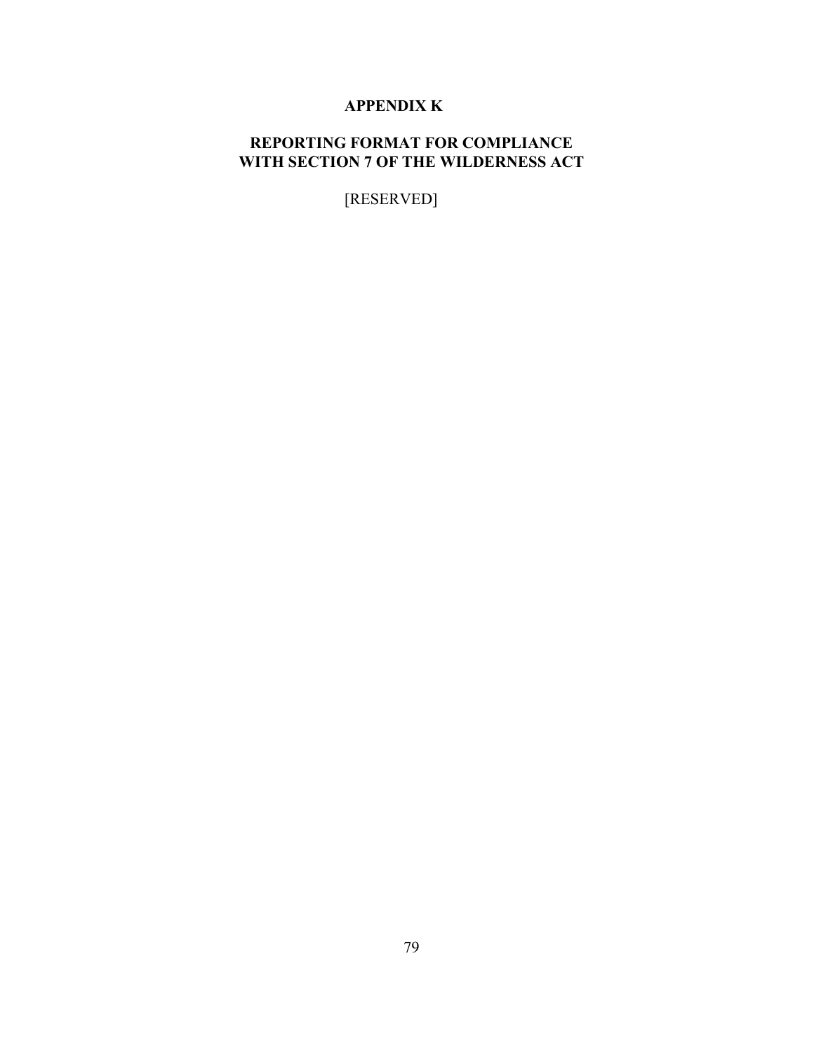# APPENDIX K

## REPORTING FORMAT FOR COMPLIANCE WITH SECTION 7 OF THE WILDERNESS ACT

[RESERVED]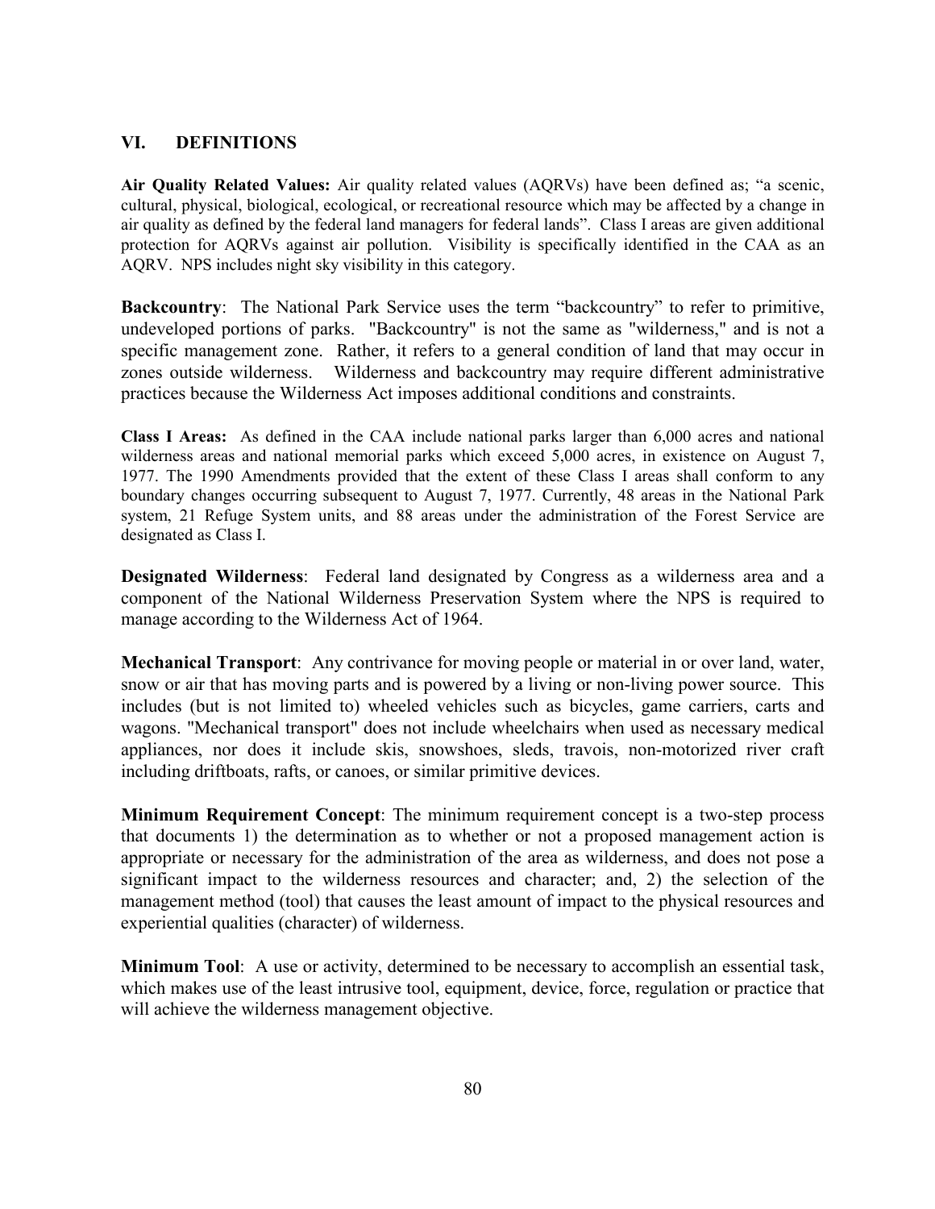## VI. DEFINITIONS

**Air Quality Related Values:** Air quality related values (AQRVs) have been defined as; "a scenic, cultural, physical, biological, ecological, or recreational resource which may be affected by a change in air quality as defined by the federal land managers for federal lands". Class I areas are given additional protection for AQRVs against air pollution. Visibility is specifically identified in the CAA as an AQRV. NPS includes night sky visibility in this category.

**Backcountry**: The National Park Service uses the term "backcountry" to refer to primitive, undeveloped portions of parks. "Backcountry" is not the same as "wilderness," and is not a specific management zone. Rather, it refers to a general condition of land that may occur in zones outside wilderness. Wilderness and backcountry may require different administrative practices because the Wilderness Act imposes additional conditions and constraints.

**Class I Areas:** As defined in the CAA include national parks larger than 6,000 acres and national wilderness areas and national memorial parks which exceed 5,000 acres, in existence on August 7, 1977. The 1990 Amendments provided that the extent of these Class I areas shall conform to any boundary changes occurring subsequent to August 7, 1977. Currently, 48 areas in the National Park system, 21 Refuge System units, and 88 areas under the administration of the Forest Service are designated as Class I.

**Designated Wilderness**: Federal land designated by Congress as a wilderness area and a component of the National Wilderness Preservation System where the NPS is required to manage according to the Wilderness Act of 1964.

**Mechanical Transport**: Any contrivance for moving people or material in or over land, water, snow or air that has moving parts and is powered by a living or non-living power source. This includes (but is not limited to) wheeled vehicles such as bicycles, game carriers, carts and wagons. "Mechanical transport" does not include wheelchairs when used as necessary medical appliances, nor does it include skis, snowshoes, sleds, travois, non-motorized river craft including driftboats, rafts, or canoes, or similar primitive devices.

**Minimum Requirement Concept**: The minimum requirement concept is a two-step process that documents 1) the determination as to whether or not a proposed management action is appropriate or necessary for the administration of the area as wilderness, and does not pose a significant impact to the wilderness resources and character; and, 2) the selection of the management method (tool) that causes the least amount of impact to the physical resources and experiential qualities (character) of wilderness.

**Minimum Tool**: A use or activity, determined to be necessary to accomplish an essential task, which makes use of the least intrusive tool, equipment, device, force, regulation or practice that will achieve the wilderness management objective.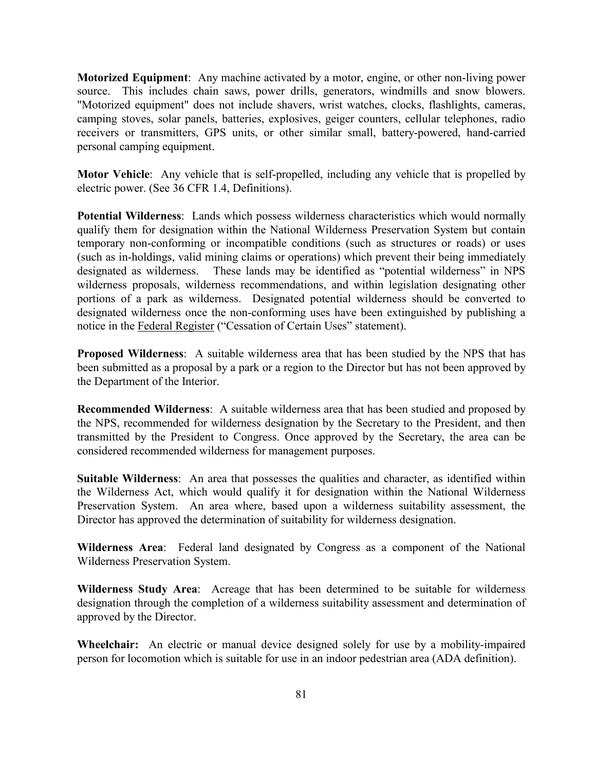**Motorized Equipment**: Any machine activated by a motor, engine, or other non-living power source. This includes chain saws, power drills, generators, windmills and snow blowers. "Motorized equipment" does not include shavers, wrist watches, clocks, flashlights, cameras, camping stoves, solar panels, batteries, explosives, geiger counters, cellular telephones, radio receivers or transmitters, GPS units, or other similar small, battery-powered, hand-carried personal camping equipment.

**Motor Vehicle**: Any vehicle that is self-propelled, including any vehicle that is propelled by electric power. (See 36 CFR 1.4, Definitions).

**Potential Wilderness**: Lands which possess wilderness characteristics which would normally qualify them for designation within the National Wilderness Preservation System but contain temporary non-conforming or incompatible conditions (such as structures or roads) or uses (such as in-holdings, valid mining claims or operations) which prevent their being immediately designated as wilderness. These lands may be identified as "potential wilderness" in NPS wilderness proposals, wilderness recommendations, and within legislation designating other portions of a park as wilderness. Designated potential wilderness should be converted to designated wilderness once the non-conforming uses have been extinguished by publishing a notice in the Federal Register ("Cessation of Certain Uses" statement).

**Proposed Wilderness**: A suitable wilderness area that has been studied by the NPS that has been submitted as a proposal by a park or a region to the Director but has not been approved by the Department of the Interior.

**Recommended Wilderness**: A suitable wilderness area that has been studied and proposed by the NPS, recommended for wilderness designation by the Secretary to the President, and then transmitted by the President to Congress. Once approved by the Secretary, the area can be considered recommended wilderness for management purposes.

**Suitable Wilderness**: An area that possesses the qualities and character, as identified within the Wilderness Act, which would qualify it for designation within the National Wilderness Preservation System. An area where, based upon a wilderness suitability assessment, the Director has approved the determination of suitability for wilderness designation.

**Wilderness Area**: Federal land designated by Congress as a component of the National Wilderness Preservation System.

**Wilderness Study Area**: Acreage that has been determined to be suitable for wilderness designation through the completion of a wilderness suitability assessment and determination of approved by the Director.

**Wheelchair:** An electric or manual device designed solely for use by a mobility-impaired person for locomotion which is suitable for use in an indoor pedestrian area (ADA definition).